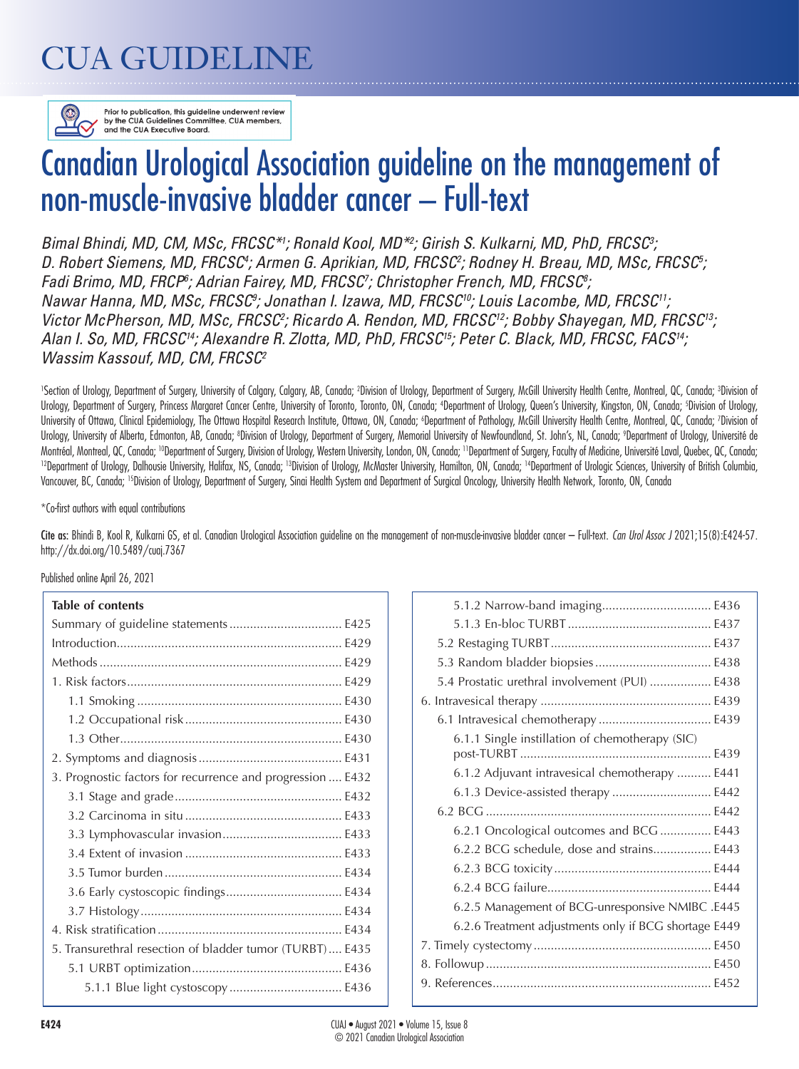# CUA GUIDELINE

Prior to publication, this guideline underwent review by the CUA Guidelines Committee, CUA members, and the CUA Executive Board.

# Canadian Urological Association guideline on the management of non-muscle-invasive bladder cancer – Full-text

*Bimal Bhindi, MD, CM, MSc, FRCSC*[*1]*; Ronald Kool, MD*[*2]*; Girish S. Kulkarni, MD, PhD, FRCSC*[3]*; D. Robert Siemens, MD, FRCSC*[4]*; Armen G. Aprikian, MD, FRCSC*[2]*; Rodney H. Breau, MD, MSc, FRCSC*[5]*; Fadi Brimo, MD, FRCP*[6]*; Adrian Fairey, MD, FRCSC*[7]*; Christopher French, MD, FRCSC*[8]*; Nawar Hanna, MD, MSc, FRCSC*[9]*; Jonathan I. Izawa, MD, FRCSC*[10]*; Louis Lacombe, MD, FRCSC*[11]*; Victor McPherson, MD, MSc, FRCSC*[2]*; Ricardo A. Rendon, MD, FRCSC*[12]*; Bobby Shayegan, MD, FRCSC*[13]*; Alan I. So, MD, FRCSC*[14]*; Alexandre R. Zlotta, MD, PhD, FRCSC*[15]*; Peter C. Black, MD, FRCSC, FACS*[14]*; Wassim Kassouf, MD, CM, FRCSC*[2]

[1]Section of Urology, Department of Surgery, University of Calgary, Calgary, AB, Canada; [2]Division of Urology, Department of Surgery, McGill University Health Centre, Montreal, QC, Canada; [3]Division of Urology, Department of Surgery, Princess Margaret Cancer Centre, University of Toronto, Toronto, ON, Canada; [4]Department of Urology, Queen's University, Kingston, ON, Canada; [5]Division of Urology, University of Ottawa, Clinical Epidemiology, The Ottawa Hospital Research Institute, Ottawa, ON, Canada; [6]Department of Pathology, McGill University Health Centre, Montreal, QC, Canada; [7]Division of Urology, University of Alberta, Edmonton, AB, Canada; [8]Division of Urology, Department of Surgery, Memorial University of Newfoundland, St. John's, NL, Canada; [9]Department of Urology, Université de Montréal, Montreal, QC, Canada; [10]Department of Surgery, Division of Urology, Western University, London, ON, Canada; [11]Department of Surgery, Faculty of Medicine, Université Laval, Quebec, QC, Canada; [12]Department of Urology, Dalhousie University, Halifax, NS, Canada; [13]Division of Urology, McMaster University, Hamilton, ON, Canada; [14]Department of Urologic Sciences, University of British Columbia, Vancouver, BC, Canada; [15]Division of Urology, Department of Surgery, Sinai Health System and Department of Surgical Oncology, University Health Network, Toronto, ON, Canada

*Co-first authors with equal contributions

Cite as: Bhindi B, Kool R, Kulkarni GS, et al. Canadian Urological Association guideline on the management of non-muscle-invasive bladder cancer – Full-text. *Can Urol Assoc J* 2021;15(8):E424-57. http://dx.doi.org/10.5489/cuaj.7367

Published online April 26, 2021

**Table of contents**

- Summary of guideline statements ..... E425
- Introduction ..... E429
- Methods ..... E429
- 1. Risk factors ..... E429
  - 1.1 Smoking ..... E430
  - 1.2 Occupational risk ..... E430
  - 1.3 Other ..... E430
- 2. Symptoms and diagnosis ..... E431
- 3. Prognostic factors for recurrence and progression ..... E432
  - 3.1 Stage and grade ..... E432
  - 3.2 Carcinoma in situ ..... E433
  - 3.3 Lymphovascular invasion ..... E433
  - 3.4 Extent of invasion ..... E433
  - 3.5 Tumor burden ..... E434
  - 3.6 Early cystoscopic findings ..... E434
  - 3.7 Histology ..... E434
- 4. Risk stratification ..... E434
- 5. Transurethral resection of bladder tumor (TURBT) ..... E435
  - 5.1 URBT optimization ..... E436
    - 5.1.1 Blue light cystoscopy ..... E436
    - 5.1.2 Narrow-band imaging ..... E436
    - 5.1.3 En-bloc TURBT ..... E437
  - 5.2 Restaging TURBT ..... E437
  - 5.3 Random bladder biopsies ..... E438
  - 5.4 Prostatic urethral involvement (PUI) ..... E438
- 6. Intravesical therapy ..... E439
  - 6.1 Intravesical chemotherapy ..... E439
    - 6.1.1 Single instillation of chemotherapy (SIC) post-TURBT ..... E439
    - 6.1.2 Adjuvant intravesical chemotherapy ..... E441
    - 6.1.3 Device-assisted therapy ..... E442
  - 6.2 BCG ..... E442
    - 6.2.1 Oncological outcomes and BCG ..... E443
    - 6.2.2 BCG schedule, dose and strains ..... E443
    - 6.2.3 BCG toxicity ..... E444
    - 6.2.4 BCG failure ..... E444
    - 6.2.5 Management of BCG-unresponsive NMIBC ..... E445
    - 6.2.6 Treatment adjustments only if BCG shortage ..... E449
- 7. Timely cystectomy ..... E450
- 8. Followup ..... E450
- 9. References ..... E452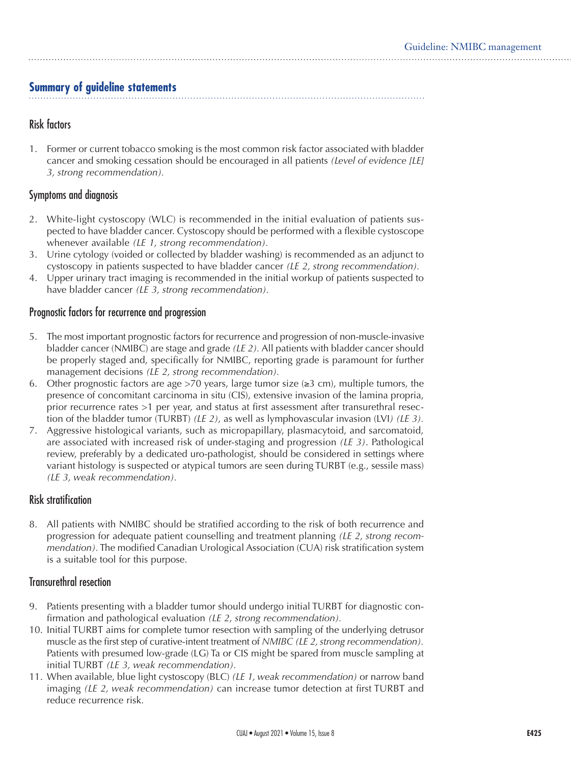## Summary of guideline statements

### Risk factors

1. Former or current tobacco smoking is the most common risk factor associated with bladder cancer and smoking cessation should be encouraged in all patients *(Level of evidence [LE] 3, strong recommendation).*

### Symptoms and diagnosis

2. White-light cystoscopy (WLC) is recommended in the initial evaluation of patients suspected to have bladder cancer. Cystoscopy should be performed with a flexible cystoscope whenever available *(LE 1, strong recommendation).*
3. Urine cytology (voided or collected by bladder washing) is recommended as an adjunct to cystoscopy in patients suspected to have bladder cancer *(LE 2, strong recommendation).*
4. Upper urinary tract imaging is recommended in the initial workup of patients suspected to have bladder cancer *(LE 3, strong recommendation).*

### Prognostic factors for recurrence and progression

5. The most important prognostic factors for recurrence and progression of non-muscle-invasive bladder cancer (NMIBC) are stage and grade *(LE 2).* All patients with bladder cancer should be properly staged and, specifically for NMIBC, reporting grade is paramount for further management decisions *(LE 2, strong recommendation).*
6. Other prognostic factors are age >70 years, large tumor size (≥3 cm), multiple tumors, the presence of concomitant carcinoma in situ (CIS), extensive invasion of the lamina propria, prior recurrence rates >1 per year, and status at first assessment after transurethral resection of the bladder tumor (TURBT) *(LE 2),* as well as lymphovascular invasion (LVI) *(LE 3).*
7. Aggressive histological variants, such as micropapillary, plasmacytoid, and sarcomatoid, are associated with increased risk of under-staging and progression *(LE 3)*. Pathological review, preferably by a dedicated uro-pathologist, should be considered in settings where variant histology is suspected or atypical tumors are seen during TURBT (e.g., sessile mass) *(LE 3, weak recommendation).*

### Risk stratification

8. All patients with NMIBC should be stratified according to the risk of both recurrence and progression for adequate patient counselling and treatment planning *(LE 2, strong recommendation).* The modified Canadian Urological Association (CUA) risk stratification system is a suitable tool for this purpose.

### Transurethral resection

9. Patients presenting with a bladder tumor should undergo initial TURBT for diagnostic confirmation and pathological evaluation *(LE 2, strong recommendation).*
10. Initial TURBT aims for complete tumor resection with sampling of the underlying detrusor muscle as the first step of curative-intent treatment of *NMIBC (LE 2, strong recommendation).* Patients with presumed low-grade (LG) Ta or CIS might be spared from muscle sampling at initial TURBT *(LE 3, weak recommendation).*
11. When available, blue light cystoscopy (BLC) *(LE 1, weak recommendation)* or narrow band imaging *(LE 2, weak recommendation)* can increase tumor detection at first TURBT and reduce recurrence risk.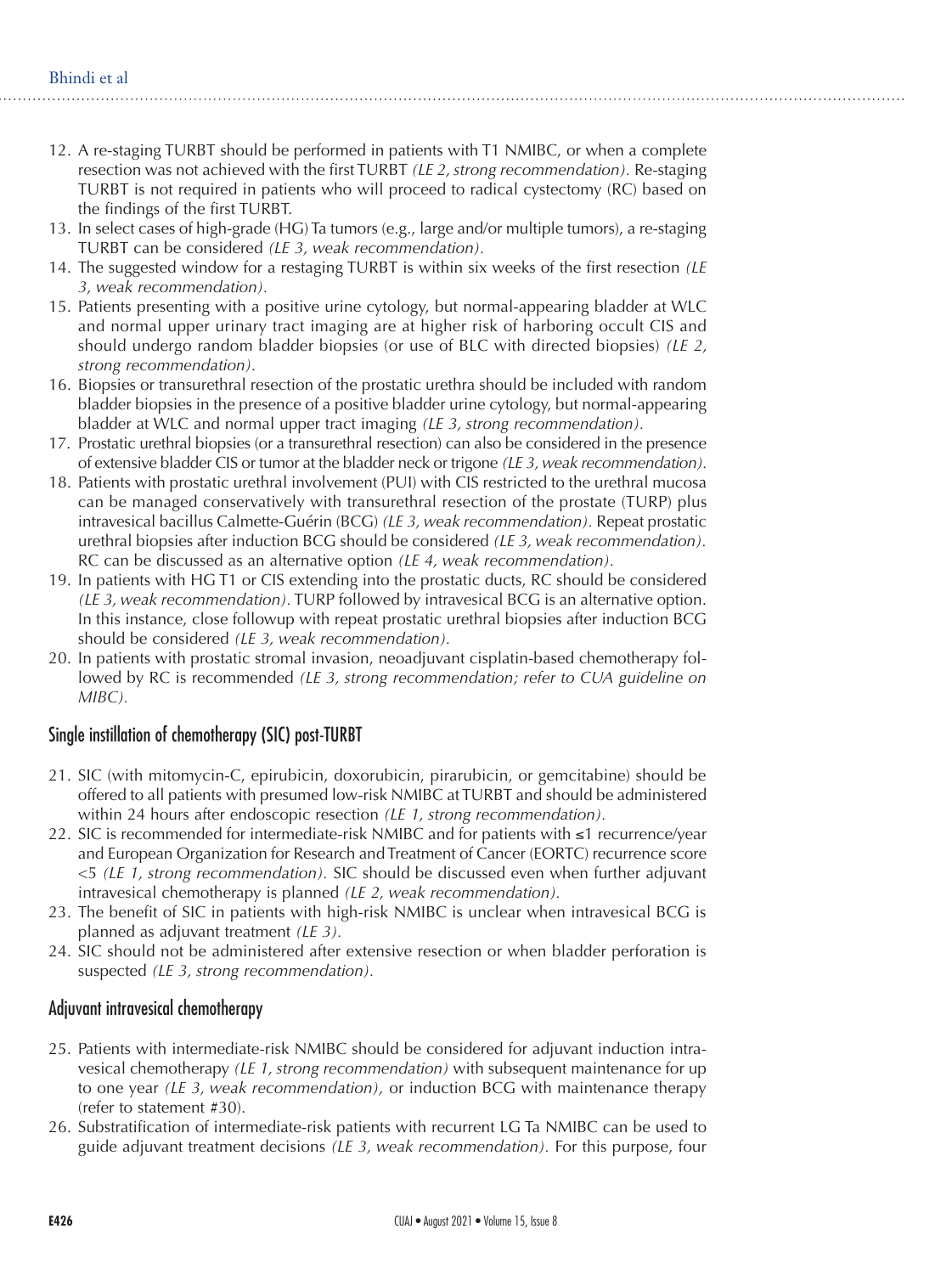12. A re-staging TURBT should be performed in patients with T1 NMIBC, or when a complete resection was not achieved with the first TURBT *(LE 2, strong recommendation)*. Re-staging TURBT is not required in patients who will proceed to radical cystectomy (RC) based on the findings of the first TURBT.
13. In select cases of high-grade (HG) Ta tumors (e.g., large and/or multiple tumors), a re-staging TURBT can be considered *(LE 3, weak recommendation)*.
14. The suggested window for a restaging TURBT is within six weeks of the first resection *(LE 3, weak recommendation)*.
15. Patients presenting with a positive urine cytology, but normal-appearing bladder at WLC and normal upper urinary tract imaging are at higher risk of harboring occult CIS and should undergo random bladder biopsies (or use of BLC with directed biopsies) *(LE 2, strong recommendation)*.
16. Biopsies or transurethral resection of the prostatic urethra should be included with random bladder biopsies in the presence of a positive bladder urine cytology, but normal-appearing bladder at WLC and normal upper tract imaging *(LE 3, strong recommendation)*.
17. Prostatic urethral biopsies (or a transurethral resection) can also be considered in the presence of extensive bladder CIS or tumor at the bladder neck or trigone *(LE 3, weak recommendation)*.
18. Patients with prostatic urethral involvement (PUI) with CIS restricted to the urethral mucosa can be managed conservatively with transurethral resection of the prostate (TURP) plus intravesical bacillus Calmette-Guérin (BCG) *(LE 3, weak recommendation)*. Repeat prostatic urethral biopsies after induction BCG should be considered *(LE 3, weak recommendation)*. RC can be discussed as an alternative option *(LE 4, weak recommendation)*.
19. In patients with HG T1 or CIS extending into the prostatic ducts, RC should be considered *(LE 3, weak recommendation)*. TURP followed by intravesical BCG is an alternative option. In this instance, close followup with repeat prostatic urethral biopsies after induction BCG should be considered *(LE 3, weak recommendation)*.
20. In patients with prostatic stromal invasion, neoadjuvant cisplatin-based chemotherapy followed by RC is recommended *(LE 3, strong recommendation; refer to CUA guideline on MIBC)*.

## Single instillation of chemotherapy (SIC) post-TURBT

21. SIC (with mitomycin-C, epirubicin, doxorubicin, pirarubicin, or gemcitabine) should be offered to all patients with presumed low-risk NMIBC at TURBT and should be administered within 24 hours after endoscopic resection *(LE 1, strong recommendation)*.
22. SIC is recommended for intermediate-risk NMIBC and for patients with ≤1 recurrence/year and European Organization for Research and Treatment of Cancer (EORTC) recurrence score <5 *(LE 1, strong recommendation)*. SIC should be discussed even when further adjuvant intravesical chemotherapy is planned *(LE 2, weak recommendation)*.
23. The benefit of SIC in patients with high-risk NMIBC is unclear when intravesical BCG is planned as adjuvant treatment *(LE 3)*.
24. SIC should not be administered after extensive resection or when bladder perforation is suspected *(LE 3, strong recommendation)*.

## Adjuvant intravesical chemotherapy

25. Patients with intermediate-risk NMIBC should be considered for adjuvant induction intravesical chemotherapy *(LE 1, strong recommendation)* with subsequent maintenance for up to one year *(LE 3, weak recommendation)*, or induction BCG with maintenance therapy (refer to statement #30).
26. Substratification of intermediate-risk patients with recurrent LG Ta NMIBC can be used to guide adjuvant treatment decisions *(LE 3, weak recommendation)*. For this purpose, four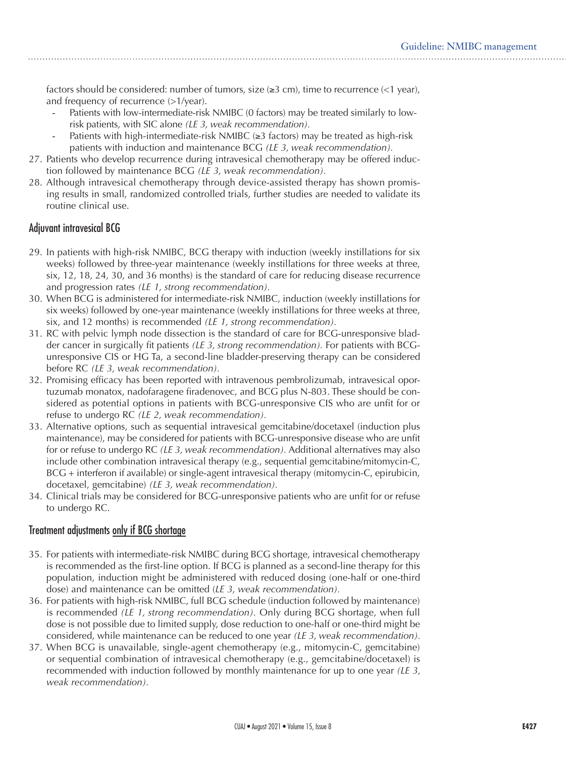factors should be considered: number of tumors, size (≥3 cm), time to recurrence (<1 year), and frequency of recurrence (>1/year).

- Patients with low-intermediate-risk NMIBC (0 factors) may be treated similarly to low-risk patients, with SIC alone *(LE 3, weak recommendation)*.
- Patients with high-intermediate-risk NMIBC (≥3 factors) may be treated as high-risk patients with induction and maintenance BCG *(LE 3, weak recommendation)*.

27. Patients who develop recurrence during intravesical chemotherapy may be offered induction followed by maintenance BCG *(LE 3, weak recommendation)*.
28. Although intravesical chemotherapy through device-assisted therapy has shown promising results in small, randomized controlled trials, further studies are needed to validate its routine clinical use.

## Adjuvant intravesical BCG

29. In patients with high-risk NMIBC, BCG therapy with induction (weekly instillations for six weeks) followed by three-year maintenance (weekly instillations for three weeks at three, six, 12, 18, 24, 30, and 36 months) is the standard of care for reducing disease recurrence and progression rates *(LE 1, strong recommendation)*.
30. When BCG is administered for intermediate-risk NMIBC, induction (weekly instillations for six weeks) followed by one-year maintenance (weekly instillations for three weeks at three, six, and 12 months) is recommended *(LE 1, strong recommendation)*.
31. RC with pelvic lymph node dissection is the standard of care for BCG-unresponsive bladder cancer in surgically fit patients *(LE 3, strong recommendation)*. For patients with BCG-unresponsive CIS or HG Ta, a second-line bladder-preserving therapy can be considered before RC *(LE 3, weak recommendation)*.
32. Promising efficacy has been reported with intravenous pembrolizumab, intravesical oportuzumab monatox, nadofaragene firadenovec, and BCG plus N-803. These should be considered as potential options in patients with BCG-unresponsive CIS who are unfit for or refuse to undergo RC *(LE 2, weak recommendation)*.
33. Alternative options, such as sequential intravesical gemcitabine/docetaxel (induction plus maintenance), may be considered for patients with BCG-unresponsive disease who are unfit for or refuse to undergo RC *(LE 3, weak recommendation)*. Additional alternatives may also include other combination intravesical therapy (e.g., sequential gemcitabine/mitomycin-C, BCG + interferon if available) or single-agent intravesical therapy (mitomycin-C, epirubicin, docetaxel, gemcitabine) *(LE 3, weak recommendation)*.
34. Clinical trials may be considered for BCG-unresponsive patients who are unfit for or refuse to undergo RC.

## Treatment adjustments only if BCG shortage

35. For patients with intermediate-risk NMIBC during BCG shortage, intravesical chemotherapy is recommended as the first-line option. If BCG is planned as a second-line therapy for this population, induction might be administered with reduced dosing (one-half or one-third dose) and maintenance can be omitted (*LE 3, weak recommendation)*.
36. For patients with high-risk NMIBC, full BCG schedule (induction followed by maintenance) is recommended *(LE 1, strong recommendation)*. Only during BCG shortage, when full dose is not possible due to limited supply, dose reduction to one-half or one-third might be considered, while maintenance can be reduced to one year *(LE 3, weak recommendation)*.
37. When BCG is unavailable, single-agent chemotherapy (e.g., mitomycin-C, gemcitabine) or sequential combination of intravesical chemotherapy (e.g., gemcitabine/docetaxel) is recommended with induction followed by monthly maintenance for up to one year *(LE 3, weak recommendation)*.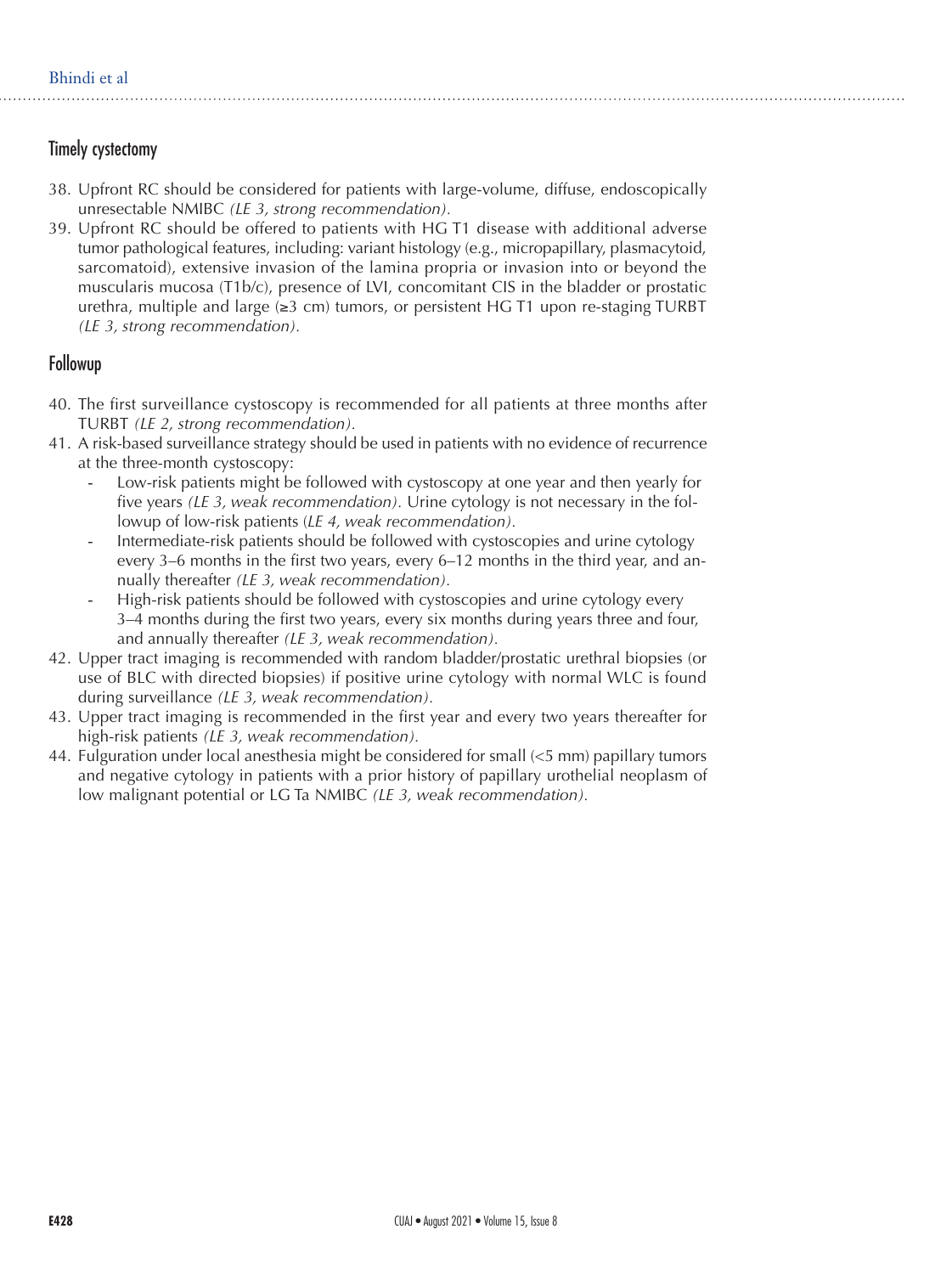## Timely cystectomy

38. Upfront RC should be considered for patients with large-volume, diffuse, endoscopically unresectable NMIBC *(LE 3, strong recommendation)*.
39. Upfront RC should be offered to patients with HG T1 disease with additional adverse tumor pathological features, including: variant histology (e.g., micropapillary, plasmacytoid, sarcomatoid), extensive invasion of the lamina propria or invasion into or beyond the muscularis mucosa (T1b/c), presence of LVI, concomitant CIS in the bladder or prostatic urethra, multiple and large (≥3 cm) tumors, or persistent HG T1 upon re-staging TURBT *(LE 3, strong recommendation)*.

## Followup

40. The first surveillance cystoscopy is recommended for all patients at three months after TURBT *(LE 2, strong recommendation)*.
41. A risk-based surveillance strategy should be used in patients with no evidence of recurrence at the three-month cystoscopy:
    - Low-risk patients might be followed with cystoscopy at one year and then yearly for five years *(LE 3, weak recommendation)*. Urine cytology is not necessary in the followup of low-risk patients *(LE 4, weak recommendation)*.
    - Intermediate-risk patients should be followed with cystoscopies and urine cytology every 3–6 months in the first two years, every 6–12 months in the third year, and annually thereafter *(LE 3, weak recommendation)*.
    - High-risk patients should be followed with cystoscopies and urine cytology every 3–4 months during the first two years, every six months during years three and four, and annually thereafter *(LE 3, weak recommendation)*.
42. Upper tract imaging is recommended with random bladder/prostatic urethral biopsies (or use of BLC with directed biopsies) if positive urine cytology with normal WLC is found during surveillance *(LE 3, weak recommendation)*.
43. Upper tract imaging is recommended in the first year and every two years thereafter for high-risk patients *(LE 3, weak recommendation)*.
44. Fulguration under local anesthesia might be considered for small (<5 mm) papillary tumors and negative cytology in patients with a prior history of papillary urothelial neoplasm of low malignant potential or LG Ta NMIBC *(LE 3, weak recommendation)*.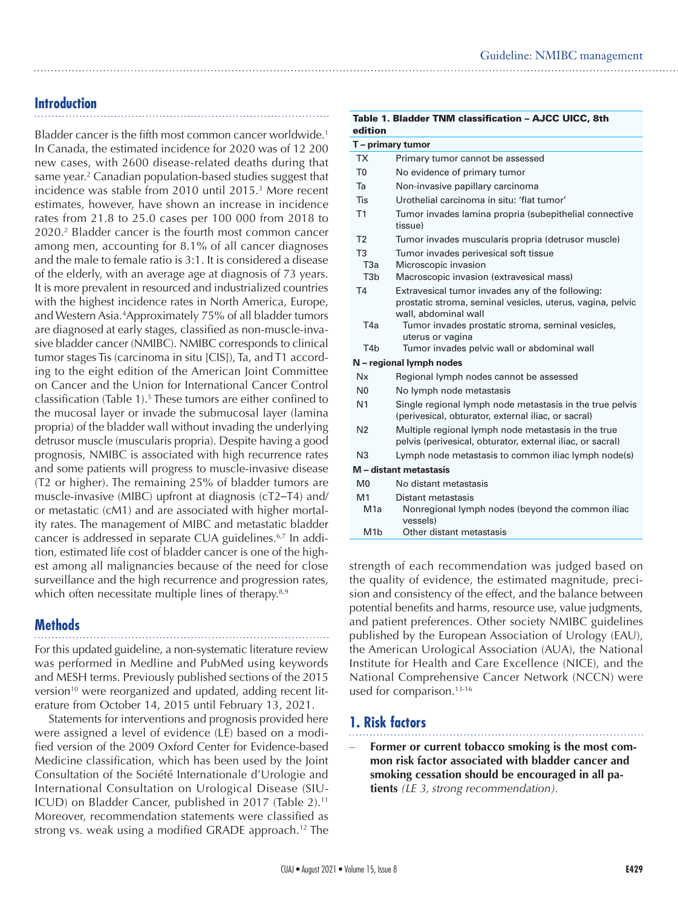## Introduction

Bladder cancer is the fifth most common cancer worldwide.[1] In Canada, the estimated incidence for 2020 was of 12 200 new cases, with 2600 disease-related deaths during that same year.[2] Canadian population-based studies suggest that incidence was stable from 2010 until 2015.[3] More recent estimates, however, have shown an increase in incidence rates from 21.8 to 25.0 cases per 100 000 from 2018 to 2020.[2] Bladder cancer is the fourth most common cancer among men, accounting for 8.1% of all cancer diagnoses and the male to female ratio is 3:1. It is considered a disease of the elderly, with an average age at diagnosis of 73 years. It is more prevalent in resourced and industrialized countries with the highest incidence rates in North America, Europe, and Western Asia.[4]Approximately 75% of all bladder tumors are diagnosed at early stages, classified as non-muscle-invasive bladder cancer (NMIBC). NMIBC corresponds to clinical tumor stages Tis (carcinoma in situ [CIS]), Ta, and T1 according to the eight edition of the American Joint Committee on Cancer and the Union for International Cancer Control classification (Table 1).[5] These tumors are either confined to the mucosal layer or invade the submucosal layer (lamina propria) of the bladder wall without invading the underlying detrusor muscle (muscularis propria). Despite having a good prognosis, NMIBC is associated with high recurrence rates and some patients will progress to muscle-invasive disease (T2 or higher). The remaining 25% of bladder tumors are muscle-invasive (MIBC) upfront at diagnosis (cT2–T4) and/or metastatic (cM1) and are associated with higher mortality rates. The management of MIBC and metastatic bladder cancer is addressed in separate CUA guidelines.[6,7] In addition, estimated life cost of bladder cancer is one of the highest among all malignancies because of the need for close surveillance and the high recurrence and progression rates, which often necessitate multiple lines of therapy.[8,9]

**Table 1. Bladder TNM classification – AJCC UICC, 8th edition**

| | |
|---|---|
| **T – primary tumor** | |
| TX | Primary tumor cannot be assessed |
| T0 | No evidence of primary tumor |
| Ta | Non-invasive papillary carcinoma |
| Tis | Urothelial carcinoma in situ: 'flat tumor' |
| T1 | Tumor invades lamina propria (subepithelial connective tissue) |
| T2 | Tumor invades muscularis propria (detrusor muscle) |
| T3 | Tumor invades perivesical soft tissue |
| T3a | Microscopic invasion |
| T3b | Macroscopic invasion (extravesical mass) |
| T4 | Extravesical tumor invades any of the following: prostatic stroma, seminal vesicles, uterus, vagina, pelvic wall, abdominal wall |
| T4a | Tumor invades prostatic stroma, seminal vesicles, uterus or vagina |
| T4b | Tumor invades pelvic wall or abdominal wall |
| **N – regional lymph nodes** | |
| Nx | Regional lymph nodes cannot be assessed |
| N0 | No lymph node metastasis |
| N1 | Single regional lymph node metastasis in the true pelvis (perivesical, obturator, external iliac, or sacral) |
| N2 | Multiple regional lymph node metastasis in the true pelvis (perivesical, obturator, external iliac, or sacral) |
| N3 | Lymph node metastasis to common iliac lymph node(s) |
| **M – distant metastasis** | |
| M0 | No distant metastasis |
| M1 | Distant metastasis |
| M1a | Nonregional lymph nodes (beyond the common iliac vessels) |
| M1b | Other distant metastasis |

## Methods

For this updated guideline, a non-systematic literature review was performed in Medline and PubMed using keywords and MESH terms. Previously published sections of the 2015 version[10] were reorganized and updated, adding recent literature from October 14, 2015 until February 13, 2021.

Statements for interventions and prognosis provided here were assigned a level of evidence (LE) based on a modified version of the 2009 Oxford Center for Evidence-based Medicine classification, which has been used by the Joint Consultation of the Société Internationale d'Urologie and International Consultation on Urological Disease (SIU-ICUD) on Bladder Cancer, published in 2017 (Table 2).[11] Moreover, recommendation statements were classified as strong vs. weak using a modified GRADE approach.[12] The strength of each recommendation was judged based on the quality of evidence, the estimated magnitude, precision and consistency of the effect, and the balance between potential benefits and harms, resource use, value judgments, and patient preferences. Other society NMIBC guidelines published by the European Association of Urology (EAU), the American Urological Association (AUA), the National Institute for Health and Care Excellence (NICE), and the National Comprehensive Cancer Network (NCCN) were used for comparison.[13-16]

## 1. Risk factors

– **Former or current tobacco smoking is the most common risk factor associated with bladder cancer and smoking cessation should be encouraged in all patients** *(LE 3, strong recommendation).*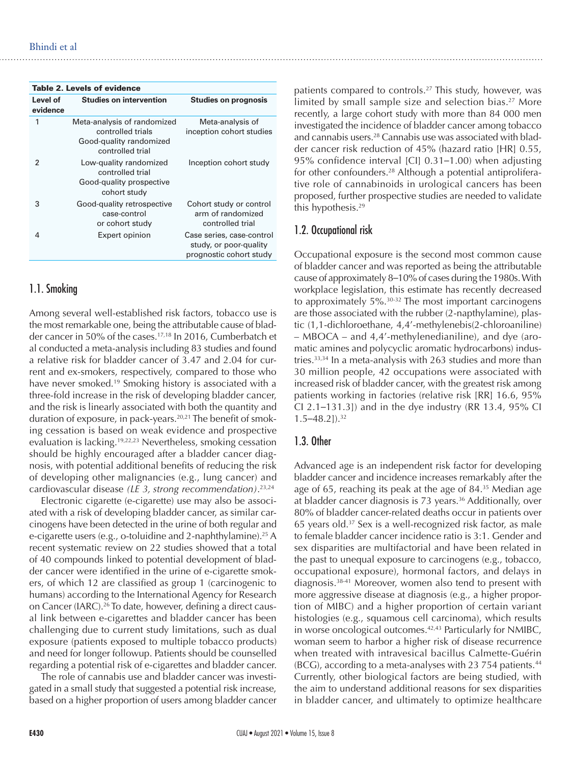**Table 2. Levels of evidence**

| Level of evidence | Studies on intervention | Studies on prognosis |
|---|---|---|
| 1 | Meta-analysis of randomized controlled trials<br>Good-quality randomized controlled trial | Meta-analysis of inception cohort studies |
| 2 | Low-quality randomized controlled trial<br>Good-quality prospective cohort study | Inception cohort study |
| 3 | Good-quality retrospective case-control or cohort study | Cohort study or control arm of randomized controlled trial |
| 4 | Expert opinion | Case series, case-control study, or poor-quality prognostic cohort study |

## 1.1. Smoking

Among several well-established risk factors, tobacco use is the most remarkable one, being the attributable cause of bladder cancer in 50% of the cases.[17,18] In 2016, Cumberbatch et al conducted a meta-analysis including 83 studies and found a relative risk for bladder cancer of 3.47 and 2.04 for current and ex-smokers, respectively, compared to those who have never smoked.[19] Smoking history is associated with a three-fold increase in the risk of developing bladder cancer, and the risk is linearly associated with both the quantity and duration of exposure, in pack-years.[20,21] The benefit of smoking cessation is based on weak evidence and prospective evaluation is lacking.[19,22,23] Nevertheless, smoking cessation should be highly encouraged after a bladder cancer diagnosis, with potential additional benefits of reducing the risk of developing other malignancies (e.g., lung cancer) and cardiovascular disease *(LE 3, strong recommendation)*.[23,24]

Electronic cigarette (e-cigarette) use may also be associated with a risk of developing bladder cancer, as similar carcinogens have been detected in the urine of both regular and e-cigarette users (e.g., o-toluidine and 2-naphthylamine).[25] A recent systematic review on 22 studies showed that a total of 40 compounds linked to potential development of bladder cancer were identified in the urine of e-cigarette smokers, of which 12 are classified as group 1 (carcinogenic to humans) according to the International Agency for Research on Cancer (IARC).[26] To date, however, defining a direct causal link between e-cigarettes and bladder cancer has been challenging due to current study limitations, such as dual exposure (patients exposed to multiple tobacco products) and need for longer followup. Patients should be counselled regarding a potential risk of e-cigarettes and bladder cancer.

The role of cannabis use and bladder cancer was investigated in a small study that suggested a potential risk increase, based on a higher proportion of users among bladder cancer patients compared to controls.[27] This study, however, was limited by small sample size and selection bias.[27] More recently, a large cohort study with more than 84 000 men investigated the incidence of bladder cancer among tobacco and cannabis users.[28] Cannabis use was associated with bladder cancer risk reduction of 45% (hazard ratio [HR] 0.55, 95% confidence interval [CI] 0.31–1.00) when adjusting for other confounders.[28] Although a potential antiproliferative role of cannabinoids in urological cancers has been proposed, further prospective studies are needed to validate this hypothesis.[29]

## 1.2. Occupational risk

Occupational exposure is the second most common cause of bladder cancer and was reported as being the attributable cause of approximately 8–10% of cases during the 1980s. With workplace legislation, this estimate has recently decreased to approximately 5%.[30-32] The most important carcinogens are those associated with the rubber (2-napthylamine), plastic (1,1-dichloroethane, 4,4'-methylenebis(2-chloroaniline) – MBOCA – and 4,4'-methylenedianiline), and dye (aromatic amines and polycyclic aromatic hydrocarbons) industries.[33,34] In a meta-analysis with 263 studies and more than 30 million people, 42 occupations were associated with increased risk of bladder cancer, with the greatest risk among patients working in factories (relative risk [RR] 16.6, 95% CI 2.1–131.3]) and in the dye industry (RR 13.4, 95% CI 1.5–48.2]).[32]

## 1.3. Other

Advanced age is an independent risk factor for developing bladder cancer and incidence increases remarkably after the age of 65, reaching its peak at the age of 84.[35] Median age at bladder cancer diagnosis is 73 years.[36] Additionally, over 80% of bladder cancer-related deaths occur in patients over 65 years old.[37] Sex is a well-recognized risk factor, as male to female bladder cancer incidence ratio is 3:1. Gender and sex disparities are multifactorial and have been related in the past to unequal exposure to carcinogens (e.g., tobacco, occupational exposure), hormonal factors, and delays in diagnosis.[38-41] Moreover, women also tend to present with more aggressive disease at diagnosis (e.g., a higher proportion of MIBC) and a higher proportion of certain variant histologies (e.g., squamous cell carcinoma), which results in worse oncological outcomes.[42,43] Particularly for NMIBC, woman seem to harbor a higher risk of disease recurrence when treated with intravesical bacillus Calmette-Guérin (BCG), according to a meta-analyses with 23 754 patients.[44] Currently, other biological factors are being studied, with the aim to understand additional reasons for sex disparities in bladder cancer, and ultimately to optimize healthcare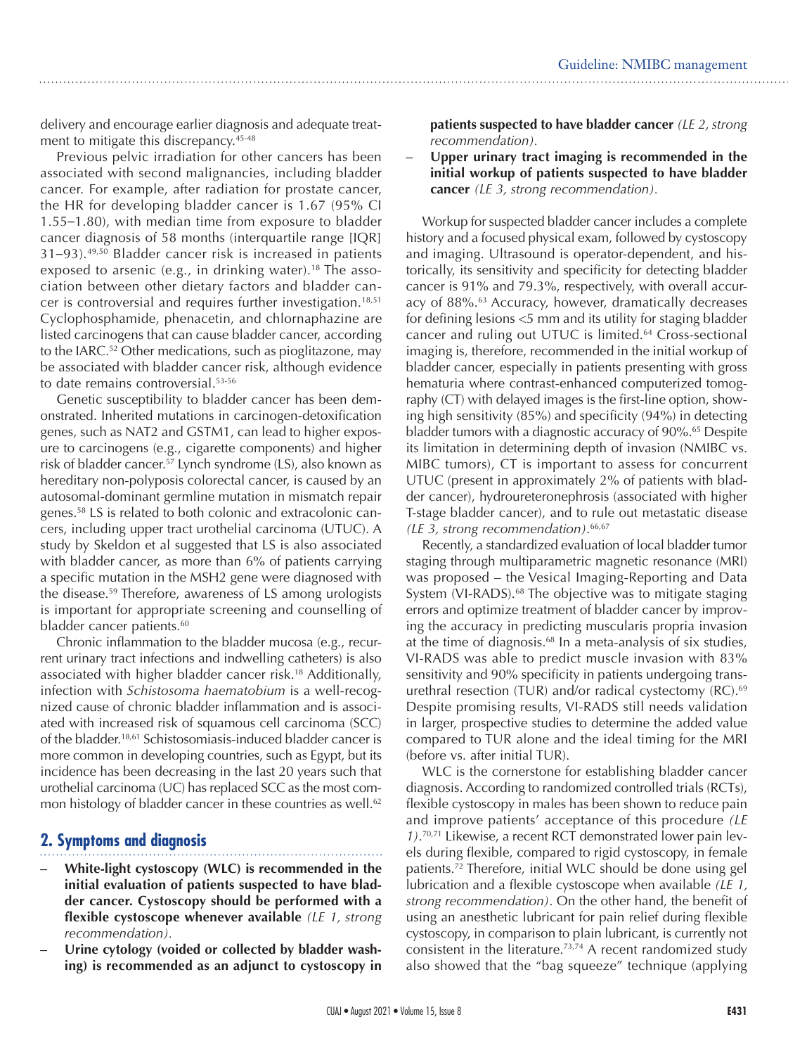delivery and encourage earlier diagnosis and adequate treatment to mitigate this discrepancy.[45-48]

Previous pelvic irradiation for other cancers has been associated with second malignancies, including bladder cancer. For example, after radiation for prostate cancer, the HR for developing bladder cancer is 1.67 (95% CI 1.55–1.80), with median time from exposure to bladder cancer diagnosis of 58 months (interquartile range [IQR] 31–93).[49,50] Bladder cancer risk is increased in patients exposed to arsenic (e.g., in drinking water).[18] The association between other dietary factors and bladder cancer is controversial and requires further investigation.[18,51] Cyclophosphamide, phenacetin, and chlornaphazine are listed carcinogens that can cause bladder cancer, according to the IARC.[52] Other medications, such as pioglitazone, may be associated with bladder cancer risk, although evidence to date remains controversial.[53-56]

Genetic susceptibility to bladder cancer has been demonstrated. Inherited mutations in carcinogen-detoxification genes, such as NAT2 and GSTM1, can lead to higher exposure to carcinogens (e.g., cigarette components) and higher risk of bladder cancer.[57] Lynch syndrome (LS), also known as hereditary non-polyposis colorectal cancer, is caused by an autosomal-dominant germline mutation in mismatch repair genes.[58] LS is related to both colonic and extracolonic cancers, including upper tract urothelial carcinoma (UTUC). A study by Skeldon et al suggested that LS is also associated with bladder cancer, as more than 6% of patients carrying a specific mutation in the MSH2 gene were diagnosed with the disease.[59] Therefore, awareness of LS among urologists is important for appropriate screening and counselling of bladder cancer patients.[60]

Chronic inflammation to the bladder mucosa (e.g., recurrent urinary tract infections and indwelling catheters) is also associated with higher bladder cancer risk.[18] Additionally, infection with *Schistosoma haematobium* is a well-recognized cause of chronic bladder inflammation and is associated with increased risk of squamous cell carcinoma (SCC) of the bladder.[18,61] Schistosomiasis-induced bladder cancer is more common in developing countries, such as Egypt, but its incidence has been decreasing in the last 20 years such that urothelial carcinoma (UC) has replaced SCC as the most common histology of bladder cancer in these countries as well.[62]

## 2. Symptoms and diagnosis

- **White-light cystoscopy (WLC) is recommended in the initial evaluation of patients suspected to have bladder cancer. Cystoscopy should be performed with a flexible cystoscope whenever available** *(LE 1, strong recommendation).*
- **Urine cytology (voided or collected by bladder washing) is recommended as an adjunct to cystoscopy in patients suspected to have bladder cancer** *(LE 2, strong recommendation).*
- **Upper urinary tract imaging is recommended in the initial workup of patients suspected to have bladder cancer** *(LE 3, strong recommendation).*

Workup for suspected bladder cancer includes a complete history and a focused physical exam, followed by cystoscopy and imaging. Ultrasound is operator-dependent, and historically, its sensitivity and specificity for detecting bladder cancer is 91% and 79.3%, respectively, with overall accuracy of 88%.[63] Accuracy, however, dramatically decreases for defining lesions <5 mm and its utility for staging bladder cancer and ruling out UTUC is limited.[64] Cross-sectional imaging is, therefore, recommended in the initial workup of bladder cancer, especially in patients presenting with gross hematuria where contrast-enhanced computerized tomography (CT) with delayed images is the first-line option, showing high sensitivity (85%) and specificity (94%) in detecting bladder tumors with a diagnostic accuracy of 90%.[65] Despite its limitation in determining depth of invasion (NMIBC vs. MIBC tumors), CT is important to assess for concurrent UTUC (present in approximately 2% of patients with bladder cancer), hydroureteronephrosis (associated with higher T-stage bladder cancer), and to rule out metastatic disease *(LE 3, strong recommendation)*.[66,67]

Recently, a standardized evaluation of local bladder tumor staging through multiparametric magnetic resonance (MRI) was proposed – the Vesical Imaging-Reporting and Data System (VI-RADS).[68] The objective was to mitigate staging errors and optimize treatment of bladder cancer by improving the accuracy in predicting muscularis propria invasion at the time of diagnosis.[68] In a meta-analysis of six studies, VI-RADS was able to predict muscle invasion with 83% sensitivity and 90% specificity in patients undergoing transurethral resection (TUR) and/or radical cystectomy (RC).[69] Despite promising results, VI-RADS still needs validation in larger, prospective studies to determine the added value compared to TUR alone and the ideal timing for the MRI (before vs. after initial TUR).

WLC is the cornerstone for establishing bladder cancer diagnosis. According to randomized controlled trials (RCTs), flexible cystoscopy in males has been shown to reduce pain and improve patients' acceptance of this procedure *(LE 1)*.[70,71] Likewise, a recent RCT demonstrated lower pain levels during flexible, compared to rigid cystoscopy, in female patients.[72] Therefore, initial WLC should be done using gel lubrication and a flexible cystoscope when available *(LE 1, strong recommendation)*. On the other hand, the benefit of using an anesthetic lubricant for pain relief during flexible cystoscopy, in comparison to plain lubricant, is currently not consistent in the literature.[73,74] A recent randomized study also showed that the "bag squeeze" technique (applying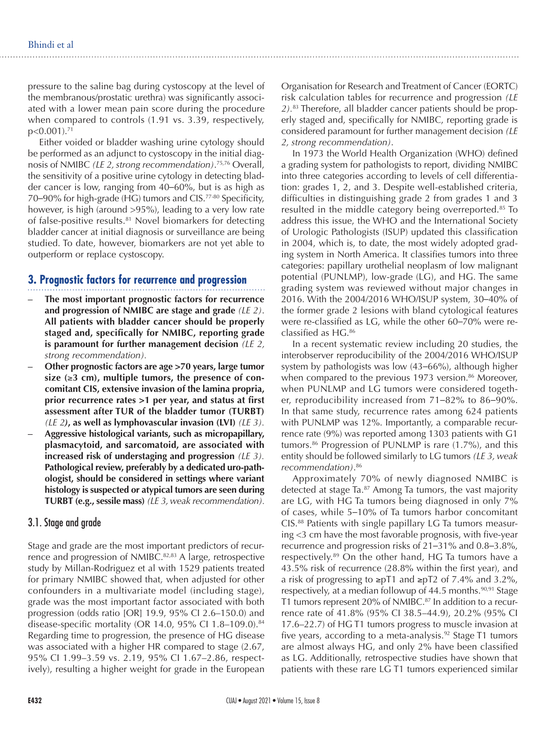pressure to the saline bag during cystoscopy at the level of the membranous/prostatic urethra) was significantly associated with a lower mean pain score during the procedure when compared to controls (1.91 vs. 3.39, respectively, $p<0.001$).[71]

Either voided or bladder washing urine cytology should be performed as an adjunct to cystoscopy in the initial diagnosis of NMIBC *(LE 2, strong recommendation)*.[75,76] Overall, the sensitivity of a positive urine cytology in detecting bladder cancer is low, ranging from 40–60%, but is as high as 70–90% for high-grade (HG) tumors and CIS.[77-80] Specificity, however, is high (around >95%), leading to a very low rate of false-positive results.[81] Novel biomarkers for detecting bladder cancer at initial diagnosis or surveillance are being studied. To date, however, biomarkers are not yet able to outperform or replace cystoscopy.

## 3. Prognostic factors for recurrence and progression

- **The most important prognostic factors for recurrence and progression of NMIBC are stage and grade** *(LE 2)*. **All patients with bladder cancer should be properly staged and, specifically for NMIBC, reporting grade is paramount for further management decision** *(LE 2, strong recommendation)*.
- **Other prognostic factors are age >70 years, large tumor size (≥3 cm), multiple tumors, the presence of concomitant CIS, extensive invasion of the lamina propria, prior recurrence rates >1 per year, and status at first assessment after TUR of the bladder tumor (TURBT)** *(LE 2)*, **as well as lymphovascular invasion (LVI)** *(LE 3)*.
- **Aggressive histological variants, such as micropapillary, plasmacytoid, and sarcomatoid, are associated with increased risk of understaging and progression** *(LE 3)*. **Pathological review, preferably by a dedicated uro-pathologist, should be considered in settings where variant histology is suspected or atypical tumors are seen during TURBT (e.g., sessile mass)** *(LE 3, weak recommendation)*.

### 3.1. Stage and grade

Stage and grade are the most important predictors of recurrence and progression of NMIBC.[82,83] A large, retrospective study by Millan-Rodriguez et al with 1529 patients treated for primary NMIBC showed that, when adjusted for other confounders in a multivariate model (including stage), grade was the most important factor associated with both progression (odds ratio [OR] 19.9, 95% CI 2.6–150.0) and disease-specific mortality (OR 14.0, 95% CI 1.8–109.0).[84] Regarding time to progression, the presence of HG disease was associated with a higher HR compared to stage (2.67, 95% CI 1.99–3.59 vs. 2.19, 95% CI 1.67–2.86, respectively), resulting a higher weight for grade in the European Organisation for Research and Treatment of Cancer (EORTC) risk calculation tables for recurrence and progression *(LE 2)*.[83] Therefore, all bladder cancer patients should be properly staged and, specifically for NMIBC, reporting grade is considered paramount for further management decision *(LE 2, strong recommendation)*.

In 1973 the World Health Organization (WHO) defined a grading system for pathologists to report, dividing NMIBC into three categories according to levels of cell differentiation: grades 1, 2, and 3. Despite well-established criteria, difficulties in distinguishing grade 2 from grades 1 and 3 resulted in the middle category being overreported.[85] To address this issue, the WHO and the International Society of Urologic Pathologists (ISUP) updated this classification in 2004, which is, to date, the most widely adopted grading system in North America. It classifies tumors into three categories: papillary urothelial neoplasm of low malignant potential (PUNLMP), low-grade (LG), and HG. The same grading system was reviewed without major changes in 2016. With the 2004/2016 WHO/ISUP system, 30–40% of the former grade 2 lesions with bland cytological features were re-classified as LG, while the other 60–70% were re-classified as HG.[86]

In a recent systematic review including 20 studies, the interobserver reproducibility of the 2004/2016 WHO/ISUP system by pathologists was low (43–66%), although higher when compared to the previous 1973 version.[86] Moreover, when PUNLMP and LG tumors were considered together, reproducibility increased from 71–82% to 86–90%. In that same study, recurrence rates among 624 patients with PUNLMP was 12%. Importantly, a comparable recurrence rate (9%) was reported among 1303 patients with G1 tumors.[86] Progression of PUNLMP is rare (1.7%), and this entity should be followed similarly to LG tumors *(LE 3, weak recommendation)*.[86]

Approximately 70% of newly diagnosed NMIBC is detected at stage Ta.[87] Among Ta tumors, the vast majority are LG, with HG Ta tumors being diagnosed in only 7% of cases, while 5–10% of Ta tumors harbor concomitant CIS.[88] Patients with single papillary LG Ta tumors measuring <3 cm have the most favorable prognosis, with five-year recurrence and progression risks of 21–31% and 0.8–3.8%, respectively.[89] On the other hand, HG Ta tumors have a 43.5% risk of recurrence (28.8% within the first year), and a risk of progressing to ≥pT1 and ≥pT2 of 7.4% and 3.2%, respectively, at a median followup of 44.5 months.[90,91] Stage T1 tumors represent 20% of NMIBC.[87] In addition to a recurrence rate of 41.8% (95% CI 38.5–44.9), 20.2% (95% CI 17.6–22.7) of HG T1 tumors progress to muscle invasion at five years, according to a meta-analysis.[92] Stage T1 tumors are almost always HG, and only 2% have been classified as LG. Additionally, retrospective studies have shown that patients with these rare LG T1 tumors experienced similar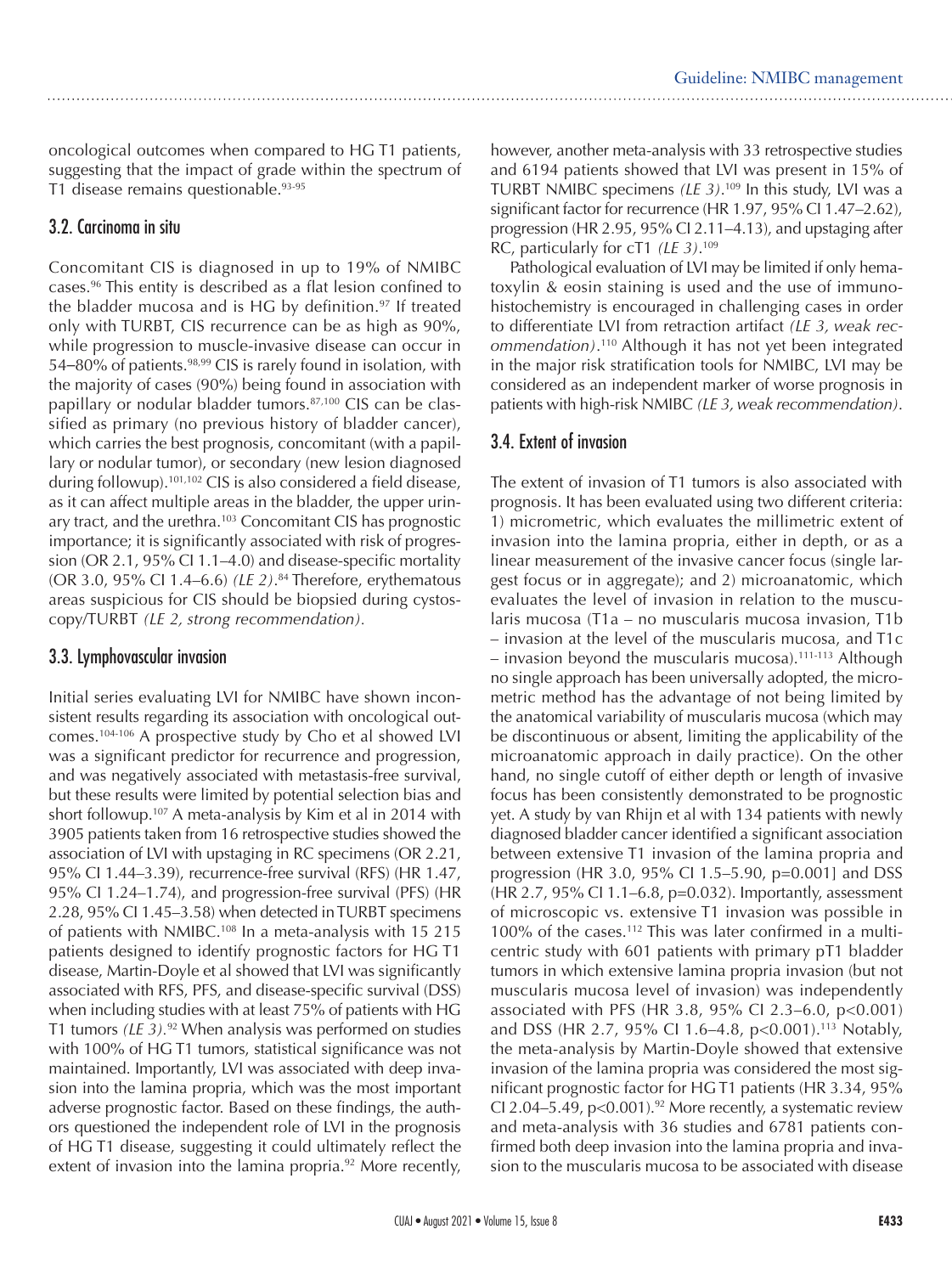oncological outcomes when compared to HG T1 patients, suggesting that the impact of grade within the spectrum of T1 disease remains questionable.[93-95]

## 3.2. Carcinoma in situ

Concomitant CIS is diagnosed in up to 19% of NMIBC cases.[96] This entity is described as a flat lesion confined to the bladder mucosa and is HG by definition.[97] If treated only with TURBT, CIS recurrence can be as high as 90%, while progression to muscle-invasive disease can occur in 54–80% of patients.[98,99] CIS is rarely found in isolation, with the majority of cases (90%) being found in association with papillary or nodular bladder tumors.[87,100] CIS can be classified as primary (no previous history of bladder cancer), which carries the best prognosis, concomitant (with a papillary or nodular tumor), or secondary (new lesion diagnosed during followup).[101,102] CIS is also considered a field disease, as it can affect multiple areas in the bladder, the upper urinary tract, and the urethra.[103] Concomitant CIS has prognostic importance; it is significantly associated with risk of progression (OR 2.1, 95% CI 1.1–4.0) and disease-specific mortality (OR 3.0, 95% CI 1.4–6.6) *(LE 2)*.[84] Therefore, erythematous areas suspicious for CIS should be biopsied during cystoscopy/TURBT *(LE 2, strong recommendation)*.

## 3.3. Lymphovascular invasion

Initial series evaluating LVI for NMIBC have shown inconsistent results regarding its association with oncological outcomes.[104-106] A prospective study by Cho et al showed LVI was a significant predictor for recurrence and progression, and was negatively associated with metastasis-free survival, but these results were limited by potential selection bias and short followup.[107] A meta-analysis by Kim et al in 2014 with 3905 patients taken from 16 retrospective studies showed the association of LVI with upstaging in RC specimens (OR 2.21, 95% CI 1.44–3.39), recurrence-free survival (RFS) (HR 1.47, 95% CI 1.24–1.74), and progression-free survival (PFS) (HR 2.28, 95% CI 1.45–3.58) when detected in TURBT specimens of patients with NMIBC.[108] In a meta-analysis with 15 215 patients designed to identify prognostic factors for HG T1 disease, Martin-Doyle et al showed that LVI was significantly associated with RFS, PFS, and disease-specific survival (DSS) when including studies with at least 75% of patients with HG T1 tumors *(LE 3)*.[92] When analysis was performed on studies with 100% of HG T1 tumors, statistical significance was not maintained. Importantly, LVI was associated with deep invasion into the lamina propria, which was the most important adverse prognostic factor. Based on these findings, the authors questioned the independent role of LVI in the prognosis of HG T1 disease, suggesting it could ultimately reflect the extent of invasion into the lamina propria.[92] More recently, however, another meta-analysis with 33 retrospective studies and 6194 patients showed that LVI was present in 15% of TURBT NMIBC specimens *(LE 3)*.[109] In this study, LVI was a significant factor for recurrence (HR 1.97, 95% CI 1.47–2.62), progression (HR 2.95, 95% CI 2.11–4.13), and upstaging after RC, particularly for cT1 *(LE 3)*.[109]

Pathological evaluation of LVI may be limited if only hematoxylin & eosin staining is used and the use of immunohistochemistry is encouraged in challenging cases in order to differentiate LVI from retraction artifact *(LE 3, weak recommendation)*.[110] Although it has not yet been integrated in the major risk stratification tools for NMIBC, LVI may be considered as an independent marker of worse prognosis in patients with high-risk NMIBC *(LE 3, weak recommendation)*.

## 3.4. Extent of invasion

The extent of invasion of T1 tumors is also associated with prognosis. It has been evaluated using two different criteria: 1) micrometric, which evaluates the millimetric extent of invasion into the lamina propria, either in depth, or as a linear measurement of the invasive cancer focus (single largest focus or in aggregate); and 2) microanatomic, which evaluates the level of invasion in relation to the muscularis mucosa (T1a – no muscularis mucosa invasion, T1b – invasion at the level of the muscularis mucosa, and T1c – invasion beyond the muscularis mucosa).[111-113] Although no single approach has been universally adopted, the micrometric method has the advantage of not being limited by the anatomical variability of muscularis mucosa (which may be discontinuous or absent, limiting the applicability of the microanatomic approach in daily practice). On the other hand, no single cutoff of either depth or length of invasive focus has been consistently demonstrated to be prognostic yet. A study by van Rhijn et al with 134 patients with newly diagnosed bladder cancer identified a significant association between extensive T1 invasion of the lamina propria and progression (HR 3.0, 95% CI 1.5–5.90, p=0.001] and DSS (HR 2.7, 95% CI 1.1–6.8, p=0.032). Importantly, assessment of microscopic vs. extensive T1 invasion was possible in 100% of the cases.[112] This was later confirmed in a multicentric study with 601 patients with primary pT1 bladder tumors in which extensive lamina propria invasion (but not muscularis mucosa level of invasion) was independently associated with PFS (HR 3.8, 95% CI 2.3–6.0, p<0.001) and DSS (HR 2.7, 95% CI 1.6–4.8, p<0.001).[113] Notably, the meta-analysis by Martin-Doyle showed that extensive invasion of the lamina propria was considered the most significant prognostic factor for HG T1 patients (HR 3.34, 95% CI 2.04–5.49, p<0.001).[92] More recently, a systematic review and meta-analysis with 36 studies and 6781 patients confirmed both deep invasion into the lamina propria and invasion to the muscularis mucosa to be associated with disease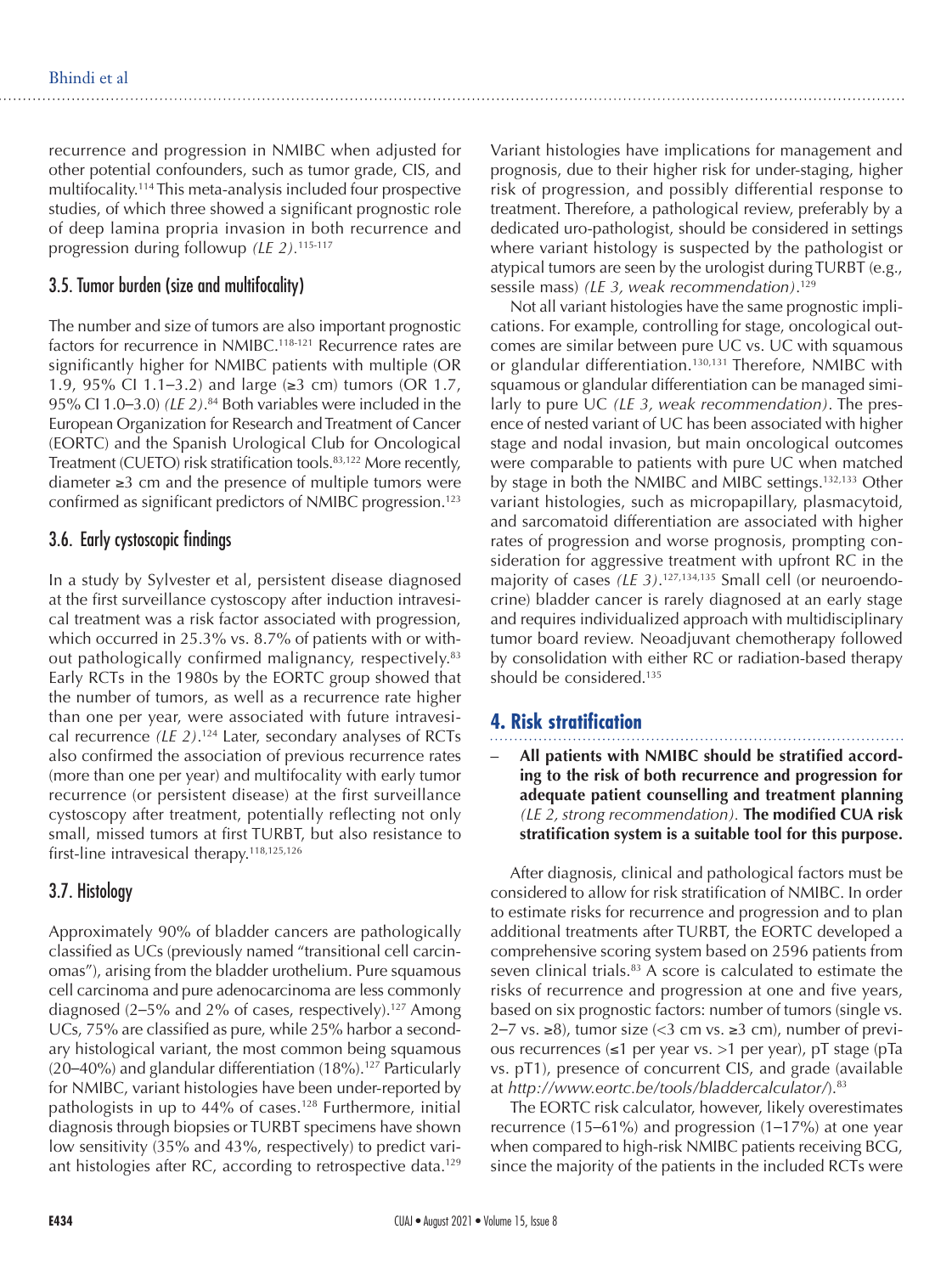recurrence and progression in NMIBC when adjusted for other potential confounders, such as tumor grade, CIS, and multifocality.[114] This meta-analysis included four prospective studies, of which three showed a significant prognostic role of deep lamina propria invasion in both recurrence and progression during followup *(LE 2)*.[115-117]

### 3.5. Tumor burden (size and multifocality)

The number and size of tumors are also important prognostic factors for recurrence in NMIBC.[118-121] Recurrence rates are significantly higher for NMIBC patients with multiple (OR 1.9, 95% CI 1.1–3.2) and large (≥3 cm) tumors (OR 1.7, 95% CI 1.0–3.0) *(LE 2)*.[84] Both variables were included in the European Organization for Research and Treatment of Cancer (EORTC) and the Spanish Urological Club for Oncological Treatment (CUETO) risk stratification tools.[83,122] More recently, diameter ≥3 cm and the presence of multiple tumors were confirmed as significant predictors of NMIBC progression.[123]

### 3.6. Early cystoscopic findings

In a study by Sylvester et al, persistent disease diagnosed at the first surveillance cystoscopy after induction intravesical treatment was a risk factor associated with progression, which occurred in 25.3% vs. 8.7% of patients with or without pathologically confirmed malignancy, respectively.[83] Early RCTs in the 1980s by the EORTC group showed that the number of tumors, as well as a recurrence rate higher than one per year, were associated with future intravesical recurrence *(LE 2)*.[124] Later, secondary analyses of RCTs also confirmed the association of previous recurrence rates (more than one per year) and multifocality with early tumor recurrence (or persistent disease) at the first surveillance cystoscopy after treatment, potentially reflecting not only small, missed tumors at first TURBT, but also resistance to first-line intravesical therapy.[118,125,126]

### 3.7. Histology

Approximately 90% of bladder cancers are pathologically classified as UCs (previously named "transitional cell carcinomas"), arising from the bladder urothelium. Pure squamous cell carcinoma and pure adenocarcinoma are less commonly diagnosed (2–5% and 2% of cases, respectively).[127] Among UCs, 75% are classified as pure, while 25% harbor a secondary histological variant, the most common being squamous (20–40%) and glandular differentiation (18%).[127] Particularly for NMIBC, variant histologies have been under-reported by pathologists in up to 44% of cases.[128] Furthermore, initial diagnosis through biopsies or TURBT specimens have shown low sensitivity (35% and 43%, respectively) to predict variant histologies after RC, according to retrospective data.[129]

Variant histologies have implications for management and prognosis, due to their higher risk for under-staging, higher risk of progression, and possibly differential response to treatment. Therefore, a pathological review, preferably by a dedicated uro-pathologist, should be considered in settings where variant histology is suspected by the pathologist or atypical tumors are seen by the urologist during TURBT (e.g., sessile mass) *(LE 3, weak recommendation)*.[129]

Not all variant histologies have the same prognostic implications. For example, controlling for stage, oncological outcomes are similar between pure UC vs. UC with squamous or glandular differentiation.[130,131] Therefore, NMIBC with squamous or glandular differentiation can be managed similarly to pure UC *(LE 3, weak recommendation)*. The presence of nested variant of UC has been associated with higher stage and nodal invasion, but main oncological outcomes were comparable to patients with pure UC when matched by stage in both the NMIBC and MIBC settings.[132,133] Other variant histologies, such as micropapillary, plasmacytoid, and sarcomatoid differentiation are associated with higher rates of progression and worse prognosis, prompting consideration for aggressive treatment with upfront RC in the majority of cases *(LE 3)*.[127,134,135] Small cell (or neuroendocrine) bladder cancer is rarely diagnosed at an early stage and requires individualized approach with multidisciplinary tumor board review. Neoadjuvant chemotherapy followed by consolidation with either RC or radiation-based therapy should be considered.[135]

## 4. Risk stratification

- **All patients with NMIBC should be stratified according to the risk of both recurrence and progression for adequate patient counselling and treatment planning** *(LE 2, strong recommendation)*. **The modified CUA risk stratification system is a suitable tool for this purpose.**

After diagnosis, clinical and pathological factors must be considered to allow for risk stratification of NMIBC. In order to estimate risks for recurrence and progression and to plan additional treatments after TURBT, the EORTC developed a comprehensive scoring system based on 2596 patients from seven clinical trials.[83] A score is calculated to estimate the risks of recurrence and progression at one and five years, based on six prognostic factors: number of tumors (single vs. 2–7 vs. ≥8), tumor size (<3 cm vs. ≥3 cm), number of previous recurrences (≤1 per year vs. >1 per year), pT stage (pTa vs. pT1), presence of concurrent CIS, and grade (available at *http://www.eortc.be/tools/bladdercalculator/*).[83]

The EORTC risk calculator, however, likely overestimates recurrence (15–61%) and progression (1–17%) at one year when compared to high-risk NMIBC patients receiving BCG, since the majority of the patients in the included RCTs were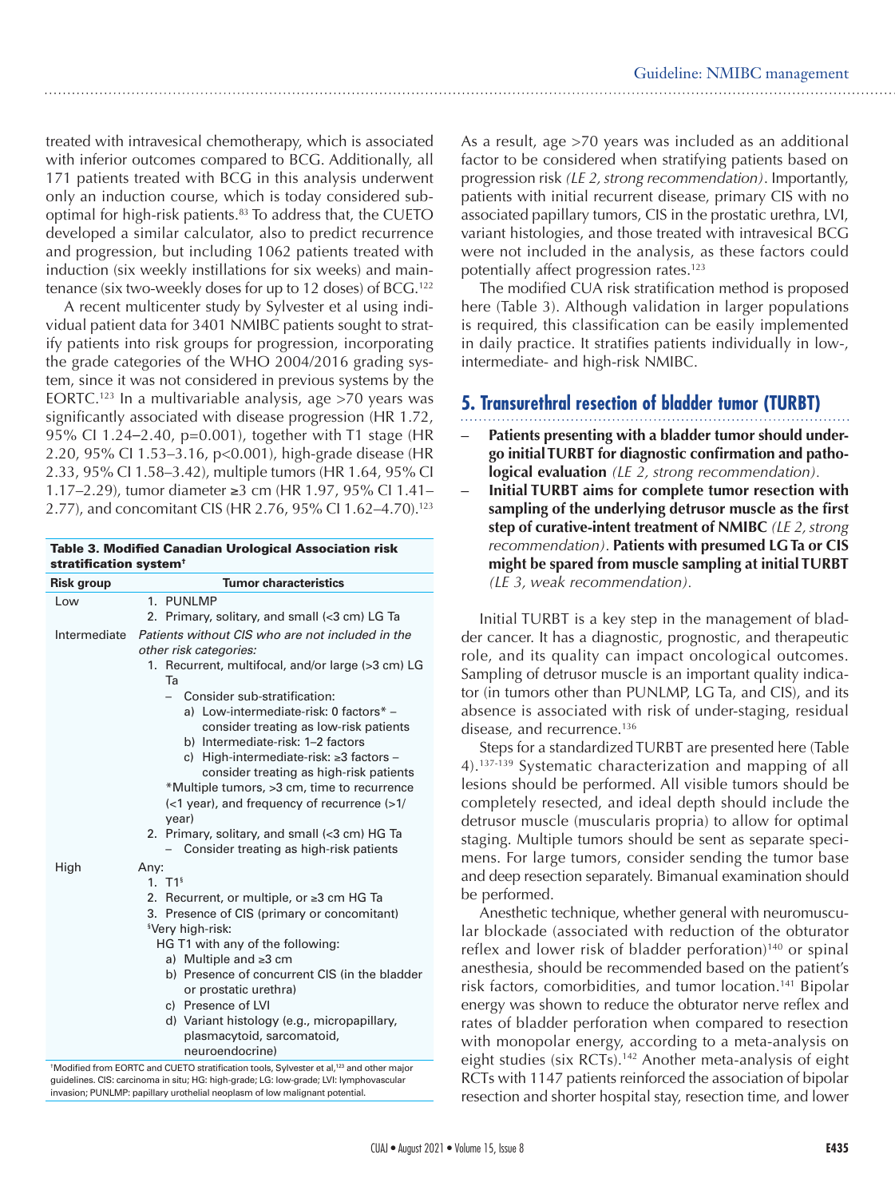treated with intravesical chemotherapy, which is associated with inferior outcomes compared to BCG. Additionally, all 171 patients treated with BCG in this analysis underwent only an induction course, which is today considered sub-optimal for high-risk patients.[83] To address that, the CUETO developed a similar calculator, also to predict recurrence and progression, but including 1062 patients treated with induction (six weekly instillations for six weeks) and maintenance (six two-weekly doses for up to 12 doses) of BCG.[122]

A recent multicenter study by Sylvester et al using individual patient data for 3401 NMIBC patients sought to stratify patients into risk groups for progression, incorporating the grade categories of the WHO 2004/2016 grading system, since it was not considered in previous systems by the EORTC.[123] In a multivariable analysis, age >70 years was significantly associated with disease progression (HR 1.72, 95% CI 1.24–2.40, p=0.001), together with T1 stage (HR 2.20, 95% CI 1.53–3.16, p<0.001), high-grade disease (HR 2.33, 95% CI 1.58–3.42), multiple tumors (HR 1.64, 95% CI 1.17–2.29), tumor diameter ≥3 cm (HR 1.97, 95% CI 1.41–2.77), and concomitant CIS (HR 2.76, 95% CI 1.62–4.70).[123]

**Table 3. Modified Canadian Urological Association risk stratification system†**

| Risk group | Tumor characteristics |
|---|---|
| Low | 1. PUNLMP<br>2. Primary, solitary, and small (<3 cm) LG Ta |
| Intermediate | *Patients without CIS who are not included in the other risk categories:*<br>1. Recurrent, multifocal, and/or large (>3 cm) LG Ta<br>– Consider sub-stratification:<br>a) Low-intermediate-risk: 0 factors* – consider treating as low-risk patients<br>b) Intermediate-risk: 1–2 factors<br>c) High-intermediate-risk: ≥3 factors – consider treating as high-risk patients<br>*Multiple tumors, >3 cm, time to recurrence (<1 year), and frequency of recurrence (>1/year)<br>2. Primary, solitary, and small (<3 cm) HG Ta<br>– Consider treating as high-risk patients |
| High | Any:<br>1. T1§<br>2. Recurrent, or multiple, or ≥3 cm HG Ta<br>3. Presence of CIS (primary or concomitant)<br>§Very high-risk:<br>HG T1 with any of the following:<br>a) Multiple and ≥3 cm<br>b) Presence of concurrent CIS (in the bladder or prostatic urethra)<br>c) Presence of LVI<br>d) Variant histology (e.g., micropapillary, plasmacytoid, sarcomatoid, neuroendocrine) |

†Modified from EORTC and CUETO stratification tools, Sylvester et al,[123] and other major guidelines. CIS: carcinoma in situ; HG: high-grade; LG: low-grade; LVI: lymphovascular invasion; PUNLMP: papillary urothelial neoplasm of low malignant potential.

As a result, age >70 years was included as an additional factor to be considered when stratifying patients based on progression risk *(LE 2, strong recommendation)*. Importantly, patients with initial recurrent disease, primary CIS with no associated papillary tumors, CIS in the prostatic urethra, LVI, variant histologies, and those treated with intravesical BCG were not included in the analysis, as these factors could potentially affect progression rates.[123]

The modified CUA risk stratification method is proposed here (Table 3). Although validation in larger populations is required, this classification can be easily implemented in daily practice. It stratifies patients individually in low-, intermediate- and high-risk NMIBC.

## 5. Transurethral resection of bladder tumor (TURBT)

- **Patients presenting with a bladder tumor should undergo initial TURBT for diagnostic confirmation and pathological evaluation** *(LE 2, strong recommendation).*
- **Initial TURBT aims for complete tumor resection with sampling of the underlying detrusor muscle as the first step of curative-intent treatment of NMIBC** *(LE 2, strong recommendation)*. **Patients with presumed LG Ta or CIS might be spared from muscle sampling at initial TURBT** *(LE 3, weak recommendation).*

Initial TURBT is a key step in the management of bladder cancer. It has a diagnostic, prognostic, and therapeutic role, and its quality can impact oncological outcomes. Sampling of detrusor muscle is an important quality indicator (in tumors other than PUNLMP, LG Ta, and CIS), and its absence is associated with risk of under-staging, residual disease, and recurrence.[136]

Steps for a standardized TURBT are presented here (Table 4).[137-139] Systematic characterization and mapping of all lesions should be performed. All visible tumors should be completely resected, and ideal depth should include the detrusor muscle (muscularis propria) to allow for optimal staging. Multiple tumors should be sent as separate specimens. For large tumors, consider sending the tumor base and deep resection separately. Bimanual examination should be performed.

Anesthetic technique, whether general with neuromuscular blockade (associated with reduction of the obturator reflex and lower risk of bladder perforation)[140] or spinal anesthesia, should be recommended based on the patient's risk factors, comorbidities, and tumor location.[141] Bipolar energy was shown to reduce the obturator nerve reflex and rates of bladder perforation when compared to resection with monopolar energy, according to a meta-analysis on eight studies (six RCTs).[142] Another meta-analysis of eight RCTs with 1147 patients reinforced the association of bipolar resection and shorter hospital stay, resection time, and lower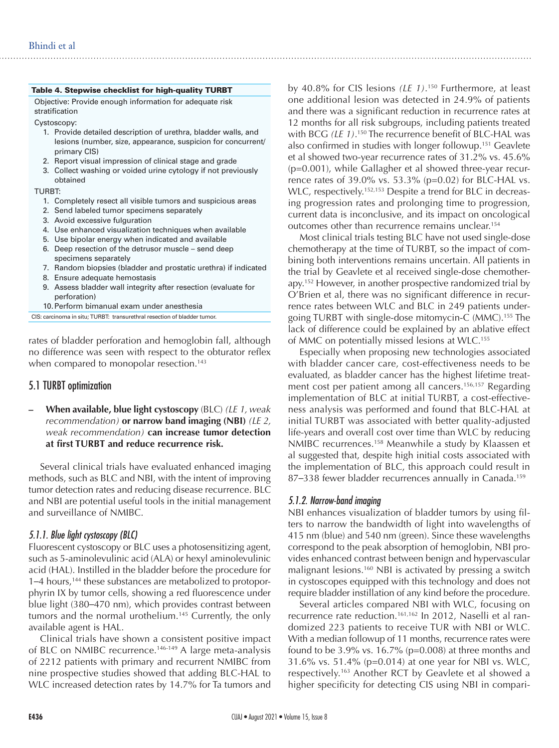**Table 4. Stepwise checklist for high-quality TURBT**

Objective: Provide enough information for adequate risk stratification

Cystoscopy:

1. Provide detailed description of urethra, bladder walls, and lesions (number, size, appearance, suspicion for concurrent/primary CIS)
2. Report visual impression of clinical stage and grade
3. Collect washing or voided urine cytology if not previously obtained

TURBT:

1. Completely resect all visible tumors and suspicious areas
2. Send labeled tumor specimens separately
3. Avoid excessive fulguration
4. Use enhanced visualization techniques when available
5. Use bipolar energy when indicated and available
6. Deep resection of the detrusor muscle – send deep specimens separately
7. Random biopsies (bladder and prostatic urethra) if indicated
8. Ensure adequate hemostasis
9. Assess bladder wall integrity after resection (evaluate for perforation)
10. Perform bimanual exam under anesthesia

CIS: carcinoma in situ; TURBT: transurethral resection of bladder tumor.

rates of bladder perforation and hemoglobin fall, although no difference was seen with respect to the obturator reflex when compared to monopolar resection.[143]

## 5.1 TURBT optimization

– **When available, blue light cystoscopy** (BLC) *(LE 1, weak recommendation)* **or narrow band imaging (NBI)** *(LE 2, weak recommendation)* **can increase tumor detection at first TURBT and reduce recurrence risk.**

Several clinical trials have evaluated enhanced imaging methods, such as BLC and NBI, with the intent of improving tumor detection rates and reducing disease recurrence. BLC and NBI are potential useful tools in the initial management and surveillance of NMIBC.

### 5.1.1. Blue light cystoscopy (BLC)

Fluorescent cystoscopy or BLC uses a photosensitizing agent, such as 5-aminolevulinic acid (ALA) or hexyl aminolevulinic acid (HAL). Instilled in the bladder before the procedure for 1–4 hours,[144] these substances are metabolized to protoporphyrin IX by tumor cells, showing a red fluorescence under blue light (380–470 nm), which provides contrast between tumors and the normal urothelium.[145] Currently, the only available agent is HAL.

Clinical trials have shown a consistent positive impact of BLC on NMIBC recurrence.[146-149] A large meta-analysis of 2212 patients with primary and recurrent NMIBC from nine prospective studies showed that adding BLC-HAL to WLC increased detection rates by 14.7% for Ta tumors and by 40.8% for CIS lesions *(LE 1)*.[150] Furthermore, at least one additional lesion was detected in 24.9% of patients and there was a significant reduction in recurrence rates at 12 months for all risk subgroups, including patients treated with BCG *(LE 1)*.[150] The recurrence benefit of BLC-HAL was also confirmed in studies with longer followup.[151] Geavlete et al showed two-year recurrence rates of 31.2% vs. 45.6% (p=0.001), while Gallagher et al showed three-year recurrence rates of 39.0% vs. 53.3% (p=0.02) for BLC-HAL vs. WLC, respectively.[152,153] Despite a trend for BLC in decreasing progression rates and prolonging time to progression, current data is inconclusive, and its impact on oncological outcomes other than recurrence remains unclear.[154]

Most clinical trials testing BLC have not used single-dose chemotherapy at the time of TURBT, so the impact of combining both interventions remains uncertain. All patients in the trial by Geavlete et al received single-dose chemotherapy.[152] However, in another prospective randomized trial by O'Brien et al, there was no significant difference in recurrence rates between WLC and BLC in 249 patients undergoing TURBT with single-dose mitomycin-C (MMC).[155] The lack of difference could be explained by an ablative effect of MMC on potentially missed lesions at WLC.[155]

Especially when proposing new technologies associated with bladder cancer care, cost-effectiveness needs to be evaluated, as bladder cancer has the highest lifetime treatment cost per patient among all cancers.[156,157] Regarding implementation of BLC at initial TURBT, a cost-effectiveness analysis was performed and found that BLC-HAL at initial TURBT was associated with better quality-adjusted life-years and overall cost over time than WLC by reducing NMIBC recurrences.[158] Meanwhile a study by Klaassen et al suggested that, despite high initial costs associated with the implementation of BLC, this approach could result in 87–338 fewer bladder recurrences annually in Canada.[159]

### 5.1.2. Narrow-band imaging

NBI enhances visualization of bladder tumors by using filters to narrow the bandwidth of light into wavelengths of 415 nm (blue) and 540 nm (green). Since these wavelengths correspond to the peak absorption of hemoglobin, NBI provides enhanced contrast between benign and hypervascular malignant lesions.[160] NBI is activated by pressing a switch in cystoscopes equipped with this technology and does not require bladder instillation of any kind before the procedure.

Several articles compared NBI with WLC, focusing on recurrence rate reduction.[161,162] In 2012, Naselli et al randomized 223 patients to receive TUR with NBI or WLC. With a median followup of 11 months, recurrence rates were found to be 3.9% vs. 16.7% (p=0.008) at three months and 31.6% vs. 51.4% (p=0.014) at one year for NBI vs. WLC, respectively.[163] Another RCT by Geavlete et al showed a higher specificity for detecting CIS using NBI in compari-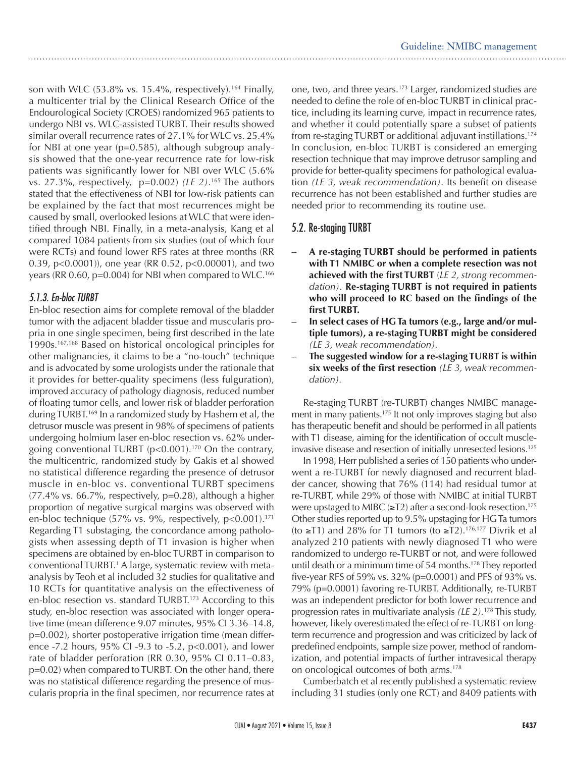son with WLC (53.8% vs. 15.4%, respectively).[164] Finally, a multicenter trial by the Clinical Research Office of the Endourological Society (CROES) randomized 965 patients to undergo NBI vs. WLC-assisted TURBT. Their results showed similar overall recurrence rates of 27.1% for WLC vs. 25.4% for NBI at one year (p=0.585), although subgroup analysis showed that the one-year recurrence rate for low-risk patients was significantly lower for NBI over WLC (5.6% vs. 27.3%, respectively, p=0.002) *(LE 2)*.[165] The authors stated that the effectiveness of NBI for low-risk patients can be explained by the fact that most recurrences might be caused by small, overlooked lesions at WLC that were identified through NBI. Finally, in a meta-analysis, Kang et al compared 1084 patients from six studies (out of which four were RCTs) and found lower RFS rates at three months (RR 0.39, p<0.0001)), one year (RR 0.52, p<0.00001), and two years (RR 0.60, p=0.004) for NBI when compared to WLC.[166]

### 5.1.3. En-bloc TURBT

En-bloc resection aims for complete removal of the bladder tumor with the adjacent bladder tissue and muscularis propria in one single specimen, being first described in the late 1990s.[167,168] Based on historical oncological principles for other malignancies, it claims to be a "no-touch" technique and is advocated by some urologists under the rationale that it provides for better-quality specimens (less fulguration), improved accuracy of pathology diagnosis, reduced number of floating tumor cells, and lower risk of bladder perforation during TURBT.[169] In a randomized study by Hashem et al, the detrusor muscle was present in 98% of specimens of patients undergoing holmium laser en-bloc resection vs. 62% undergoing conventional TURBT (p<0.001).[170] On the contrary, the multicentric, randomized study by Gakis et al showed no statistical difference regarding the presence of detrusor muscle in en-bloc vs. conventional TURBT specimens (77.4% vs. 66.7%, respectively, p=0.28), although a higher proportion of negative surgical margins was observed with en-bloc technique (57% vs. 9%, respectively, p<0.001).[171] Regarding T1 substaging, the concordance among pathologists when assessing depth of T1 invasion is higher when specimens are obtained by en-bloc TURBT in comparison to conventional TURBT.[1] A large, systematic review with meta-analysis by Teoh et al included 32 studies for qualitative and 10 RCTs for quantitative analysis on the effectiveness of en-bloc resection vs. standard TURBT.[173] According to this study, en-bloc resection was associated with longer operative time (mean difference 9.07 minutes, 95% CI 3.36–14.8, p=0.002), shorter postoperative irrigation time (mean difference -7.2 hours, 95% CI -9.3 to -5.2, p<0.001), and lower rate of bladder perforation (RR 0.30, 95% CI 0.11–0.83, p=0.02) when compared to TURBT. On the other hand, there was no statistical difference regarding the presence of muscularis propria in the final specimen, nor recurrence rates at one, two, and three years.[173] Larger, randomized studies are needed to define the role of en-bloc TURBT in clinical practice, including its learning curve, impact in recurrence rates, and whether it could potentially spare a subset of patients from re-staging TURBT or additional adjuvant instillations.[174] In conclusion, en-bloc TURBT is considered an emerging resection technique that may improve detrusor sampling and provide for better-quality specimens for pathological evaluation *(LE 3, weak recommendation)*. Its benefit on disease recurrence has not been established and further studies are needed prior to recommending its routine use.

## 5.2. Re-staging TURBT

- **A re-staging TURBT should be performed in patients with T1 NMIBC or when a complete resection was not achieved with the first TURBT** (*LE 2, strong recommendation)*. **Re-staging TURBT is not required in patients who will proceed to RC based on the findings of the first TURBT.**
- **In select cases of HG Ta tumors (e.g., large and/or multiple tumors), a re-staging TURBT might be considered** *(LE 3, weak recommendation)*.
- **The suggested window for a re-staging TURBT is within six weeks of the first resection** *(LE 3, weak recommendation)*.

Re-staging TURBT (re-TURBT) changes NMIBC management in many patients.[175] It not only improves staging but also has therapeutic benefit and should be performed in all patients with T1 disease, aiming for the identification of occult muscle-invasive disease and resection of initially unresected lesions.[125]

In 1998, Herr published a series of 150 patients who underwent a re-TURBT for newly diagnosed and recurrent bladder cancer, showing that 76% (114) had residual tumor at re-TURBT, while 29% of those with NMIBC at initial TURBT were upstaged to MIBC (≥T2) after a second-look resection.[175] Other studies reported up to 9.5% upstaging for HG Ta tumors (to ≥T1) and 28% for T1 tumors (to ≥T2).[176,177] Divrik et al analyzed 210 patients with newly diagnosed T1 who were randomized to undergo re-TURBT or not, and were followed until death or a minimum time of 54 months.[178] They reported five-year RFS of 59% vs. 32% (p=0.0001) and PFS of 93% vs. 79% (p=0.0001) favoring re-TURBT. Additionally, re-TURBT was an independent predictor for both lower recurrence and progression rates in multivariate analysis *(LE 2)*.[178] This study, however, likely overestimated the effect of re-TURBT on long-term recurrence and progression and was criticized by lack of predefined endpoints, sample size power, method of randomization, and potential impacts of further intravesical therapy on oncological outcomes of both arms.[178]

Cumberbatch et al recently published a systematic review including 31 studies (only one RCT) and 8409 patients with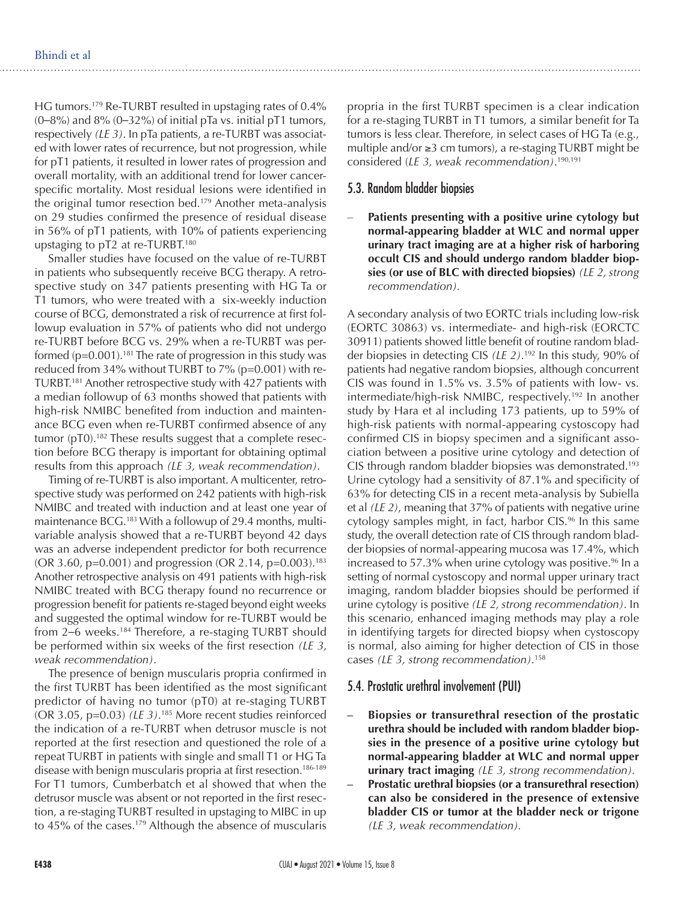HG tumors.[179] Re-TURBT resulted in upstaging rates of 0.4% (0–8%) and 8% (0–32%) of initial pTa vs. initial pT1 tumors, respectively *(LE 3)*. In pTa patients, a re-TURBT was associated with lower rates of recurrence, but not progression, while for pT1 patients, it resulted in lower rates of progression and overall mortality, with an additional trend for lower cancer-specific mortality. Most residual lesions were identified in the original tumor resection bed.[179] Another meta-analysis on 29 studies confirmed the presence of residual disease in 56% of pT1 patients, with 10% of patients experiencing upstaging to pT2 at re-TURBT.[180]

Smaller studies have focused on the value of re-TURBT in patients who subsequently receive BCG therapy. A retrospective study on 347 patients presenting with HG Ta or T1 tumors, who were treated with a six-weekly induction course of BCG, demonstrated a risk of recurrence at first followup evaluation in 57% of patients who did not undergo re-TURBT before BCG vs. 29% when a re-TURBT was performed (p=0.001).[181] The rate of progression in this study was reduced from 34% without TURBT to 7% (p=0.001) with re-TURBT.[181] Another retrospective study with 427 patients with a median followup of 63 months showed that patients with high-risk NMIBC benefited from induction and maintenance BCG even when re-TURBT confirmed absence of any tumor (pT0).[182] These results suggest that a complete resection before BCG therapy is important for obtaining optimal results from this approach *(LE 3, weak recommendation)*.

Timing of re-TURBT is also important. A multicenter, retrospective study was performed on 242 patients with high-risk NMIBC and treated with induction and at least one year of maintenance BCG.[183] With a followup of 29.4 months, multivariable analysis showed that a re-TURBT beyond 42 days was an adverse independent predictor for both recurrence (OR 3.60, p=0.001) and progression (OR 2.14, p=0.003).[183] Another retrospective analysis on 491 patients with high-risk NMIBC treated with BCG therapy found no recurrence or progression benefit for patients re-staged beyond eight weeks and suggested the optimal window for re-TURBT would be from 2–6 weeks.[184] Therefore, a re-staging TURBT should be performed within six weeks of the first resection *(LE 3, weak recommendation)*.

The presence of benign muscularis propria confirmed in the first TURBT has been identified as the most significant predictor of having no tumor (pT0) at re-staging TURBT (OR 3.05, p=0.03) *(LE 3)*.[185] More recent studies reinforced the indication of a re-TURBT when detrusor muscle is not reported at the first resection and questioned the role of a repeat TURBT in patients with single and small T1 or HG Ta disease with benign muscularis propria at first resection.[186-189] For T1 tumors, Cumberbatch et al showed that when the detrusor muscle was absent or not reported in the first resection, a re-staging TURBT resulted in upstaging to MIBC in up to 45% of the cases.[179] Although the absence of muscularis propria in the first TURBT specimen is a clear indication for a re-staging TURBT in T1 tumors, a similar benefit for Ta tumors is less clear. Therefore, in select cases of HG Ta (e.g., multiple and/or ≥3 cm tumors), a re-staging TURBT might be considered *(LE 3, weak recommendation)*.[190,191]

## 5.3. Random bladder biopsies

- **Patients presenting with a positive urine cytology but normal-appearing bladder at WLC and normal upper urinary tract imaging are at a higher risk of harboring occult CIS and should undergo random bladder biopsies (or use of BLC with directed biopsies)** *(LE 2, strong recommendation)*.

A secondary analysis of two EORTC trials including low-risk (EORTC 30863) vs. intermediate- and high-risk (EORCTC 30911) patients showed little benefit of routine random bladder biopsies in detecting CIS *(LE 2)*.[192] In this study, 90% of patients had negative random biopsies, although concurrent CIS was found in 1.5% vs. 3.5% of patients with low- vs. intermediate/high-risk NMIBC, respectively.[192] In another study by Hara et al including 173 patients, up to 59% of high-risk patients with normal-appearing cystoscopy had confirmed CIS in biopsy specimen and a significant association between a positive urine cytology and detection of CIS through random bladder biopsies was demonstrated.[193] Urine cytology had a sensitivity of 87.1% and specificity of 63% for detecting CIS in a recent meta-analysis by Subiella et al *(LE 2)*, meaning that 37% of patients with negative urine cytology samples might, in fact, harbor CIS.[96] In this same study, the overall detection rate of CIS through random bladder biopsies of normal-appearing mucosa was 17.4%, which increased to 57.3% when urine cytology was positive.[96] In a setting of normal cystoscopy and normal upper urinary tract imaging, random bladder biopsies should be performed if urine cytology is positive *(LE 2, strong recommendation)*. In this scenario, enhanced imaging methods may play a role in identifying targets for directed biopsy when cystoscopy is normal, also aiming for higher detection of CIS in those cases *(LE 3, strong recommendation)*.[158]

## 5.4. Prostatic urethral involvement (PUI)

- **Biopsies or transurethral resection of the prostatic urethra should be included with random bladder biopsies in the presence of a positive urine cytology but normal-appearing bladder at WLC and normal upper urinary tract imaging** *(LE 3, strong recommendation)*.
- **Prostatic urethral biopsies (or a transurethral resection) can also be considered in the presence of extensive bladder CIS or tumor at the bladder neck or trigone** *(LE 3, weak recommendation)*.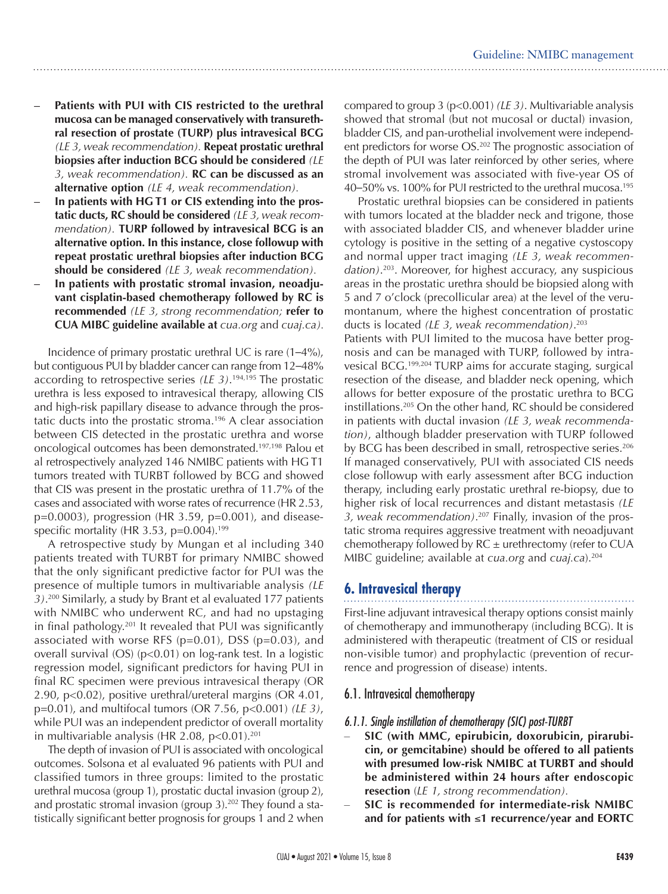- **Patients with PUI with CIS restricted to the urethral mucosa can be managed conservatively with transurethral resection of prostate (TURP) plus intravesical BCG** *(LE 3, weak recommendation).* **Repeat prostatic urethral biopsies after induction BCG should be considered** *(LE 3, weak recommendation).* **RC can be discussed as an alternative option** *(LE 4, weak recommendation).*
- **In patients with HG T1 or CIS extending into the prostatic ducts, RC should be considered** *(LE 3, weak recommendation).* **TURP followed by intravesical BCG is an alternative option. In this instance, close followup with repeat prostatic urethral biopsies after induction BCG should be considered** *(LE 3, weak recommendation).*
- **In patients with prostatic stromal invasion, neoadjuvant cisplatin-based chemotherapy followed by RC is recommended** *(LE 3, strong recommendation;* **refer to CUA MIBC guideline available at** *cua.org* and *cuaj.ca).*

Incidence of primary prostatic urethral UC is rare (1–4%), but contiguous PUI by bladder cancer can range from 12–48% according to retrospective series *(LE 3)*.[194,195] The prostatic urethra is less exposed to intravesical therapy, allowing CIS and high-risk papillary disease to advance through the prostatic ducts into the prostatic stroma.[196] A clear association between CIS detected in the prostatic urethra and worse oncological outcomes has been demonstrated.[197,198] Palou et al retrospectively analyzed 146 NMIBC patients with HG T1 tumors treated with TURBT followed by BCG and showed that CIS was present in the prostatic urethra of 11.7% of the cases and associated with worse rates of recurrence (HR 2.53, p=0.0003), progression (HR 3.59, p=0.001), and disease-specific mortality (HR 3.53, p=0.004).[199]

A retrospective study by Mungan et al including 340 patients treated with TURBT for primary NMIBC showed that the only significant predictive factor for PUI was the presence of multiple tumors in multivariable analysis *(LE 3)*.[200] Similarly, a study by Brant et al evaluated 177 patients with NMIBC who underwent RC, and had no upstaging in final pathology.[201] It revealed that PUI was significantly associated with worse RFS (p=0.01), DSS (p=0.03), and overall survival (OS) (p<0.01) on log-rank test. In a logistic regression model, significant predictors for having PUI in final RC specimen were previous intravesical therapy (OR 2.90, p<0.02), positive urethral/ureteral margins (OR 4.01, p=0.01), and multifocal tumors (OR 7.56, p<0.001) *(LE 3)*, while PUI was an independent predictor of overall mortality in multivariable analysis (HR 2.08, p<0.01).[201]

The depth of invasion of PUI is associated with oncological outcomes. Solsona et al evaluated 96 patients with PUI and classified tumors in three groups: limited to the prostatic urethral mucosa (group 1), prostatic ductal invasion (group 2), and prostatic stromal invasion (group 3).[202] They found a statistically significant better prognosis for groups 1 and 2 when compared to group 3 (p<0.001) *(LE 3)*. Multivariable analysis showed that stromal (but not mucosal or ductal) invasion, bladder CIS, and pan-urothelial involvement were independent predictors for worse OS.[202] The prognostic association of the depth of PUI was later reinforced by other series, where stromal involvement was associated with five-year OS of 40–50% vs. 100% for PUI restricted to the urethral mucosa.[195]

Prostatic urethral biopsies can be considered in patients with tumors located at the bladder neck and trigone, those with associated bladder CIS, and whenever bladder urine cytology is positive in the setting of a negative cystoscopy and normal upper tract imaging *(LE 3, weak recommendation)*.[203]. Moreover, for highest accuracy, any suspicious areas in the prostatic urethra should be biopsied along with 5 and 7 o'clock (precollicular area) at the level of the verumontanum, where the highest concentration of prostatic ducts is located *(LE 3, weak recommendation)*.[203]

Patients with PUI limited to the mucosa have better prognosis and can be managed with TURP, followed by intravesical BCG.[199,204] TURP aims for accurate staging, surgical resection of the disease, and bladder neck opening, which allows for better exposure of the prostatic urethra to BCG instillations.[205] On the other hand, RC should be considered in patients with ductal invasion *(LE 3, weak recommendation)*, although bladder preservation with TURP followed by BCG has been described in small, retrospective series.[206] If managed conservatively, PUI with associated CIS needs close followup with early assessment after BCG induction therapy, including early prostatic urethral re-biopsy, due to higher risk of local recurrences and distant metastasis *(LE 3, weak recommendation)*.[207] Finally, invasion of the prostatic stroma requires aggressive treatment with neoadjuvant chemotherapy followed by RC ± urethrectomy (refer to CUA MIBC guideline; available at *cua.org* and *cuaj.ca*).[204]

## 6. Intravesical therapy

First-line adjuvant intravesical therapy options consist mainly of chemotherapy and immunotherapy (including BCG). It is administered with therapeutic (treatment of CIS or residual non-visible tumor) and prophylactic (prevention of recurrence and progression of disease) intents.

### 6.1. Intravesical chemotherapy

#### *6.1.1. Single instillation of chemotherapy (SIC) post-TURBT*

- **SIC (with MMC, epirubicin, doxorubicin, pirarubicin, or gemcitabine) should be offered to all patients with presumed low-risk NMIBC at TURBT and should be administered within 24 hours after endoscopic resection** (*LE 1, strong recommendation).*
- **SIC is recommended for intermediate-risk NMIBC and for patients with ≤1 recurrence/year and EORTC**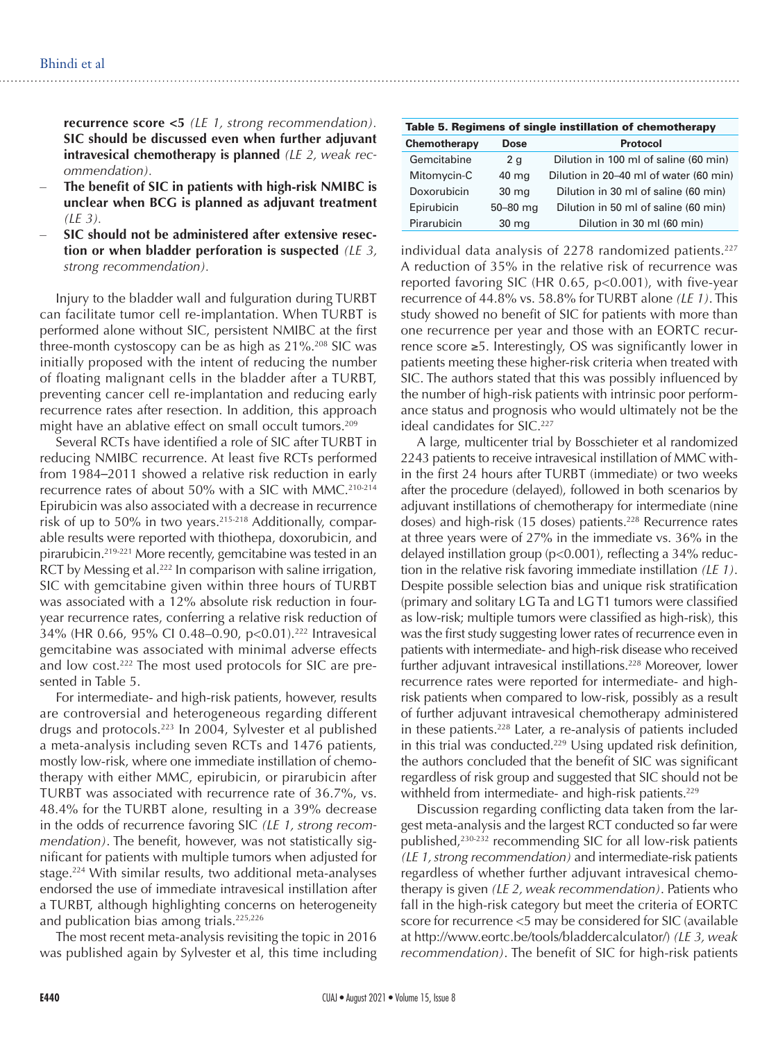**recurrence score <5** *(LE 1, strong recommendation)*. **SIC should be discussed even when further adjuvant intravesical chemotherapy is planned** *(LE 2, weak recommendation)*.

- **The benefit of SIC in patients with high-risk NMIBC is unclear when BCG is planned as adjuvant treatment** *(LE 3)*.
- **SIC should not be administered after extensive resection or when bladder perforation is suspected** *(LE 3, strong recommendation)*.

Injury to the bladder wall and fulguration during TURBT can facilitate tumor cell re-implantation. When TURBT is performed alone without SIC, persistent NMIBC at the first three-month cystoscopy can be as high as 21%.[208] SIC was initially proposed with the intent of reducing the number of floating malignant cells in the bladder after a TURBT, preventing cancer cell re-implantation and reducing early recurrence rates after resection. In addition, this approach might have an ablative effect on small occult tumors.[209]

Several RCTs have identified a role of SIC after TURBT in reducing NMIBC recurrence. At least five RCTs performed from 1984–2011 showed a relative risk reduction in early recurrence rates of about 50% with a SIC with MMC.[210-214] Epirubicin was also associated with a decrease in recurrence risk of up to 50% in two years.[215-218] Additionally, comparable results were reported with thiothepa, doxorubicin, and pirarubicin.[219-221] More recently, gemcitabine was tested in an RCT by Messing et al.[222] In comparison with saline irrigation, SIC with gemcitabine given within three hours of TURBT was associated with a 12% absolute risk reduction in four-year recurrence rates, conferring a relative risk reduction of 34% (HR 0.66, 95% CI 0.48–0.90, p<0.01).[222] Intravesical gemcitabine was associated with minimal adverse effects and low cost.[222] The most used protocols for SIC are presented in Table 5.

**Table 5. Regimens of single instillation of chemotherapy**

| Chemotherapy | Dose | Protocol |
|---|---|---|
| Gemcitabine | 2 g | Dilution in 100 ml of saline (60 min) |
| Mitomycin-C | 40 mg | Dilution in 20–40 ml of water (60 min) |
| Doxorubicin | 30 mg | Dilution in 30 ml of saline (60 min) |
| Epirubicin | 50–80 mg | Dilution in 50 ml of saline (60 min) |
| Pirarubicin | 30 mg | Dilution in 30 ml (60 min) |

For intermediate- and high-risk patients, however, results are controversial and heterogeneous regarding different drugs and protocols.[223] In 2004, Sylvester et al published a meta-analysis including seven RCTs and 1476 patients, mostly low-risk, where one immediate instillation of chemotherapy with either MMC, epirubicin, or pirarubicin after TURBT was associated with recurrence rate of 36.7%, vs. 48.4% for the TURBT alone, resulting in a 39% decrease in the odds of recurrence favoring SIC *(LE 1, strong recommendation)*. The benefit, however, was not statistically significant for patients with multiple tumors when adjusted for stage.[224] With similar results, two additional meta-analyses endorsed the use of immediate intravesical instillation after a TURBT, although highlighting concerns on heterogeneity and publication bias among trials.[225,226]

The most recent meta-analysis revisiting the topic in 2016 was published again by Sylvester et al, this time including individual data analysis of 2278 randomized patients.[227] A reduction of 35% in the relative risk of recurrence was reported favoring SIC (HR 0.65, p<0.001), with five-year recurrence of 44.8% vs. 58.8% for TURBT alone *(LE 1)*. This study showed no benefit of SIC for patients with more than one recurrence per year and those with an EORTC recurrence score ≥5. Interestingly, OS was significantly lower in patients meeting these higher-risk criteria when treated with SIC. The authors stated that this was possibly influenced by the number of high-risk patients with intrinsic poor performance status and prognosis who would ultimately not be the ideal candidates for SIC.[227]

A large, multicenter trial by Bosschieter et al randomized 2243 patients to receive intravesical instillation of MMC within the first 24 hours after TURBT (immediate) or two weeks after the procedure (delayed), followed in both scenarios by adjuvant instillations of chemotherapy for intermediate (nine doses) and high-risk (15 doses) patients.[228] Recurrence rates at three years were of 27% in the immediate vs. 36% in the delayed instillation group (p<0.001), reflecting a 34% reduction in the relative risk favoring immediate instillation *(LE 1)*. Despite possible selection bias and unique risk stratification (primary and solitary LG Ta and LG T1 tumors were classified as low-risk; multiple tumors were classified as high-risk), this was the first study suggesting lower rates of recurrence even in patients with intermediate- and high-risk disease who received further adjuvant intravesical instillations.[228] Moreover, lower recurrence rates were reported for intermediate- and high-risk patients when compared to low-risk, possibly as a result of further adjuvant intravesical chemotherapy administered in these patients.[228] Later, a re-analysis of patients included in this trial was conducted.[229] Using updated risk definition, the authors concluded that the benefit of SIC was significant regardless of risk group and suggested that SIC should not be withheld from intermediate- and high-risk patients.[229]

Discussion regarding conflicting data taken from the largest meta-analysis and the largest RCT conducted so far were published,[230-232] recommending SIC for all low-risk patients *(LE 1, strong recommendation)* and intermediate-risk patients regardless of whether further adjuvant intravesical chemotherapy is given *(LE 2, weak recommendation)*. Patients who fall in the high-risk category but meet the criteria of EORTC score for recurrence <5 may be considered for SIC (available at http://www.eortc.be/tools/bladdercalculator/) *(LE 3, weak recommendation)*. The benefit of SIC for high-risk patients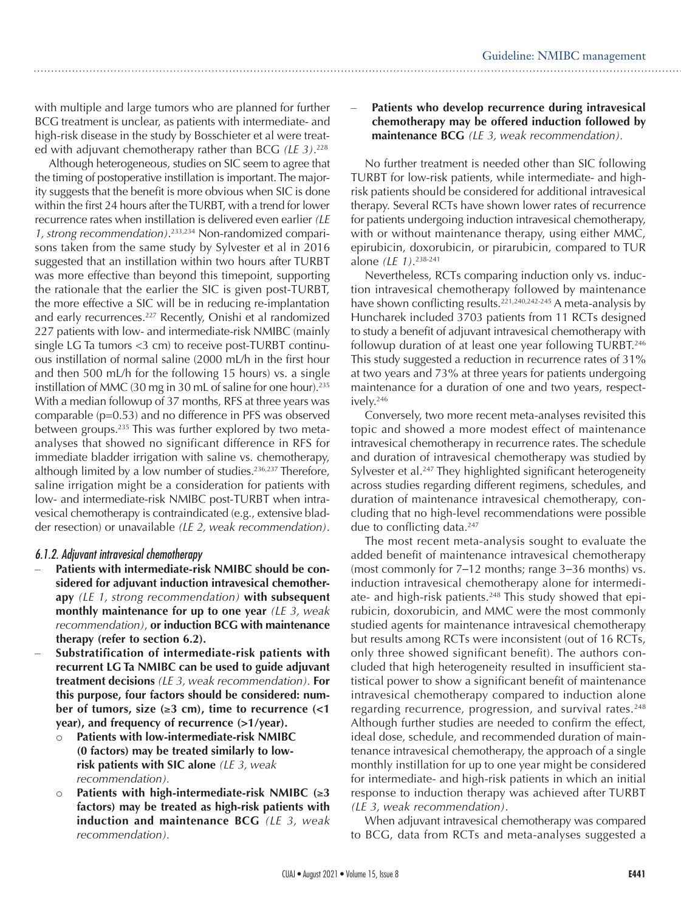with multiple and large tumors who are planned for further BCG treatment is unclear, as patients with intermediate- and high-risk disease in the study by Bosschieter et al were treated with adjuvant chemotherapy rather than BCG *(LE 3)*.[228]

Although heterogeneous, studies on SIC seem to agree that the timing of postoperative instillation is important. The majority suggests that the benefit is more obvious when SIC is done within the first 24 hours after the TURBT, with a trend for lower recurrence rates when instillation is delivered even earlier *(LE 1, strong recommendation)*.[233,234] Non-randomized comparisons taken from the same study by Sylvester et al in 2016 suggested that an instillation within two hours after TURBT was more effective than beyond this timepoint, supporting the rationale that the earlier the SIC is given post-TURBT, the more effective a SIC will be in reducing re-implantation and early recurrences.[227] Recently, Onishi et al randomized 227 patients with low- and intermediate-risk NMIBC (mainly single LG Ta tumors <3 cm) to receive post-TURBT continuous instillation of normal saline (2000 mL/h in the first hour and then 500 mL/h for the following 15 hours) vs. a single instillation of MMC (30 mg in 30 mL of saline for one hour).[235] With a median followup of 37 months, RFS at three years was comparable (p=0.53) and no difference in PFS was observed between groups.[235] This was further explored by two meta-analyses that showed no significant difference in RFS for immediate bladder irrigation with saline vs. chemotherapy, although limited by a low number of studies.[236,237] Therefore, saline irrigation might be a consideration for patients with low- and intermediate-risk NMIBC post-TURBT when intravesical chemotherapy is contraindicated (e.g., extensive bladder resection) or unavailable *(LE 2, weak recommendation)*.

### 6.1.2. Adjuvant intravesical chemotherapy

- **Patients with intermediate-risk NMIBC should be considered for adjuvant induction intravesical chemotherapy** *(LE 1, strong recommendation)* **with subsequent monthly maintenance for up to one year** *(LE 3, weak recommendation)*, **or induction BCG with maintenance therapy (refer to section 6.2).**
- **Substratification of intermediate-risk patients with recurrent LG Ta NMIBC can be used to guide adjuvant treatment decisions** *(LE 3, weak recommendation)*. **For this purpose, four factors should be considered: number of tumors, size (≥3 cm), time to recurrence (<1 year), and frequency of recurrence (>1/year).**
  - **Patients with low-intermediate-risk NMIBC (0 factors) may be treated similarly to low-risk patients with SIC alone** *(LE 3, weak recommendation)*.
  - **Patients with high-intermediate-risk NMIBC (≥3 factors) may be treated as high-risk patients with induction and maintenance BCG** *(LE 3, weak recommendation)*.
- **Patients who develop recurrence during intravesical chemotherapy may be offered induction followed by maintenance BCG** *(LE 3, weak recommendation)*.

No further treatment is needed other than SIC following TURBT for low-risk patients, while intermediate- and high-risk patients should be considered for additional intravesical therapy. Several RCTs have shown lower rates of recurrence for patients undergoing induction intravesical chemotherapy, with or without maintenance therapy, using either MMC, epirubicin, doxorubicin, or pirarubicin, compared to TUR alone *(LE 1)*.[238-241]

Nevertheless, RCTs comparing induction only vs. induction intravesical chemotherapy followed by maintenance have shown conflicting results.[221,240,242-245] A meta-analysis by Huncharek included 3703 patients from 11 RCTs designed to study a benefit of adjuvant intravesical chemotherapy with followup duration of at least one year following TURBT.[246] This study suggested a reduction in recurrence rates of 31% at two years and 73% at three years for patients undergoing maintenance for a duration of one and two years, respectively.[246]

Conversely, two more recent meta-analyses revisited this topic and showed a more modest effect of maintenance intravesical chemotherapy in recurrence rates. The schedule and duration of intravesical chemotherapy was studied by Sylvester et al.[247] They highlighted significant heterogeneity across studies regarding different regimens, schedules, and duration of maintenance intravesical chemotherapy, concluding that no high-level recommendations were possible due to conflicting data.[247]

The most recent meta-analysis sought to evaluate the added benefit of maintenance intravesical chemotherapy (most commonly for 7–12 months; range 3–36 months) vs. induction intravesical chemotherapy alone for intermediate- and high-risk patients.[248] This study showed that epirubicin, doxorubicin, and MMC were the most commonly studied agents for maintenance intravesical chemotherapy but results among RCTs were inconsistent (out of 16 RCTs, only three showed significant benefit). The authors concluded that high heterogeneity resulted in insufficient statistical power to show a significant benefit of maintenance intravesical chemotherapy compared to induction alone regarding recurrence, progression, and survival rates.[248] Although further studies are needed to confirm the effect, ideal dose, schedule, and recommended duration of maintenance intravesical chemotherapy, the approach of a single monthly instillation for up to one year might be considered for intermediate- and high-risk patients in which an initial response to induction therapy was achieved after TURBT *(LE 3, weak recommendation)*.

When adjuvant intravesical chemotherapy was compared to BCG, data from RCTs and meta-analyses suggested a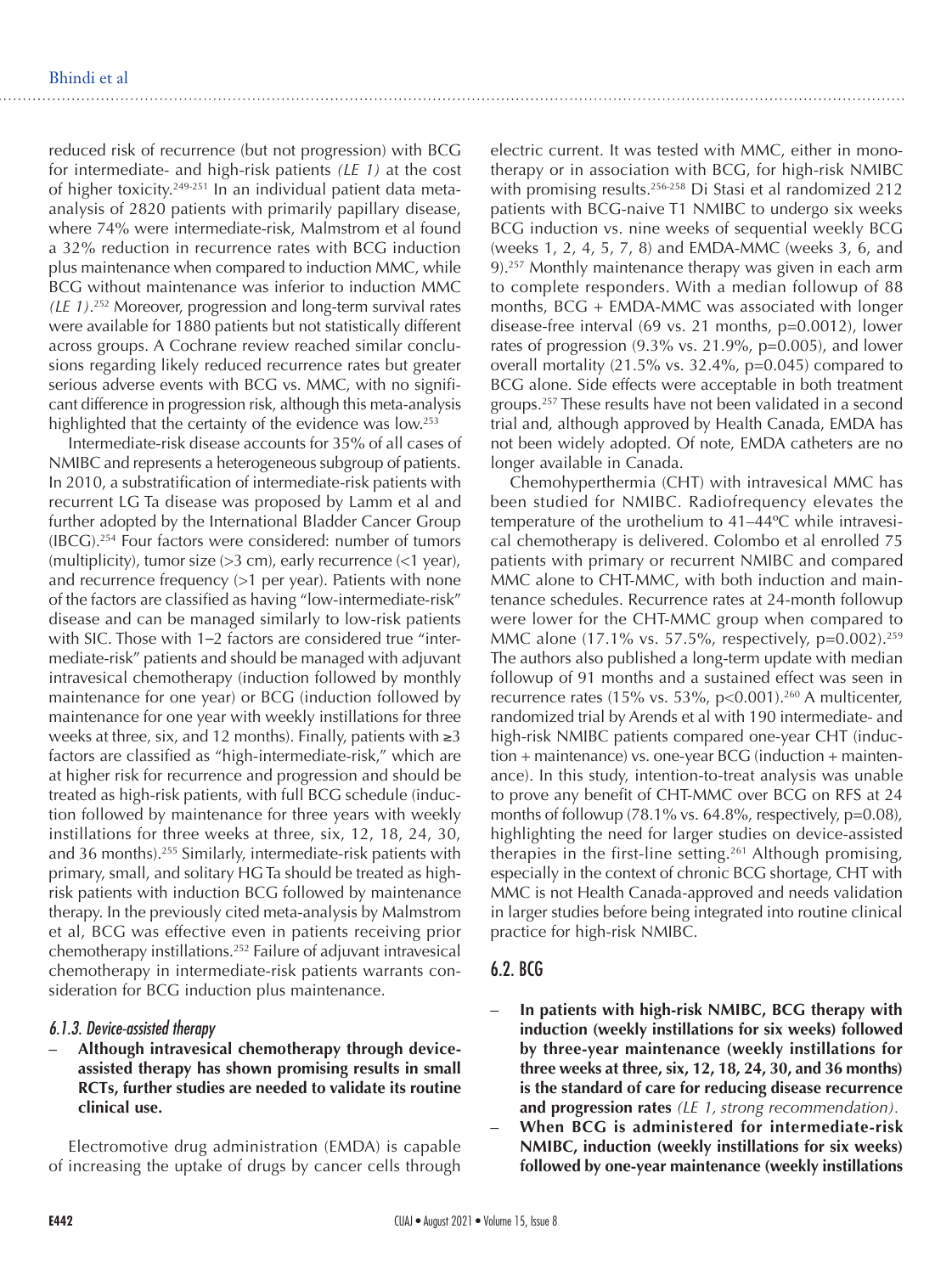reduced risk of recurrence (but not progression) with BCG for intermediate- and high-risk patients *(LE 1)* at the cost of higher toxicity.[249-251] In an individual patient data meta-analysis of 2820 patients with primarily papillary disease, where 74% were intermediate-risk, Malmstrom et al found a 32% reduction in recurrence rates with BCG induction plus maintenance when compared to induction MMC, while BCG without maintenance was inferior to induction MMC *(LE 1)*.[252] Moreover, progression and long-term survival rates were available for 1880 patients but not statistically different across groups. A Cochrane review reached similar conclusions regarding likely reduced recurrence rates but greater serious adverse events with BCG vs. MMC, with no significant difference in progression risk, although this meta-analysis highlighted that the certainty of the evidence was low.[253]

Intermediate-risk disease accounts for 35% of all cases of NMIBC and represents a heterogeneous subgroup of patients. In 2010, a substratification of intermediate-risk patients with recurrent LG Ta disease was proposed by Lamm et al and further adopted by the International Bladder Cancer Group (IBCG).[254] Four factors were considered: number of tumors (multiplicity), tumor size (>3 cm), early recurrence (<1 year), and recurrence frequency (>1 per year). Patients with none of the factors are classified as having "low-intermediate-risk" disease and can be managed similarly to low-risk patients with SIC. Those with 1–2 factors are considered true "intermediate-risk" patients and should be managed with adjuvant intravesical chemotherapy (induction followed by monthly maintenance for one year) or BCG (induction followed by maintenance for one year with weekly instillations for three weeks at three, six, and 12 months). Finally, patients with ≥3 factors are classified as "high-intermediate-risk," which are at higher risk for recurrence and progression and should be treated as high-risk patients, with full BCG schedule (induction followed by maintenance for three years with weekly instillations for three weeks at three, six, 12, 18, 24, 30, and 36 months).[255] Similarly, intermediate-risk patients with primary, small, and solitary HG Ta should be treated as high-risk patients with induction BCG followed by maintenance therapy. In the previously cited meta-analysis by Malmstrom et al, BCG was effective even in patients receiving prior chemotherapy instillations.[252] Failure of adjuvant intravesical chemotherapy in intermediate-risk patients warrants consideration for BCG induction plus maintenance.

#### *6.1.3. Device-assisted therapy*

- **Although intravesical chemotherapy through device-assisted therapy has shown promising results in small RCTs, further studies are needed to validate its routine clinical use.**

Electromotive drug administration (EMDA) is capable of increasing the uptake of drugs by cancer cells through electric current. It was tested with MMC, either in monotherapy or in association with BCG, for high-risk NMIBC with promising results.[256-258] Di Stasi et al randomized 212 patients with BCG-naive T1 NMIBC to undergo six weeks BCG induction vs. nine weeks of sequential weekly BCG (weeks 1, 2, 4, 5, 7, 8) and EMDA-MMC (weeks 3, 6, and 9).[257] Monthly maintenance therapy was given in each arm to complete responders. With a median followup of 88 months, BCG + EMDA-MMC was associated with longer disease-free interval (69 vs. 21 months, p=0.0012), lower rates of progression (9.3% vs. 21.9%, p=0.005), and lower overall mortality (21.5% vs. 32.4%, p=0.045) compared to BCG alone. Side effects were acceptable in both treatment groups.[257] These results have not been validated in a second trial and, although approved by Health Canada, EMDA has not been widely adopted. Of note, EMDA catheters are no longer available in Canada.

Chemohyperthermia (CHT) with intravesical MMC has been studied for NMIBC. Radiofrequency elevates the temperature of the urothelium to 41–44ºC while intravesical chemotherapy is delivered. Colombo et al enrolled 75 patients with primary or recurrent NMIBC and compared MMC alone to CHT-MMC, with both induction and maintenance schedules. Recurrence rates at 24-month followup were lower for the CHT-MMC group when compared to MMC alone (17.1% vs. 57.5%, respectively, p=0.002).[259] The authors also published a long-term update with median followup of 91 months and a sustained effect was seen in recurrence rates (15% vs. 53%, p<0.001).[260] A multicenter, randomized trial by Arends et al with 190 intermediate- and high-risk NMIBC patients compared one-year CHT (induction + maintenance) vs. one-year BCG (induction + maintenance). In this study, intention-to-treat analysis was unable to prove any benefit of CHT-MMC over BCG on RFS at 24 months of followup (78.1% vs. 64.8%, respectively, p=0.08), highlighting the need for larger studies on device-assisted therapies in the first-line setting.[261] Although promising, especially in the context of chronic BCG shortage, CHT with MMC is not Health Canada-approved and needs validation in larger studies before being integrated into routine clinical practice for high-risk NMIBC.

### 6.2. BCG

- **In patients with high-risk NMIBC, BCG therapy with induction (weekly instillations for six weeks) followed by three-year maintenance (weekly instillations for three weeks at three, six, 12, 18, 24, 30, and 36 months) is the standard of care for reducing disease recurrence and progression rates** *(LE 1, strong recommendation)*.
- **When BCG is administered for intermediate-risk NMIBC, induction (weekly instillations for six weeks) followed by one-year maintenance (weekly instillations**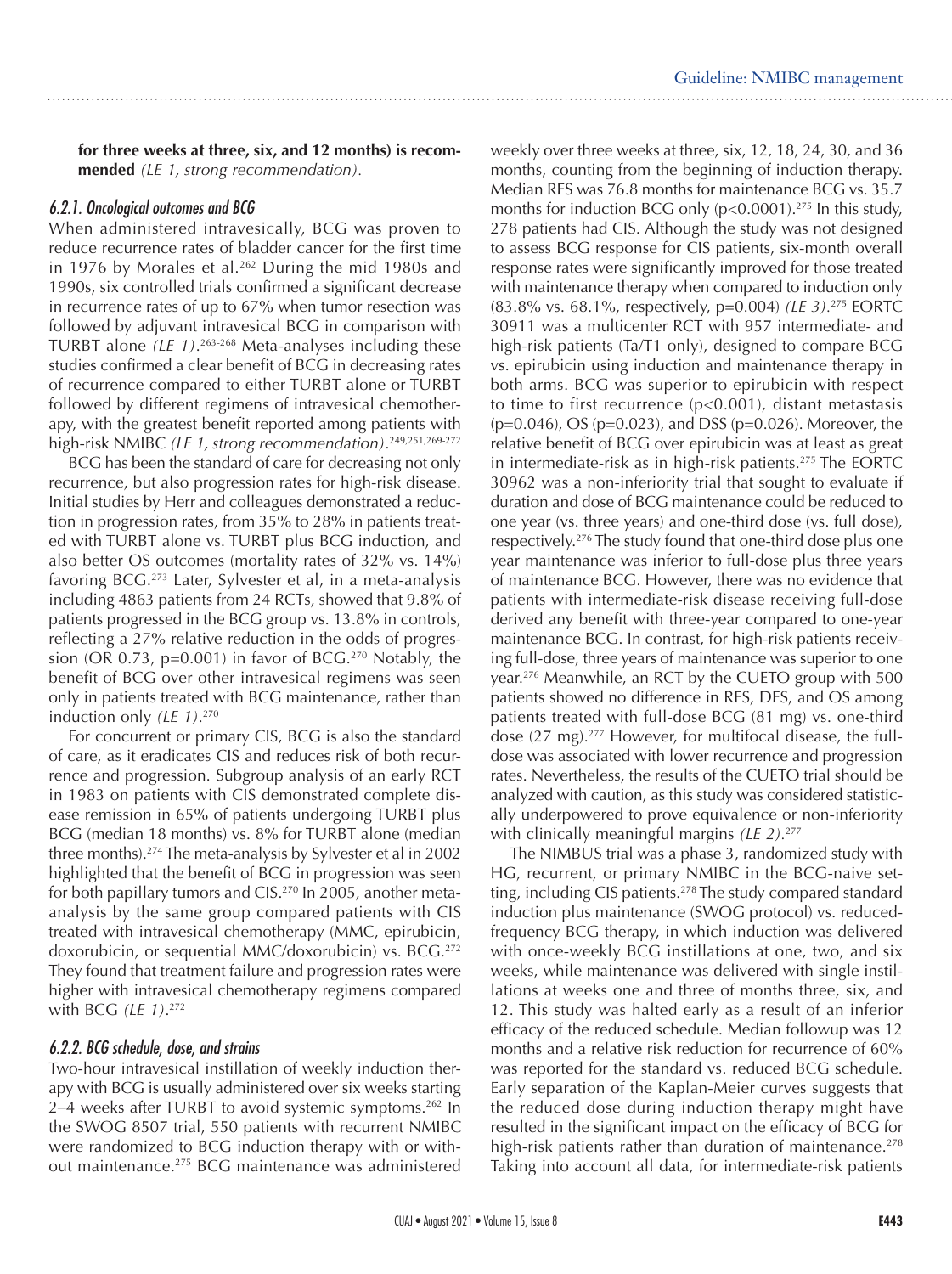**for three weeks at three, six, and 12 months) is recommended** *(LE 1, strong recommendation)*.

### *6.2.1. Oncological outcomes and BCG*

When administered intravesically, BCG was proven to reduce recurrence rates of bladder cancer for the first time in 1976 by Morales et al.[262] During the mid 1980s and 1990s, six controlled trials confirmed a significant decrease in recurrence rates of up to 67% when tumor resection was followed by adjuvant intravesical BCG in comparison with TURBT alone *(LE 1)*.[263-268] Meta-analyses including these studies confirmed a clear benefit of BCG in decreasing rates of recurrence compared to either TURBT alone or TURBT followed by different regimens of intravesical chemotherapy, with the greatest benefit reported among patients with high-risk NMIBC *(LE 1, strong recommendation)*.[249,251,269-272]

BCG has been the standard of care for decreasing not only recurrence, but also progression rates for high-risk disease. Initial studies by Herr and colleagues demonstrated a reduction in progression rates, from 35% to 28% in patients treated with TURBT alone vs. TURBT plus BCG induction, and also better OS outcomes (mortality rates of 32% vs. 14%) favoring BCG.[273] Later, Sylvester et al, in a meta-analysis including 4863 patients from 24 RCTs, showed that 9.8% of patients progressed in the BCG group vs. 13.8% in controls, reflecting a 27% relative reduction in the odds of progression (OR 0.73, p=0.001) in favor of BCG.[270] Notably, the benefit of BCG over other intravesical regimens was seen only in patients treated with BCG maintenance, rather than induction only *(LE 1)*.[270]

For concurrent or primary CIS, BCG is also the standard of care, as it eradicates CIS and reduces risk of both recurrence and progression. Subgroup analysis of an early RCT in 1983 on patients with CIS demonstrated complete disease remission in 65% of patients undergoing TURBT plus BCG (median 18 months) vs. 8% for TURBT alone (median three months).[274] The meta-analysis by Sylvester et al in 2002 highlighted that the benefit of BCG in progression was seen for both papillary tumors and CIS.[270] In 2005, another meta-analysis by the same group compared patients with CIS treated with intravesical chemotherapy (MMC, epirubicin, doxorubicin, or sequential MMC/doxorubicin) vs. BCG.[272] They found that treatment failure and progression rates were higher with intravesical chemotherapy regimens compared with BCG *(LE 1)*.[272]

### *6.2.2. BCG schedule, dose, and strains*

Two-hour intravesical instillation of weekly induction therapy with BCG is usually administered over six weeks starting 2–4 weeks after TURBT to avoid systemic symptoms.[262] In the SWOG 8507 trial, 550 patients with recurrent NMIBC were randomized to BCG induction therapy with or without maintenance.[275] BCG maintenance was administered weekly over three weeks at three, six, 12, 18, 24, 30, and 36 months, counting from the beginning of induction therapy. Median RFS was 76.8 months for maintenance BCG vs. 35.7 months for induction BCG only (p<0.0001).[275] In this study, 278 patients had CIS. Although the study was not designed to assess BCG response for CIS patients, six-month overall response rates were significantly improved for those treated with maintenance therapy when compared to induction only (83.8% vs. 68.1%, respectively, p=0.004) *(LE 3)*.[275] EORTC 30911 was a multicenter RCT with 957 intermediate- and high-risk patients (Ta/T1 only), designed to compare BCG vs. epirubicin using induction and maintenance therapy in both arms. BCG was superior to epirubicin with respect to time to first recurrence (p<0.001), distant metastasis (p=0.046), OS (p=0.023), and DSS (p=0.026). Moreover, the relative benefit of BCG over epirubicin was at least as great in intermediate-risk as in high-risk patients.[275] The EORTC 30962 was a non-inferiority trial that sought to evaluate if duration and dose of BCG maintenance could be reduced to one year (vs. three years) and one-third dose (vs. full dose), respectively.[276] The study found that one-third dose plus one year maintenance was inferior to full-dose plus three years of maintenance BCG. However, there was no evidence that patients with intermediate-risk disease receiving full-dose derived any benefit with three-year compared to one-year maintenance BCG. In contrast, for high-risk patients receiving full-dose, three years of maintenance was superior to one year.[276] Meanwhile, an RCT by the CUETO group with 500 patients showed no difference in RFS, DFS, and OS among patients treated with full-dose BCG (81 mg) vs. one-third dose (27 mg).[277] However, for multifocal disease, the full-dose was associated with lower recurrence and progression rates. Nevertheless, the results of the CUETO trial should be analyzed with caution, as this study was considered statistically underpowered to prove equivalence or non-inferiority with clinically meaningful margins *(LE 2)*.[277]

The NIMBUS trial was a phase 3, randomized study with HG, recurrent, or primary NMIBC in the BCG-naive setting, including CIS patients.[278] The study compared standard induction plus maintenance (SWOG protocol) vs. reduced-frequency BCG therapy, in which induction was delivered with once-weekly BCG instillations at one, two, and six weeks, while maintenance was delivered with single instillations at weeks one and three of months three, six, and 12. This study was halted early as a result of an inferior efficacy of the reduced schedule. Median followup was 12 months and a relative risk reduction for recurrence of 60% was reported for the standard vs. reduced BCG schedule. Early separation of the Kaplan-Meier curves suggests that the reduced dose during induction therapy might have resulted in the significant impact on the efficacy of BCG for high-risk patients rather than duration of maintenance.[278] Taking into account all data, for intermediate-risk patients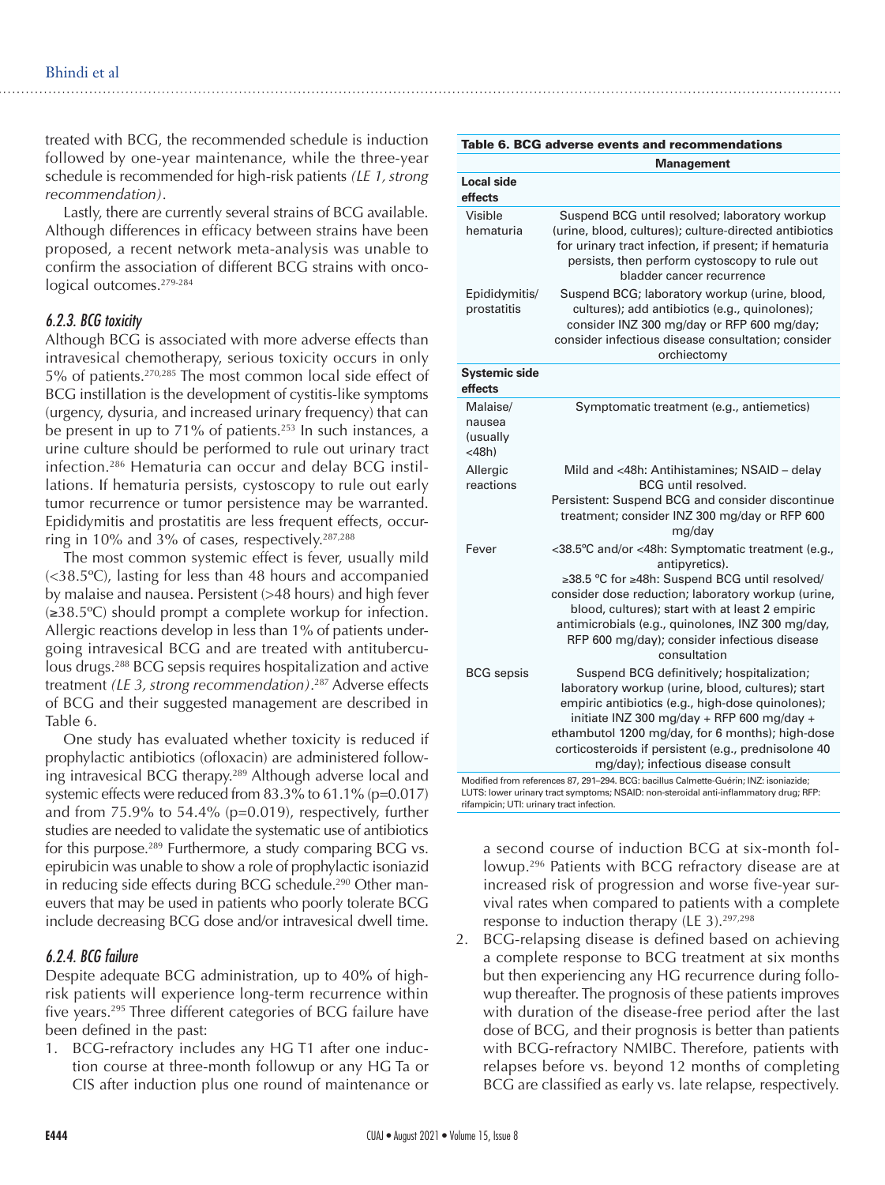treated with BCG, the recommended schedule is induction followed by one-year maintenance, while the three-year schedule is recommended for high-risk patients *(LE 1, strong recommendation)*.

Lastly, there are currently several strains of BCG available. Although differences in efficacy between strains have been proposed, a recent network meta-analysis was unable to confirm the association of different BCG strains with oncological outcomes.[279-284]

### 6.2.3. BCG toxicity

Although BCG is associated with more adverse effects than intravesical chemotherapy, serious toxicity occurs in only 5% of patients.[270,285] The most common local side effect of BCG instillation is the development of cystitis-like symptoms (urgency, dysuria, and increased urinary frequency) that can be present in up to 71% of patients.[253] In such instances, a urine culture should be performed to rule out urinary tract infection.[286] Hematuria can occur and delay BCG instillations. If hematuria persists, cystoscopy to rule out early tumor recurrence or tumor persistence may be warranted. Epididymitis and prostatitis are less frequent effects, occurring in 10% and 3% of cases, respectively.[287,288]

The most common systemic effect is fever, usually mild (<38.5ºC), lasting for less than 48 hours and accompanied by malaise and nausea. Persistent (>48 hours) and high fever (≥38.5ºC) should prompt a complete workup for infection. Allergic reactions develop in less than 1% of patients undergoing intravesical BCG and are treated with antituberculous drugs.[288] BCG sepsis requires hospitalization and active treatment *(LE 3, strong recommendation)*.[287] Adverse effects of BCG and their suggested management are described in Table 6.

One study has evaluated whether toxicity is reduced if prophylactic antibiotics (ofloxacin) are administered following intravesical BCG therapy.[289] Although adverse local and systemic effects were reduced from 83.3% to 61.1% ($p=0.017$) and from 75.9% to 54.4% ($p=0.019$), respectively, further studies are needed to validate the systematic use of antibiotics for this purpose.[289] Furthermore, a study comparing BCG vs. epirubicin was unable to show a role of prophylactic isoniazid in reducing side effects during BCG schedule.[290] Other maneuvers that may be used in patients who poorly tolerate BCG include decreasing BCG dose and/or intravesical dwell time.

**Table 6. BCG adverse events and recommendations**

| | Management |
|---|---|
| **Local side effects** | |
| Visible hematuria | Suspend BCG until resolved; laboratory workup (urine, blood, cultures); culture-directed antibiotics for urinary tract infection, if present; if hematuria persists, then perform cystoscopy to rule out bladder cancer recurrence |
| Epididymitis/ prostatitis | Suspend BCG; laboratory workup (urine, blood, cultures); add antibiotics (e.g., quinolones); consider INZ 300 mg/day or RFP 600 mg/day; consider infectious disease consultation; consider orchiectomy |
| **Systemic side effects** | |
| Malaise/ nausea (usually <48h) | Symptomatic treatment (e.g., antiemetics) |
| Allergic reactions | Mild and <48h: Antihistamines; NSAID – delay BCG until resolved. Persistent: Suspend BCG and consider discontinue treatment; consider INZ 300 mg/day or RFP 600 mg/day |
| Fever | <38.5ºC and/or <48h: Symptomatic treatment (e.g., antipyretics). ≥38.5 ºC for ≥48h: Suspend BCG until resolved/ consider dose reduction; laboratory workup (urine, blood, cultures); start with at least 2 empiric antimicrobials (e.g., quinolones, INZ 300 mg/day, RFP 600 mg/day); consider infectious disease consultation |
| BCG sepsis | Suspend BCG definitively; hospitalization; laboratory workup (urine, blood, cultures); start empiric antibiotics (e.g., high-dose quinolones); initiate INZ 300 mg/day + RFP 600 mg/day + ethambutol 1200 mg/day, for 6 months); high-dose corticosteroids if persistent (e.g., prednisolone 40 mg/day); infectious disease consult |

Modified from references 87, 291–294. BCG: bacillus Calmette-Guérin; INZ: isoniazide; LUTS: lower urinary tract symptoms; NSAID: non-steroidal anti-inflammatory drug; RFP: rifampicin; UTI: urinary tract infection.

### 6.2.4. BCG failure

Despite adequate BCG administration, up to 40% of high-risk patients will experience long-term recurrence within five years.[295] Three different categories of BCG failure have been defined in the past:

1. BCG-refractory includes any HG T1 after one induction course at three-month followup or any HG Ta or CIS after induction plus one round of maintenance or a second course of induction BCG at six-month followup.[296] Patients with BCG refractory disease are at increased risk of progression and worse five-year survival rates when compared to patients with a complete response to induction therapy (LE 3).[297,298]
2. BCG-relapsing disease is defined based on achieving a complete response to BCG treatment at six months but then experiencing any HG recurrence during followup thereafter. The prognosis of these patients improves with duration of the disease-free period after the last dose of BCG, and their prognosis is better than patients with BCG-refractory NMIBC. Therefore, patients with relapses before vs. beyond 12 months of completing BCG are classified as early vs. late relapse, respectively.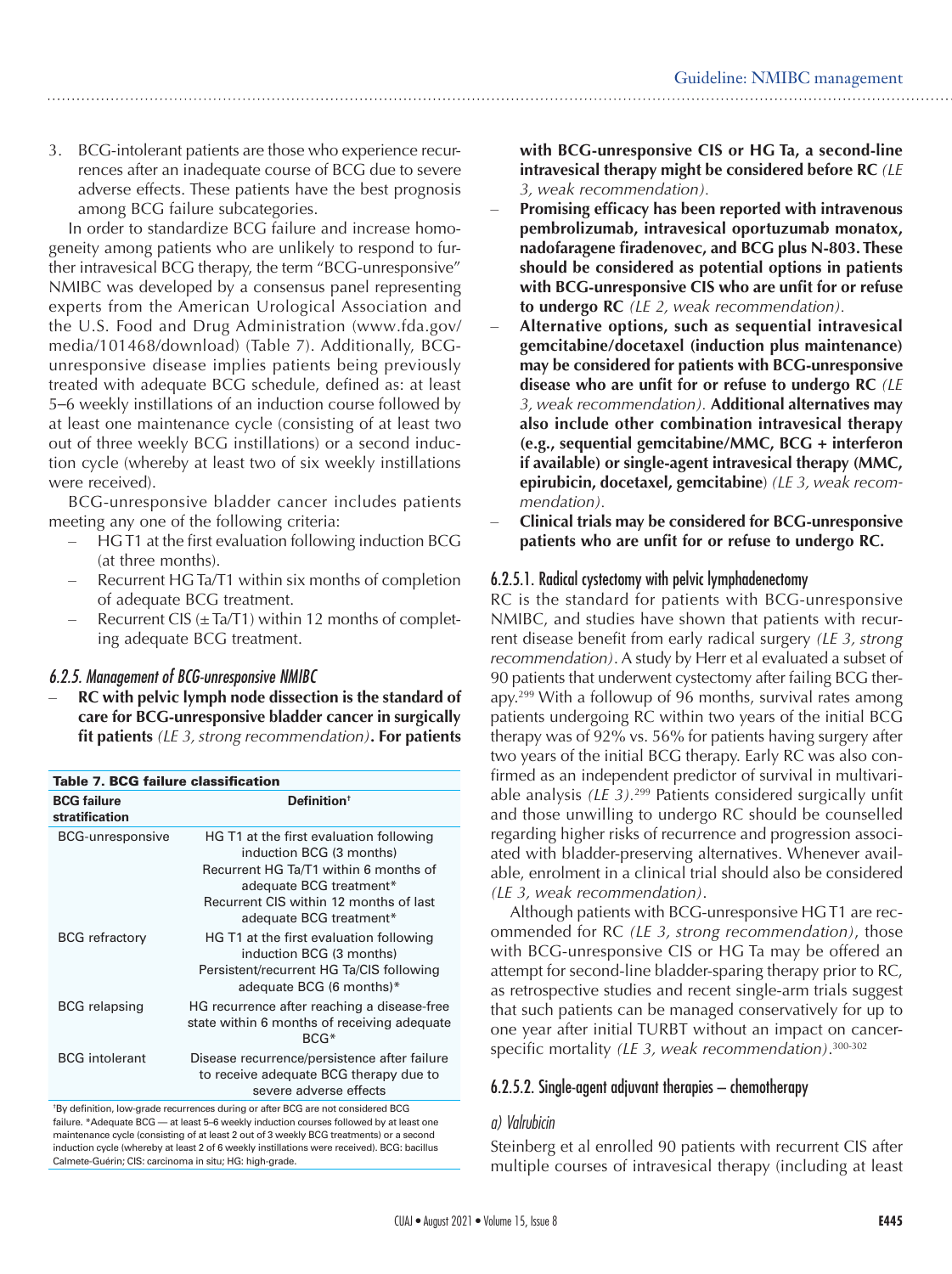3. BCG-intolerant patients are those who experience recurrences after an inadequate course of BCG due to severe adverse effects. These patients have the best prognosis among BCG failure subcategories.

In order to standardize BCG failure and increase homogeneity among patients who are unlikely to respond to further intravesical BCG therapy, the term "BCG-unresponsive" NMIBC was developed by a consensus panel representing experts from the American Urological Association and the U.S. Food and Drug Administration (www.fda.gov/media/101468/download) (Table 7). Additionally, BCG-unresponsive disease implies patients being previously treated with adequate BCG schedule, defined as: at least 5–6 weekly instillations of an induction course followed by at least one maintenance cycle (consisting of at least two out of three weekly BCG instillations) or a second induction cycle (whereby at least two of six weekly instillations were received).

BCG-unresponsive bladder cancer includes patients meeting any one of the following criteria:

- HG T1 at the first evaluation following induction BCG (at three months).
- Recurrent HG Ta/T1 within six months of completion of adequate BCG treatment.
- Recurrent CIS (± Ta/T1) within 12 months of completing adequate BCG treatment.

#### 6.2.5. Management of BCG-unresponsive NMIBC

- **RC with pelvic lymph node dissection is the standard of care for BCG-unresponsive bladder cancer in surgically fit patients** *(LE 3, strong recommendation)*. **For patients with BCG-unresponsive CIS or HG Ta, a second-line intravesical therapy might be considered before RC** *(LE 3, weak recommendation).*
- **Promising efficacy has been reported with intravenous pembrolizumab, intravesical oportuzumab monatox, nadofaragene firadenovec, and BCG plus N-803. These should be considered as potential options in patients with BCG-unresponsive CIS who are unfit for or refuse to undergo RC** *(LE 2, weak recommendation).*
- **Alternative options, such as sequential intravesical gemcitabine/docetaxel (induction plus maintenance) may be considered for patients with BCG-unresponsive disease who are unfit for or refuse to undergo RC** *(LE 3, weak recommendation).* **Additional alternatives may also include other combination intravesical therapy (e.g., sequential gemcitabine/MMC, BCG + interferon if available) or single-agent intravesical therapy (MMC, epirubicin, docetaxel, gemcitabine**) *(LE 3, weak recommendation).*
- **Clinical trials may be considered for BCG-unresponsive patients who are unfit for or refuse to undergo RC.**

**Table 7. BCG failure classification**

| BCG failure stratification | Definition† |
|---|---|
| BCG-unresponsive | HG T1 at the first evaluation following induction BCG (3 months)<br>Recurrent HG Ta/T1 within 6 months of adequate BCG treatment*<br>Recurrent CIS within 12 months of last adequate BCG treatment* |
| BCG refractory | HG T1 at the first evaluation following induction BCG (3 months)<br>Persistent/recurrent HG Ta/CIS following adequate BCG (6 months)* |
| BCG relapsing | HG recurrence after reaching a disease-free state within 6 months of receiving adequate BCG* |
| BCG intolerant | Disease recurrence/persistence after failure to receive adequate BCG therapy due to severe adverse effects |

†By definition, low-grade recurrences during or after BCG are not considered BCG failure. *Adequate BCG — at least 5–6 weekly induction courses followed by at least one maintenance cycle (consisting of at least 2 out of 3 weekly BCG treatments) or a second induction cycle (whereby at least 2 of 6 weekly instillations were received). BCG: bacillus Calmete-Guérin; CIS: carcinoma in situ; HG: high-grade.

##### 6.2.5.1. Radical cystectomy with pelvic lymphadenectomy

RC is the standard for patients with BCG-unresponsive NMIBC, and studies have shown that patients with recurrent disease benefit from early radical surgery *(LE 3, strong recommendation)*. A study by Herr et al evaluated a subset of 90 patients that underwent cystectomy after failing BCG therapy.[299] With a followup of 96 months, survival rates among patients undergoing RC within two years of the initial BCG therapy was of 92% vs. 56% for patients having surgery after two years of the initial BCG therapy. Early RC was also confirmed as an independent predictor of survival in multivariable analysis *(LE 3)*.[299] Patients considered surgically unfit and those unwilling to undergo RC should be counselled regarding higher risks of recurrence and progression associated with bladder-preserving alternatives. Whenever available, enrolment in a clinical trial should also be considered *(LE 3, weak recommendation)*.

Although patients with BCG-unresponsive HG T1 are recommended for RC *(LE 3, strong recommendation)*, those with BCG-unresponsive CIS or HG Ta may be offered an attempt for second-line bladder-sparing therapy prior to RC, as retrospective studies and recent single-arm trials suggest that such patients can be managed conservatively for up to one year after initial TURBT without an impact on cancer-specific mortality *(LE 3, weak recommendation)*.[300-302]

##### 6.2.5.2. Single-agent adjuvant therapies – chemotherapy

###### a) Valrubicin

Steinberg et al enrolled 90 patients with recurrent CIS after multiple courses of intravesical therapy (including at least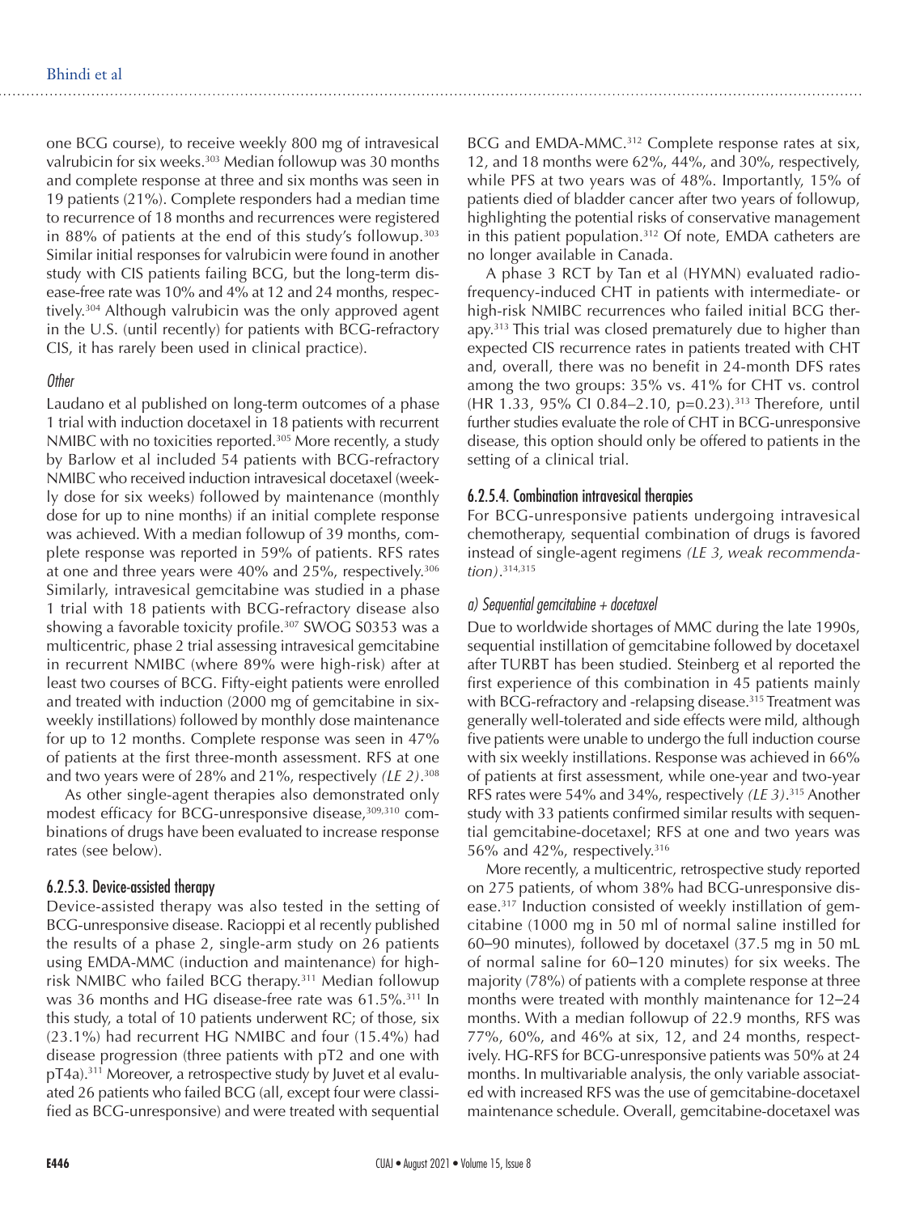one BCG course), to receive weekly 800 mg of intravesical valrubicin for six weeks.[303] Median followup was 30 months and complete response at three and six months was seen in 19 patients (21%). Complete responders had a median time to recurrence of 18 months and recurrences were registered in 88% of patients at the end of this study's followup.[303] Similar initial responses for valrubicin were found in another study with CIS patients failing BCG, but the long-term disease-free rate was 10% and 4% at 12 and 24 months, respectively.[304] Although valrubicin was the only approved agent in the U.S. (until recently) for patients with BCG-refractory CIS, it has rarely been used in clinical practice).

*Other*

Laudano et al published on long-term outcomes of a phase 1 trial with induction docetaxel in 18 patients with recurrent NMIBC with no toxicities reported.[305] More recently, a study by Barlow et al included 54 patients with BCG-refractory NMIBC who received induction intravesical docetaxel (weekly dose for six weeks) followed by maintenance (monthly dose for up to nine months) if an initial complete response was achieved. With a median followup of 39 months, complete response was reported in 59% of patients. RFS rates at one and three years were 40% and 25%, respectively.[306] Similarly, intravesical gemcitabine was studied in a phase 1 trial with 18 patients with BCG-refractory disease also showing a favorable toxicity profile.[307] SWOG S0353 was a multicentric, phase 2 trial assessing intravesical gemcitabine in recurrent NMIBC (where 89% were high-risk) after at least two courses of BCG. Fifty-eight patients were enrolled and treated with induction (2000 mg of gemcitabine in six-weekly instillations) followed by monthly dose maintenance for up to 12 months. Complete response was seen in 47% of patients at the first three-month assessment. RFS at one and two years were of 28% and 21%, respectively *(LE 2)*.[308]

As other single-agent therapies also demonstrated only modest efficacy for BCG-unresponsive disease,[309,310] combinations of drugs have been evaluated to increase response rates (see below).

### 6.2.5.3. Device-assisted therapy

Device-assisted therapy was also tested in the setting of BCG-unresponsive disease. Racioppi et al recently published the results of a phase 2, single-arm study on 26 patients using EMDA-MMC (induction and maintenance) for high-risk NMIBC who failed BCG therapy.[311] Median followup was 36 months and HG disease-free rate was 61.5%.[311] In this study, a total of 10 patients underwent RC; of those, six (23.1%) had recurrent HG NMIBC and four (15.4%) had disease progression (three patients with pT2 and one with pT4a).[311] Moreover, a retrospective study by Juvet et al evaluated 26 patients who failed BCG (all, except four were classified as BCG-unresponsive) and were treated with sequential BCG and EMDA-MMC.[312] Complete response rates at six, 12, and 18 months were 62%, 44%, and 30%, respectively, while PFS at two years was of 48%. Importantly, 15% of patients died of bladder cancer after two years of followup, highlighting the potential risks of conservative management in this patient population.[312] Of note, EMDA catheters are no longer available in Canada.

A phase 3 RCT by Tan et al (HYMN) evaluated radiofrequency-induced CHT in patients with intermediate- or high-risk NMIBC recurrences who failed initial BCG therapy.[313] This trial was closed prematurely due to higher than expected CIS recurrence rates in patients treated with CHT and, overall, there was no benefit in 24-month DFS rates among the two groups: 35% vs. 41% for CHT vs. control (HR 1.33, 95% CI 0.84–2.10, p=0.23).[313] Therefore, until further studies evaluate the role of CHT in BCG-unresponsive disease, this option should only be offered to patients in the setting of a clinical trial.

### 6.2.5.4. Combination intravesical therapies

For BCG-unresponsive patients undergoing intravesical chemotherapy, sequential combination of drugs is favored instead of single-agent regimens *(LE 3, weak recommendation)*.[314,315]

*a) Sequential gemcitabine + docetaxel*

Due to worldwide shortages of MMC during the late 1990s, sequential instillation of gemcitabine followed by docetaxel after TURBT has been studied. Steinberg et al reported the first experience of this combination in 45 patients mainly with BCG-refractory and -relapsing disease.[315] Treatment was generally well-tolerated and side effects were mild, although five patients were unable to undergo the full induction course with six weekly instillations. Response was achieved in 66% of patients at first assessment, while one-year and two-year RFS rates were 54% and 34%, respectively *(LE 3)*.[315] Another study with 33 patients confirmed similar results with sequential gemcitabine-docetaxel; RFS at one and two years was 56% and 42%, respectively.[316]

More recently, a multicentric, retrospective study reported on 275 patients, of whom 38% had BCG-unresponsive disease.[317] Induction consisted of weekly instillation of gemcitabine (1000 mg in 50 ml of normal saline instilled for 60–90 minutes), followed by docetaxel (37.5 mg in 50 mL of normal saline for 60–120 minutes) for six weeks. The majority (78%) of patients with a complete response at three months were treated with monthly maintenance for 12–24 months. With a median followup of 22.9 months, RFS was 77%, 60%, and 46% at six, 12, and 24 months, respectively. HG-RFS for BCG-unresponsive patients was 50% at 24 months. In multivariable analysis, the only variable associated with increased RFS was the use of gemcitabine-docetaxel maintenance schedule. Overall, gemcitabine-docetaxel was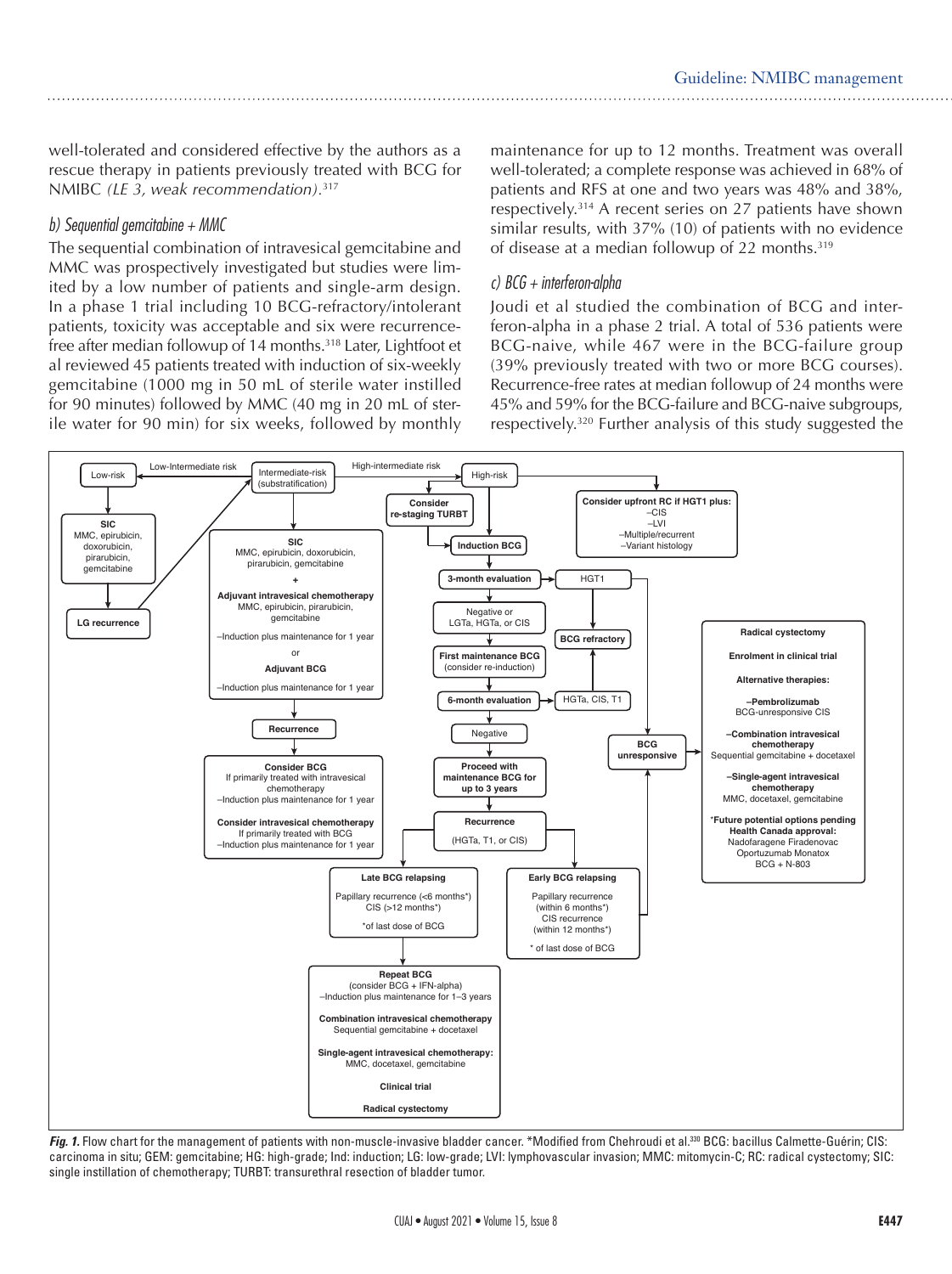well-tolerated and considered effective by the authors as a rescue therapy in patients previously treated with BCG for NMIBC *(LE 3, weak recommendation)*.[317]

### b) Sequential gemcitabine + MMC

The sequential combination of intravesical gemcitabine and MMC was prospectively investigated but studies were limited by a low number of patients and single-arm design. In a phase 1 trial including 10 BCG-refractory/intolerant patients, toxicity was acceptable and six were recurrence-free after median followup of 14 months.[318] Later, Lightfoot et al reviewed 45 patients treated with induction of six-weekly gemcitabine (1000 mg in 50 mL of sterile water instilled for 90 minutes) followed by MMC (40 mg in 20 mL of sterile water for 90 min) for six weeks, followed by monthly maintenance for up to 12 months. Treatment was overall well-tolerated; a complete response was achieved in 68% of patients and RFS at one and two years was 48% and 38%, respectively.[314] A recent series on 27 patients have shown similar results, with 37% (10) of patients with no evidence of disease at a median followup of 22 months.[319]

### c) BCG + interferon-alpha

Joudi et al studied the combination of BCG and interferon-alpha in a phase 2 trial. A total of 536 patients were BCG-naive, while 467 were in the BCG-failure group (39% previously treated with two or more BCG courses). Recurrence-free rates at median followup of 24 months were 45% and 59% for the BCG-failure and BCG-naive subgroups, respectively.[320] Further analysis of this study suggested the

Low-risk

SIC
MMC, epirubicin, doxorubicin, pirarubicin, gemcitabine

LG recurrence

Low-Intermediate risk

Intermediate-risk (substratification)

SIC
MMC, epirubicin, doxorubicin, pirarubicin, gemcitabine
+
Adjuvant intravesical chemotherapy
MMC, epirubicin, pirarubicin, gemcitabine
–Induction plus maintenance for 1 year
or
Adjuvant BCG
–Induction plus maintenance for 1 year

Recurrence

Consider BCG
If primarily treated with intravesical chemotherapy
–Induction plus maintenance for 1 year

Consider intravesical chemotherapy
If primarily treated with BCG
–Induction plus maintenance for 1 year

High-intermediate risk

High-risk

Consider re-staging TURBT

Induction BCG

3-month evaluation

HGT1

Negative or LGTa, HGTa, or CIS

BCG refractory

First maintenance BCG (consider re-induction)

6-month evaluation

HGTa, CIS, T1

Negative

Proceed with maintenance BCG for up to 3 years

Recurrence (HGTa, T1, or CIS)

BCG unresponsive

Consider upfront RC if HGT1 plus:
–CIS
–LVI
–Multiple/recurrent
–Variant histology

Radical cystectomy

Enrolment in clinical trial

Alternative therapies:

–Pembrolizumab
BCG-unresponsive CIS

–Combination intravesical chemotherapy
Sequential gemcitabine + docetaxel

–Single-agent intravesical chemotherapy
MMC, docetaxel, gemcitabine

*Future potential options pending Health Canada approval:
Nadofaragene Firadenovac
Oportuzumab Monatox
BCG + N-803

Late BCG relapsing
Papillary recurrence (<6 months*)
CIS (>12 months*)
*of last dose of BCG

Early BCG relapsing
Papillary recurrence (within 6 months*)
CIS recurrence (within 12 months*)
* of last dose of BCG

Repeat BCG
(consider BCG + IFN-alpha)
–Induction plus maintenance for 1–3 years

Combination intravesical chemotherapy
Sequential gemcitabine + docetaxel

Single-agent intravesical chemotherapy:
MMC, docetaxel, gemcitabine

Clinical trial

Radical cystectomy

***Fig. 1.*** Flow chart for the management of patients with non-muscle-invasive bladder cancer. *Modified from Chehroudi et al.[330] BCG: bacillus Calmette-Guérin; CIS: carcinoma in situ; GEM: gemcitabine; HG: high-grade; Ind: induction; LG: low-grade; LVI: lymphovascular invasion; MMC: mitomycin-C; RC: radical cystectomy; SIC: single instillation of chemotherapy; TURBT: transurethral resection of bladder tumor.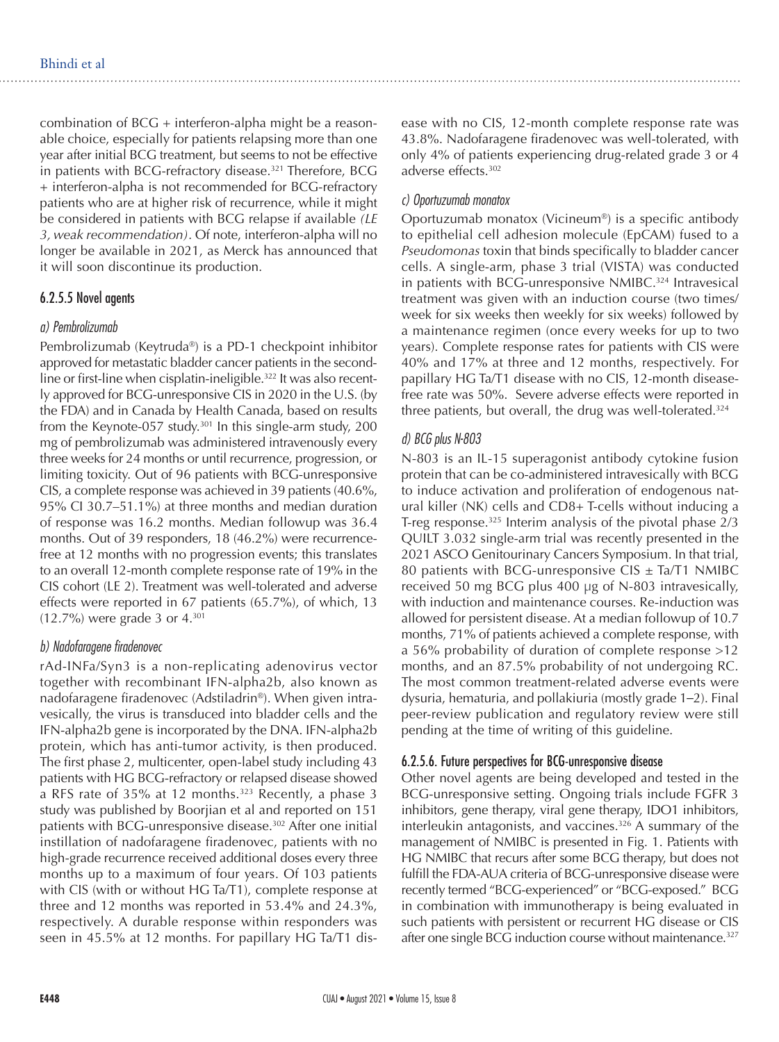combination of BCG + interferon-alpha might be a reasonable choice, especially for patients relapsing more than one year after initial BCG treatment, but seems to not be effective in patients with BCG-refractory disease.[321] Therefore, BCG + interferon-alpha is not recommended for BCG-refractory patients who are at higher risk of recurrence, while it might be considered in patients with BCG relapse if available *(LE 3, weak recommendation)*. Of note, interferon-alpha will no longer be available in 2021, as Merck has announced that it will soon discontinue its production.

### 6.2.5.5 Novel agents

#### *a) Pembrolizumab*

Pembrolizumab (Keytruda®) is a PD-1 checkpoint inhibitor approved for metastatic bladder cancer patients in the second-line or first-line when cisplatin-ineligible.[322] It was also recently approved for BCG-unresponsive CIS in 2020 in the U.S. (by the FDA) and in Canada by Health Canada, based on results from the Keynote-057 study.[301] In this single-arm study, 200 mg of pembrolizumab was administered intravenously every three weeks for 24 months or until recurrence, progression, or limiting toxicity. Out of 96 patients with BCG-unresponsive CIS, a complete response was achieved in 39 patients (40.6%, 95% CI 30.7–51.1%) at three months and median duration of response was 16.2 months. Median followup was 36.4 months. Out of 39 responders, 18 (46.2%) were recurrence-free at 12 months with no progression events; this translates to an overall 12-month complete response rate of 19% in the CIS cohort (LE 2). Treatment was well-tolerated and adverse effects were reported in 67 patients (65.7%), of which, 13 (12.7%) were grade 3 or 4.[301]

#### *b) Nadofaragene firadenovec*

rAd-INFa/Syn3 is a non-replicating adenovirus vector together with recombinant IFN-alpha2b, also known as nadofaragene firadenovec (Adstiladrin®). When given intravesically, the virus is transduced into bladder cells and the IFN-alpha2b gene is incorporated by the DNA. IFN-alpha2b protein, which has anti-tumor activity, is then produced. The first phase 2, multicenter, open-label study including 43 patients with HG BCG-refractory or relapsed disease showed a RFS rate of 35% at 12 months.[323] Recently, a phase 3 study was published by Boorjian et al and reported on 151 patients with BCG-unresponsive disease.[302] After one initial instillation of nadofaragene firadenovec, patients with no high-grade recurrence received additional doses every three months up to a maximum of four years. Of 103 patients with CIS (with or without HG Ta/T1), complete response at three and 12 months was reported in 53.4% and 24.3%, respectively. A durable response within responders was seen in 45.5% at 12 months. For papillary HG Ta/T1 disease with no CIS, 12-month complete response rate was 43.8%. Nadofaragene firadenovec was well-tolerated, with only 4% of patients experiencing drug-related grade 3 or 4 adverse effects.[302]

#### *c) Oportuzumab monatox*

Oportuzumab monatox (Vicineum®) is a specific antibody to epithelial cell adhesion molecule (EpCAM) fused to a *Pseudomonas* toxin that binds specifically to bladder cancer cells. A single-arm, phase 3 trial (VISTA) was conducted in patients with BCG-unresponsive NMIBC.[324] Intravesical treatment was given with an induction course (two times/week for six weeks then weekly for six weeks) followed by a maintenance regimen (once every weeks for up to two years). Complete response rates for patients with CIS were 40% and 17% at three and 12 months, respectively. For papillary HG Ta/T1 disease with no CIS, 12-month disease-free rate was 50%. Severe adverse effects were reported in three patients, but overall, the drug was well-tolerated.[324]

#### *d) BCG plus N-803*

N-803 is an IL-15 superagonist antibody cytokine fusion protein that can be co-administered intravesically with BCG to induce activation and proliferation of endogenous natural killer (NK) cells and CD8+ T-cells without inducing a T-reg response.[325] Interim analysis of the pivotal phase 2/3 QUILT 3.032 single-arm trial was recently presented in the 2021 ASCO Genitourinary Cancers Symposium. In that trial, 80 patients with BCG-unresponsive CIS ± Ta/T1 NMIBC received 50 mg BCG plus 400 µg of N-803 intravesically, with induction and maintenance courses. Re-induction was allowed for persistent disease. At a median followup of 10.7 months, 71% of patients achieved a complete response, with a 56% probability of duration of complete response >12 months, and an 87.5% probability of not undergoing RC. The most common treatment-related adverse events were dysuria, hematuria, and pollakiuria (mostly grade 1–2). Final peer-review publication and regulatory review were still pending at the time of writing of this guideline.

### 6.2.5.6. Future perspectives for BCG-unresponsive disease

Other novel agents are being developed and tested in the BCG-unresponsive setting. Ongoing trials include FGFR 3 inhibitors, gene therapy, viral gene therapy, IDO1 inhibitors, interleukin antagonists, and vaccines.[326] A summary of the management of NMIBC is presented in Fig. 1. Patients with HG NMIBC that recurs after some BCG therapy, but does not fulfill the FDA-AUA criteria of BCG-unresponsive disease were recently termed "BCG-experienced" or "BCG-exposed." BCG in combination with immunotherapy is being evaluated in such patients with persistent or recurrent HG disease or CIS after one single BCG induction course without maintenance.[327]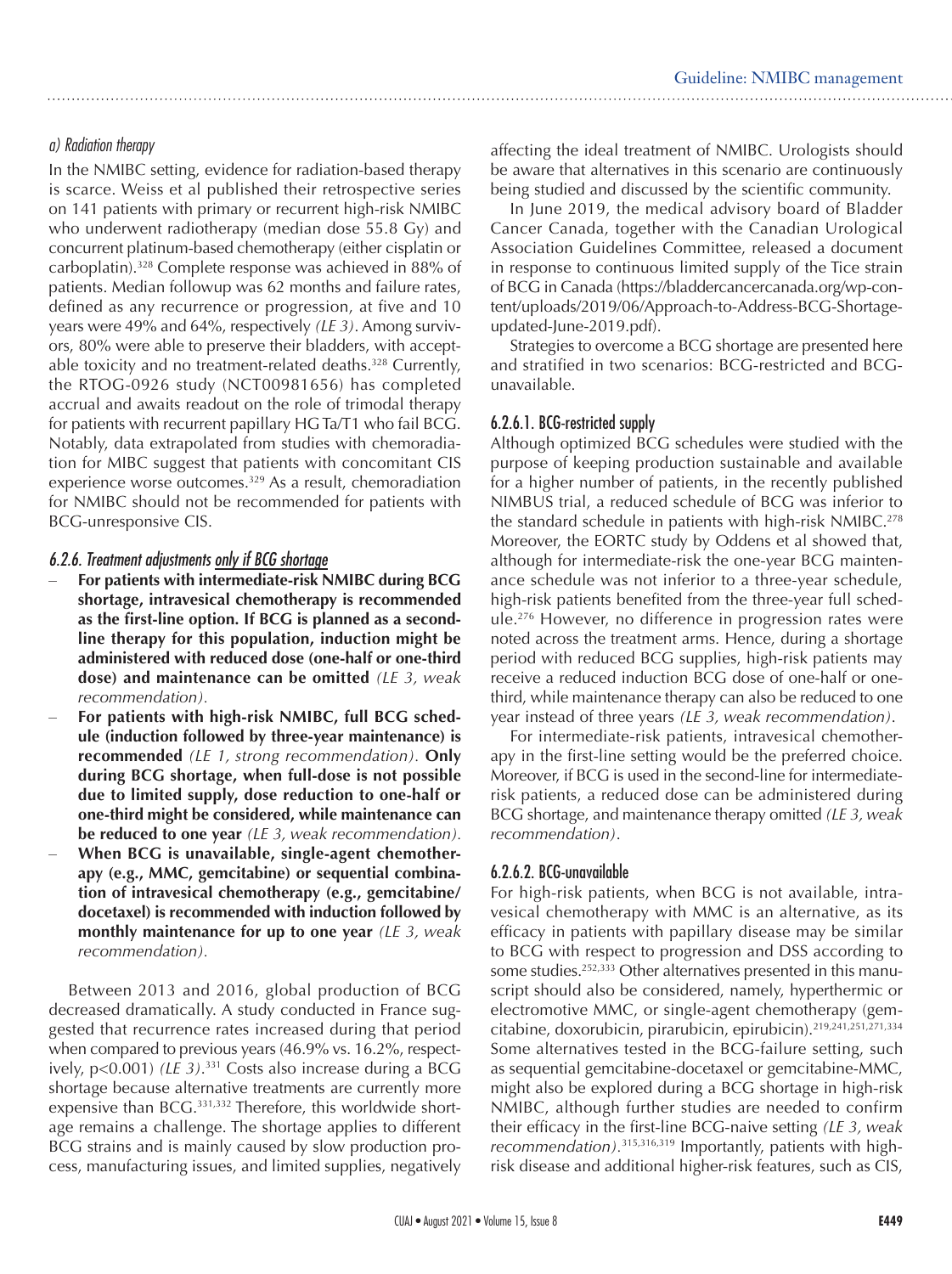#### a) Radiation therapy

In the NMIBC setting, evidence for radiation-based therapy is scarce. Weiss et al published their retrospective series on 141 patients with primary or recurrent high-risk NMIBC who underwent radiotherapy (median dose 55.8 Gy) and concurrent platinum-based chemotherapy (either cisplatin or carboplatin).[328] Complete response was achieved in 88% of patients. Median followup was 62 months and failure rates, defined as any recurrence or progression, at five and 10 years were 49% and 64%, respectively *(LE 3)*. Among survivors, 80% were able to preserve their bladders, with acceptable toxicity and no treatment-related deaths.[328] Currently, the RTOG-0926 study (NCT00981656) has completed accrual and awaits readout on the role of trimodal therapy for patients with recurrent papillary HG Ta/T1 who fail BCG. Notably, data extrapolated from studies with chemoradiation for MIBC suggest that patients with concomitant CIS experience worse outcomes.[329] As a result, chemoradiation for NMIBC should not be recommended for patients with BCG-unresponsive CIS.

### 6.2.6. Treatment adjustments only if BCG shortage

- **For patients with intermediate-risk NMIBC during BCG shortage, intravesical chemotherapy is recommended as the first-line option. If BCG is planned as a second-line therapy for this population, induction might be administered with reduced dose (one-half or one-third dose) and maintenance can be omitted** *(LE 3, weak recommendation).*
- **For patients with high-risk NMIBC, full BCG schedule (induction followed by three-year maintenance) is recommended** *(LE 1, strong recommendation).* **Only during BCG shortage, when full-dose is not possible due to limited supply, dose reduction to one-half or one-third might be considered, while maintenance can be reduced to one year** *(LE 3, weak recommendation).*
- **When BCG is unavailable, single-agent chemotherapy (e.g., MMC, gemcitabine) or sequential combination of intravesical chemotherapy (e.g., gemcitabine/docetaxel) is recommended with induction followed by monthly maintenance for up to one year** *(LE 3, weak recommendation).*

Between 2013 and 2016, global production of BCG decreased dramatically. A study conducted in France suggested that recurrence rates increased during that period when compared to previous years (46.9% vs. 16.2%, respectively, $p<0.001$) *(LE 3)*.[331] Costs also increase during a BCG shortage because alternative treatments are currently more expensive than BCG.[331,332] Therefore, this worldwide shortage remains a challenge. The shortage applies to different BCG strains and is mainly caused by slow production process, manufacturing issues, and limited supplies, negatively affecting the ideal treatment of NMIBC. Urologists should be aware that alternatives in this scenario are continuously being studied and discussed by the scientific community.

In June 2019, the medical advisory board of Bladder Cancer Canada, together with the Canadian Urological Association Guidelines Committee, released a document in response to continuous limited supply of the Tice strain of BCG in Canada (https://bladdercancercanada.org/wp-content/uploads/2019/06/Approach-to-Address-BCG-Shortage-updated-June-2019.pdf).

Strategies to overcome a BCG shortage are presented here and stratified in two scenarios: BCG-restricted and BCG-unavailable.

#### 6.2.6.1. BCG-restricted supply

Although optimized BCG schedules were studied with the purpose of keeping production sustainable and available for a higher number of patients, in the recently published NIMBUS trial, a reduced schedule of BCG was inferior to the standard schedule in patients with high-risk NMIBC.[278] Moreover, the EORTC study by Oddens et al showed that, although for intermediate-risk the one-year BCG maintenance schedule was not inferior to a three-year schedule, high-risk patients benefited from the three-year full schedule.[276] However, no difference in progression rates were noted across the treatment arms. Hence, during a shortage period with reduced BCG supplies, high-risk patients may receive a reduced induction BCG dose of one-half or one-third, while maintenance therapy can also be reduced to one year instead of three years *(LE 3, weak recommendation)*.

For intermediate-risk patients, intravesical chemotherapy in the first-line setting would be the preferred choice. Moreover, if BCG is used in the second-line for intermediate-risk patients, a reduced dose can be administered during BCG shortage, and maintenance therapy omitted *(LE 3, weak recommendation)*.

#### 6.2.6.2. BCG-unavailable

For high-risk patients, when BCG is not available, intravesical chemotherapy with MMC is an alternative, as its efficacy in patients with papillary disease may be similar to BCG with respect to progression and DSS according to some studies.[252,333] Other alternatives presented in this manuscript should also be considered, namely, hyperthermic or electromotive MMC, or single-agent chemotherapy (gemcitabine, doxorubicin, pirarubicin, epirubicin).[219,241,251,271,334] Some alternatives tested in the BCG-failure setting, such as sequential gemcitabine-docetaxel or gemcitabine-MMC, might also be explored during a BCG shortage in high-risk NMIBC, although further studies are needed to confirm their efficacy in the first-line BCG-naive setting *(LE 3, weak recommendation)*.[315,316,319] Importantly, patients with high-risk disease and additional higher-risk features, such as CIS,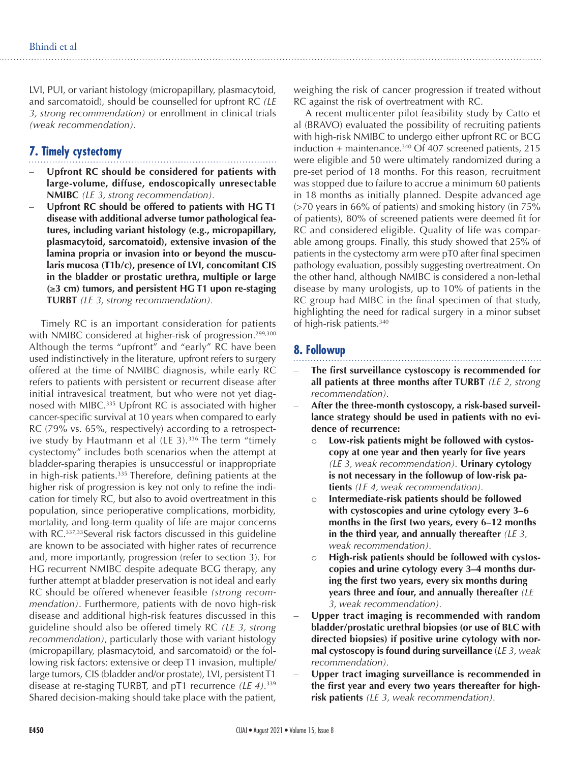LVI, PUI, or variant histology (micropapillary, plasmacytoid, and sarcomatoid), should be counselled for upfront RC *(LE 3, strong recommendation)* or enrollment in clinical trials *(weak recommendation)*.

## 7. Timely cystectomy

- **Upfront RC should be considered for patients with large-volume, diffuse, endoscopically unresectable NMIBC** *(LE 3, strong recommendation).*
- **Upfront RC should be offered to patients with HG T1 disease with additional adverse tumor pathological features, including variant histology (e.g., micropapillary, plasmacytoid, sarcomatoid), extensive invasion of the lamina propria or invasion into or beyond the muscularis mucosa (T1b/c), presence of LVI, concomitant CIS in the bladder or prostatic urethra, multiple or large (≥3 cm) tumors, and persistent HG T1 upon re-staging TURBT** *(LE 3, strong recommendation).*

Timely RC is an important consideration for patients with NMIBC considered at higher-risk of progression.[299,300] Although the terms "upfront" and "early" RC have been used indistinctively in the literature, upfront refers to surgery offered at the time of NMIBC diagnosis, while early RC refers to patients with persistent or recurrent disease after initial intravesical treatment, but who were not yet diagnosed with MIBC.[335] Upfront RC is associated with higher cancer-specific survival at 10 years when compared to early RC (79% vs. 65%, respectively) according to a retrospective study by Hautmann et al (LE 3).[336] The term "timely cystectomy" includes both scenarios when the attempt at bladder-sparing therapies is unsuccessful or inappropriate in high-risk patients.[335] Therefore, defining patients at the higher risk of progression is key not only to refine the indication for timely RC, but also to avoid overtreatment in this population, since perioperative complications, morbidity, mortality, and long-term quality of life are major concerns with RC.[337,33]Several risk factors discussed in this guideline are known to be associated with higher rates of recurrence and, more importantly, progression (refer to section 3). For HG recurrent NMIBC despite adequate BCG therapy, any further attempt at bladder preservation is not ideal and early RC should be offered whenever feasible *(strong recommendation)*. Furthermore, patients with de novo high-risk disease and additional high-risk features discussed in this guideline should also be offered timely RC *(LE 3, strong recommendation)*, particularly those with variant histology (micropapillary, plasmacytoid, and sarcomatoid) or the following risk factors: extensive or deep T1 invasion, multiple/large tumors, CIS (bladder and/or prostate), LVI, persistent T1 disease at re-staging TURBT, and pT1 recurrence *(LE 4)*.[339] Shared decision-making should take place with the patient, weighing the risk of cancer progression if treated without RC against the risk of overtreatment with RC.

A recent multicenter pilot feasibility study by Catto et al (BRAVO) evaluated the possibility of recruiting patients with high-risk NMIBC to undergo either upfront RC or BCG induction + maintenance.[340] Of 407 screened patients, 215 were eligible and 50 were ultimately randomized during a pre-set period of 18 months. For this reason, recruitment was stopped due to failure to accrue a minimum 60 patients in 18 months as initially planned. Despite advanced age (>70 years in 66% of patients) and smoking history (in 75% of patients), 80% of screened patients were deemed fit for RC and considered eligible. Quality of life was comparable among groups. Finally, this study showed that 25% of patients in the cystectomy arm were pT0 after final specimen pathology evaluation, possibly suggesting overtreatment. On the other hand, although NMIBC is considered a non-lethal disease by many urologists, up to 10% of patients in the RC group had MIBC in the final specimen of that study, highlighting the need for radical surgery in a minor subset of high-risk patients.[340]

## 8. Followup

- **The first surveillance cystoscopy is recommended for all patients at three months after TURBT** *(LE 2, strong recommendation).*
- **After the three-month cystoscopy, a risk-based surveillance strategy should be used in patients with no evidence of recurrence:**
  - **Low-risk patients might be followed with cystoscopy at one year and then yearly for five years** *(LE 3, weak recommendation).* **Urinary cytology is not necessary in the followup of low-risk patients** *(LE 4, weak recommendation).*
  - **Intermediate-risk patients should be followed with cystoscopies and urine cytology every 3–6 months in the first two years, every 6–12 months in the third year, and annually thereafter** *(LE 3, weak recommendation).*
  - **High-risk patients should be followed with cystoscopies and urine cytology every 3–4 months during the first two years, every six months during years three and four, and annually thereafter** *(LE 3, weak recommendation).*
- **Upper tract imaging is recommended with random bladder/prostatic urethral biopsies (or use of BLC with directed biopsies) if positive urine cytology with normal cystoscopy is found during surveillance** (*LE 3, weak recommendation).*
- **Upper tract imaging surveillance is recommended in the first year and every two years thereafter for high-risk patients** *(LE 3, weak recommendation).*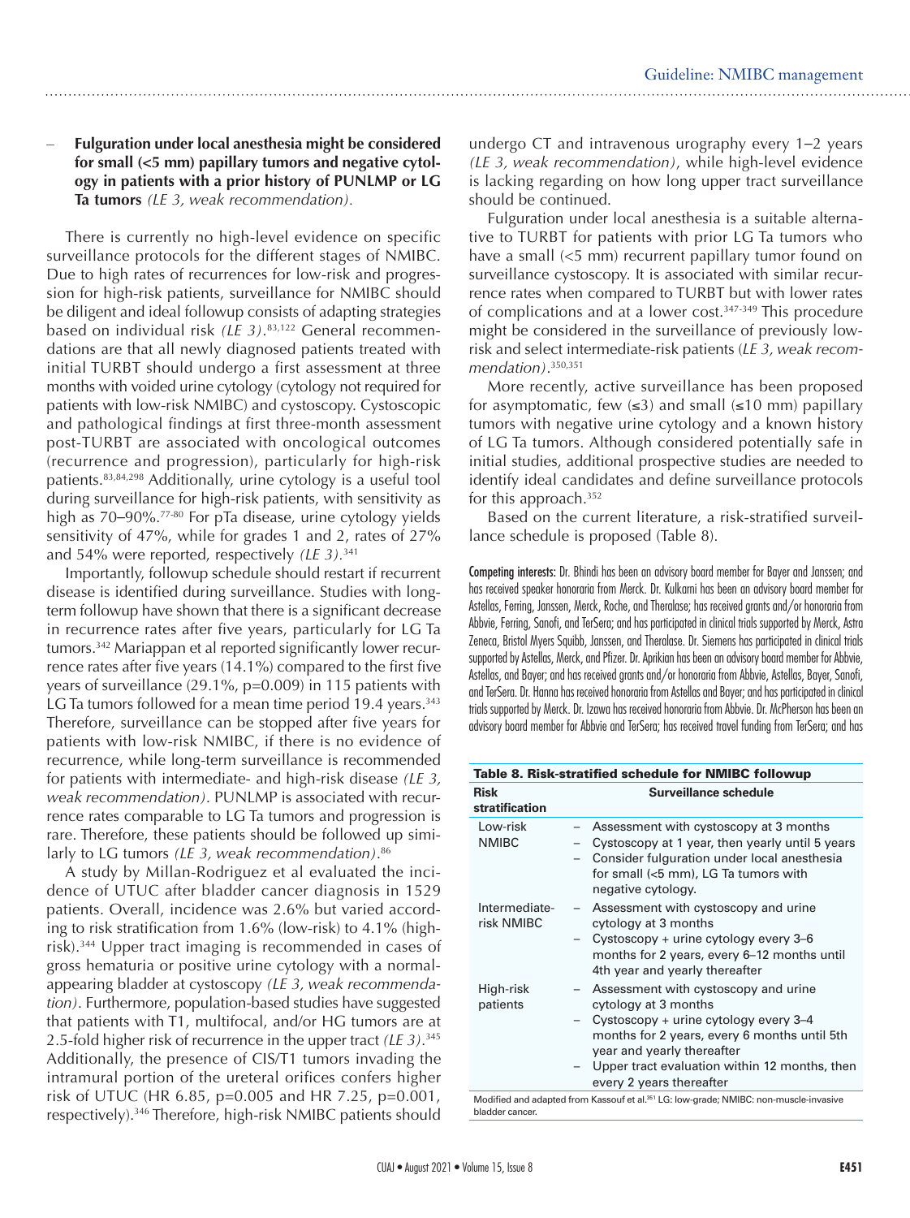- **Fulguration under local anesthesia might be considered for small (<5 mm) papillary tumors and negative cytology in patients with a prior history of PUNLMP or LG Ta tumors** *(LE 3, weak recommendation).*

There is currently no high-level evidence on specific surveillance protocols for the different stages of NMIBC. Due to high rates of recurrences for low-risk and progression for high-risk patients, surveillance for NMIBC should be diligent and ideal followup consists of adapting strategies based on individual risk *(LE 3)*.[83,122] General recommendations are that all newly diagnosed patients treated with initial TURBT should undergo a first assessment at three months with voided urine cytology (cytology not required for patients with low-risk NMIBC) and cystoscopy. Cystoscopic and pathological findings at first three-month assessment post-TURBT are associated with oncological outcomes (recurrence and progression), particularly for high-risk patients.[83,84,298] Additionally, urine cytology is a useful tool during surveillance for high-risk patients, with sensitivity as high as 70–90%.[77-80] For pTa disease, urine cytology yields sensitivity of 47%, while for grades 1 and 2, rates of 27% and 54% were reported, respectively *(LE 3)*.[341]

Importantly, followup schedule should restart if recurrent disease is identified during surveillance. Studies with long-term followup have shown that there is a significant decrease in recurrence rates after five years, particularly for LG Ta tumors.[342] Mariappan et al reported significantly lower recurrence rates after five years (14.1%) compared to the first five years of surveillance (29.1%, p=0.009) in 115 patients with LG Ta tumors followed for a mean time period 19.4 years.[343] Therefore, surveillance can be stopped after five years for patients with low-risk NMIBC, if there is no evidence of recurrence, while long-term surveillance is recommended for patients with intermediate- and high-risk disease *(LE 3, weak recommendation)*. PUNLMP is associated with recurrence rates comparable to LG Ta tumors and progression is rare. Therefore, these patients should be followed up similarly to LG tumors *(LE 3, weak recommendation)*.[86]

A study by Millan-Rodriguez et al evaluated the incidence of UTUC after bladder cancer diagnosis in 1529 patients. Overall, incidence was 2.6% but varied according to risk stratification from 1.6% (low-risk) to 4.1% (high-risk).[344] Upper tract imaging is recommended in cases of gross hematuria or positive urine cytology with a normal-appearing bladder at cystoscopy *(LE 3, weak recommendation)*. Furthermore, population-based studies have suggested that patients with T1, multifocal, and/or HG tumors are at 2.5-fold higher risk of recurrence in the upper tract *(LE 3)*.[345] Additionally, the presence of CIS/T1 tumors invading the intramural portion of the ureteral orifices confers higher risk of UTUC (HR 6.85, p=0.005 and HR 7.25, p=0.001, respectively).[346] Therefore, high-risk NMIBC patients should undergo CT and intravenous urography every 1–2 years *(LE 3, weak recommendation)*, while high-level evidence is lacking regarding on how long upper tract surveillance should be continued.

Fulguration under local anesthesia is a suitable alternative to TURBT for patients with prior LG Ta tumors who have a small (<5 mm) recurrent papillary tumor found on surveillance cystoscopy. It is associated with similar recurrence rates when compared to TURBT but with lower rates of complications and at a lower cost.[347-349] This procedure might be considered in the surveillance of previously low-risk and select intermediate-risk patients (*LE 3, weak recommendation)*.[350,351]

More recently, active surveillance has been proposed for asymptomatic, few (≤3) and small (≤10 mm) papillary tumors with negative urine cytology and a known history of LG Ta tumors. Although considered potentially safe in initial studies, additional prospective studies are needed to identify ideal candidates and define surveillance protocols for this approach.[352]

Based on the current literature, a risk-stratified surveillance schedule is proposed (Table 8).

**Table 8. Risk-stratified schedule for NMIBC followup**

| Risk stratification | Surveillance schedule |
|---|---|
| Low-risk NMIBC | – Assessment with cystoscopy at 3 months<br>– Cystoscopy at 1 year, then yearly until 5 years<br>– Consider fulguration under local anesthesia for small (<5 mm), LG Ta tumors with negative cytology. |
| Intermediate-risk NMIBC | – Assessment with cystoscopy and urine cytology at 3 months<br>– Cystoscopy + urine cytology every 3–6 months for 2 years, every 6–12 months until 4th year and yearly thereafter |
| High-risk patients | – Assessment with cystoscopy and urine cytology at 3 months<br>– Cystoscopy + urine cytology every 3–4 months for 2 years, every 6 months until 5th year and yearly thereafter<br>– Upper tract evaluation within 12 months, then every 2 years thereafter |

Modified and adapted from Kassouf et al.[351] LG: low-grade; NMIBC: non-muscle-invasive bladder cancer.

Competing interests: Dr. Bhindi has been an advisory board member for Bayer and Janssen; and has received speaker honoraria from Merck. Dr. Kulkarni has been an advisory board member for Astellas, Ferring, Janssen, Merck, Roche, and Theralase; has received grants and/or honoraria from Abbvie, Ferring, Sanofi, and TerSera; and has participated in clinical trials supported by Merck, Astra Zeneca, Bristol Myers Squibb, Janssen, and Theralase. Dr. Siemens has participated in clinical trials supported by Astellas, Merck, and Pfizer. Dr. Aprikian has been an advisory board member for Abbvie, Astellas, and Bayer; and has received grants and/or honoraria from Abbvie, Astellas, Bayer, Sanofi, and TerSera. Dr. Hanna has received honoraria from Astellas and Bayer; and has participated in clinical trials supported by Merck. Dr. Izawa has received honoraria from Abbvie. Dr. McPherson has been an advisory board member for Abbvie and TerSera; has received travel funding from TerSera; and has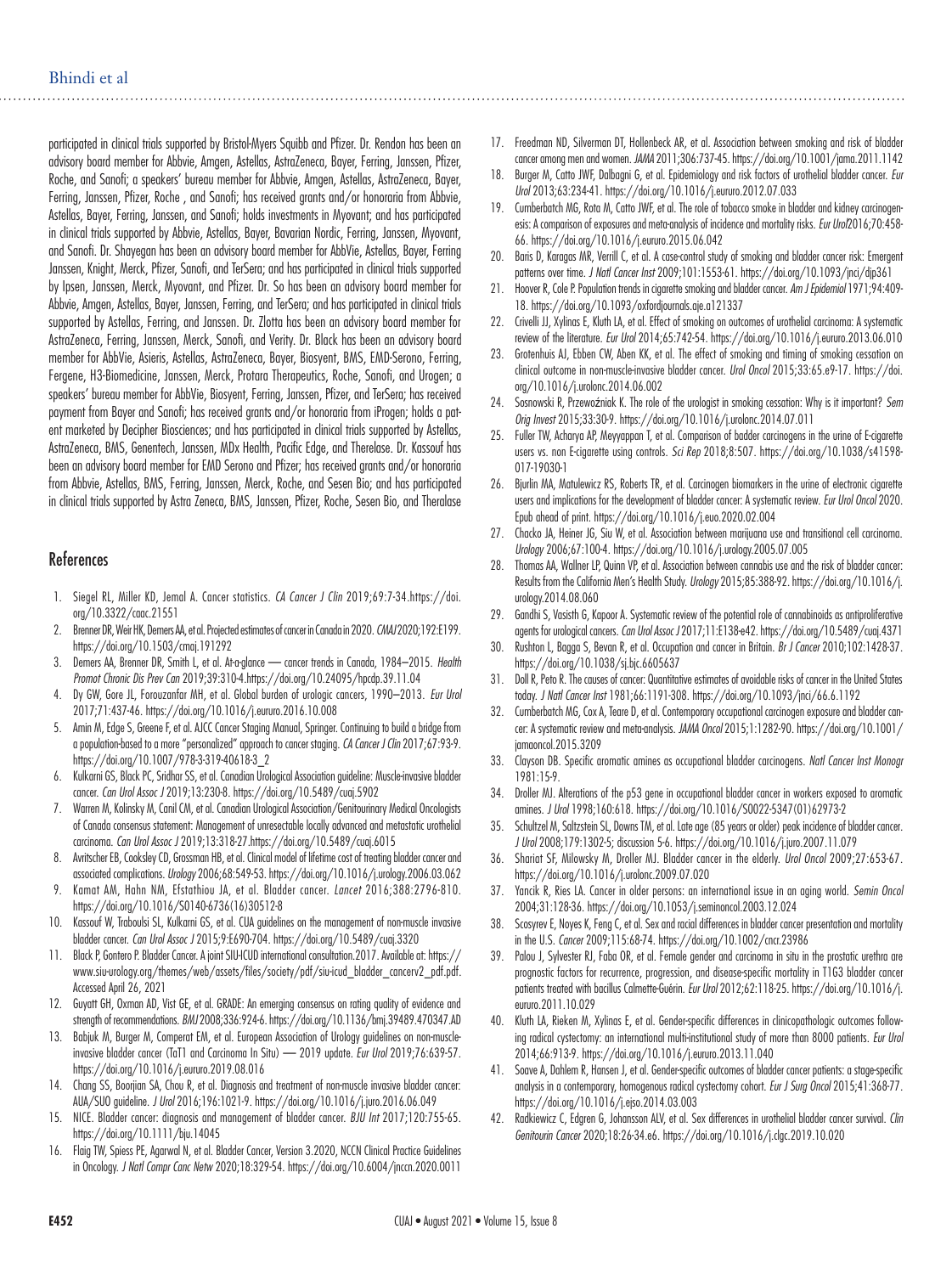participated in clinical trials supported by Bristol-Myers Squibb and Pfizer. Dr. Rendon has been an advisory board member for Abbvie, Amgen, Astellas, AstraZeneca, Bayer, Ferring, Janssen, Pfizer, Roche, and Sanofi; a speakers' bureau member for Abbvie, Amgen, Astellas, AstraZeneca, Bayer, Ferring, Janssen, Pfizer, Roche , and Sanofi; has received grants and/or honoraria from Abbvie, Astellas, Bayer, Ferring, Janssen, and Sanofi; holds investments in Myovant; and has participated in clinical trials supported by Abbvie, Astellas, Bayer, Bavarian Nordic, Ferring, Janssen, Myovant, and Sanofi. Dr. Shayegan has been an advisory board member for AbbVie, Astellas, Bayer, Ferring Janssen, Knight, Merck, Pfizer, Sanofi, and TerSera; and has participated in clinical trials supported by Ipsen, Janssen, Merck, Myovant, and Pfizer. Dr. So has been an advisory board member for Abbvie, Amgen, Astellas, Bayer, Janssen, Ferring, and TerSera; and has participated in clinical trials supported by Astellas, Ferring, and Janssen. Dr. Zlotta has been an advisory board member for AstraZeneca, Ferring, Janssen, Merck, Sanofi, and Verity. Dr. Black has been an advisory board member for AbbVie, Asieris, Astellas, AstraZeneca, Bayer, Biosyent, BMS, EMD-Serono, Ferring, Fergene, H3-Biomedicine, Janssen, Merck, Protara Therapeutics, Roche, Sanofi, and Urogen; a speakers' bureau member for AbbVie, Biosyent, Ferring, Janssen, Pfizer, and TerSera; has received payment from Bayer and Sanofi; has received grants and/or honoraria from iProgen; holds a patent marketed by Decipher Biosciences; and has participated in clinical trials supported by Astellas, AstraZeneca, BMS, Genentech, Janssen, MDx Health, Pacific Edge, and Therelase. Dr. Kassouf has been an advisory board member for EMD Serono and Pfizer; has received grants and/or honoraria from Abbvie, Astellas, BMS, Ferring, Janssen, Merck, Roche, and Sesen Bio; and has participated in clinical trials supported by Astra Zeneca, BMS, Janssen, Pfizer, Roche, Sesen Bio, and Theralase

## References

1. Siegel RL, Miller KD, Jemal A. Cancer statistics. *CA Cancer J Clin* 2019;69:7-34.https://doi.org/10.3322/caac.21551
2. Brenner DR, Weir HK, Demers AA, et al. Projected estimates of cancer in Canada in 2020. *CMAJ* 2020;192:E199. https://doi.org/10.1503/cmaj.191292
3. Demers AA, Brenner DR, Smith L, et al. At-a-glance — cancer trends in Canada, 1984–2015. *Health Promot Chronic Dis Prev Can* 2019;39:310-4.https://doi.org/10.24095/hpcdp.39.11.04
4. Dy GW, Gore JL, Forouzanfar MH, et al. Global burden of urologic cancers, 1990–2013. *Eur Urol* 2017;71:437-46. https://doi.org/10.1016/j.eururo.2016.10.008
5. Amin M, Edge S, Greene F, et al. AJCC Cancer Staging Manual, Springer. Continuing to build a bridge from a population-based to a more "personalized" approach to cancer staging. *CA Cancer J Clin* 2017;67:93-9. https://doi.org/10.1007/978-3-319-40618-3_2
6. Kulkarni GS, Black PC, Sridhar SS, et al. Canadian Urological Association guideline: Muscle-invasive bladder cancer. *Can Urol Assoc J* 2019;13:230-8. https://doi.org/10.5489/cuaj.5902
7. Warren M, Kolinsky M, Canil CM, et al. Canadian Urological Association/Genitourinary Medical Oncologists of Canada consensus statement: Management of unresectable locally advanced and metastatic urothelial carcinoma. *Can Urol Assoc J* 2019;13:318-27.https://doi.org/10.5489/cuaj.6015
8. Avritscher EB, Cooksley CD, Grossman HB, et al. Clinical model of lifetime cost of treating bladder cancer and associated complications. *Urology* 2006;68:549-53. https://doi.org/10.1016/j.urology.2006.03.062
9. Kamat AM, Hahn NM, Efstathiou JA, et al. Bladder cancer. *Lancet* 2016;388:2796-810. https://doi.org/10.1016/S0140-6736(16)30512-8
10. Kassouf W, Traboulsi SL, Kulkarni GS, et al. CUA guidelines on the management of non-muscle invasive bladder cancer. *Can Urol Assoc J* 2015;9:E690-704. https://doi.org/10.5489/cuaj.3320
11. Black P, Gontero P. Bladder Cancer. A joint SIU-ICUD international consultation.2017. Available at: https://www.siu-urology.org/themes/web/assets/files/society/pdf/siu-icud_bladder_cancerv2_pdf.pdf. Accessed April 26, 2021
12. Guyatt GH, Oxman AD, Vist GE, et al. GRADE: An emerging consensus on rating quality of evidence and strength of recommendations. *BMJ* 2008;336:924-6. https://doi.org/10.1136/bmj.39489.470347.AD
13. Babjuk M, Burger M, Comperat EM, et al. European Association of Urology guidelines on non-muscle-invasive bladder cancer (TaT1 and Carcinoma In Situ) — 2019 update. *Eur Urol* 2019;76:639-57. https://doi.org/10.1016/j.eururo.2019.08.016
14. Chang SS, Boorjian SA, Chou R, et al. Diagnosis and treatment of non-muscle invasive bladder cancer: AUA/SUO guideline. *J Urol* 2016;196:1021-9. https://doi.org/10.1016/j.juro.2016.06.049
15. NICE. Bladder cancer: diagnosis and management of bladder cancer. *BJU Int* 2017;120:755-65. https://doi.org/10.1111/bju.14045
16. Flaig TW, Spiess PE, Agarwal N, et al. Bladder Cancer, Version 3.2020, NCCN Clinical Practice Guidelines in Oncology. *J Natl Compr Canc Netw* 2020;18:329-54. https://doi.org/10.6004/jnccn.2020.0011
17. Freedman ND, Silverman DT, Hollenbeck AR, et al. Association between smoking and risk of bladder cancer among men and women. *JAMA* 2011;306:737-45. https://doi.org/10.1001/jama.2011.1142
18. Burger M, Catto JWF, Dalbagni G, et al. Epidemiology and risk factors of urothelial bladder cancer. *Eur Urol* 2013;63:234-41. https://doi.org/10.1016/j.eururo.2012.07.033
19. Cumberbatch MG, Rota M, Catto JWF, et al. The role of tobacco smoke in bladder and kidney carcinogenesis: A comparison of exposures and meta-analysis of incidence and mortality risks. *Eur Urol* 2016;70:458-66. https://doi.org/10.1016/j.eururo.2015.06.042
20. Baris D, Karagas MR, Verrill C, et al. A case-control study of smoking and bladder cancer risk: Emergent patterns over time. *J Natl Cancer Inst* 2009;101:1553-61. https://doi.org/10.1093/jnci/djp361
21. Hoover R, Cole P. Population trends in cigarette smoking and bladder cancer. *Am J Epidemiol* 1971;94:409-18. https://doi.org/10.1093/oxfordjournals.aje.a121337
22. Crivelli JJ, Xylinas E, Kluth LA, et al. Effect of smoking on outcomes of urothelial carcinoma: A systematic review of the literature. *Eur Urol* 2014;65:742-54. https://doi.org/10.1016/j.eururo.2013.06.010
23. Grotenhuis AJ, Ebben CW, Aben KK, et al. The effect of smoking and timing of smoking cessation on clinical outcome in non-muscle-invasive bladder cancer. *Urol Oncol* 2015;33:65.e9-17. https://doi.org/10.1016/j.urolonc.2014.06.002
24. Sosnowski R, Przewoźniak K. The role of the urologist in smoking cessation: Why is it important? *Sem Orig Invest* 2015;33:30-9. https://doi.org/10.1016/j.urolonc.2014.07.011
25. Fuller TW, Acharya AP, Meyyappan T, et al. Comparison of badder carcinogens in the urine of E-cigarette users vs. non E-cigarette using controls. *Sci Rep* 2018;8:507. https://doi.org/10.1038/s41598-017-19030-1
26. Bjurlin MA, Matulewicz RS, Roberts TR, et al. Carcinogen biomarkers in the urine of electronic cigarette users and implications for the development of bladder cancer: A systematic review. *Eur Urol Oncol* 2020. Epub ahead of print. https://doi.org/10.1016/j.euo.2020.02.004
27. Chacko JA, Heiner JG, Siu W, et al. Association between marijuana use and transitional cell carcinoma. *Urology* 2006;67:100-4. https://doi.org/10.1016/j.urology.2005.07.005
28. Thomas AA, Wallner LP, Quinn VP, et al. Association between cannabis use and the risk of bladder cancer: Results from the California Men's Health Study. *Urology* 2015;85:388-92. https://doi.org/10.1016/j.urology.2014.08.060
29. Gandhi S, Vasisth G, Kapoor A. Systematic review of the potential role of cannabinoids as antiproliferative agents for urological cancers. *Can Urol Assoc J* 2017;11:E138-e42. https://doi.org/10.5489/cuaj.4371
30. Rushton L, Bagga S, Bevan R, et al. Occupation and cancer in Britain. *Br J Cancer* 2010;102:1428-37. https://doi.org/10.1038/sj.bjc.6605637
31. Doll R, Peto R. The causes of cancer: Quantitative estimates of avoidable risks of cancer in the United States today. *J Natl Cancer Inst* 1981;66:1191-308. https://doi.org/10.1093/jnci/66.6.1192
32. Cumberbatch MG, Cox A, Teare D, et al. Contemporary occupational carcinogen exposure and bladder cancer: A systematic review and meta-analysis. *JAMA Oncol* 2015;1:1282-90. https://doi.org/10.1001/jamaoncol.2015.3209
33. Clayson DB. Specific aromatic amines as occupational bladder carcinogens. *Natl Cancer Inst Monogr* 1981:15-9.
34. Droller MJ. Alterations of the p53 gene in occupational bladder cancer in workers exposed to aromatic amines. *J Urol* 1998;160:618. https://doi.org/10.1016/S0022-5347(01)62973-2
35. Schultzel M, Saltzstein SL, Downs TM, et al. Late age (85 years or older) peak incidence of bladder cancer. *J Urol* 2008;179:1302-5; discussion 5-6. https://doi.org/10.1016/j.juro.2007.11.079
36. Shariat SF, Milowsky M, Droller MJ. Bladder cancer in the elderly. *Urol Oncol* 2009;27:653-67. https://doi.org/10.1016/j.urolonc.2009.07.020
37. Yancik R, Ries LA. Cancer in older persons: an international issue in an aging world. *Semin Oncol* 2004;31:128-36. https://doi.org/10.1053/j.seminoncol.2003.12.024
38. Scosyrev E, Noyes K, Feng C, et al. Sex and racial differences in bladder cancer presentation and mortality in the U.S. *Cancer* 2009;115:68-74. https://doi.org/10.1002/cncr.23986
39. Palou J, Sylvester RJ, Faba OR, et al. Female gender and carcinoma in situ in the prostatic urethra are prognostic factors for recurrence, progression, and disease-specific mortality in T1G3 bladder cancer patients treated with bacillus Calmette-Guérin. *Eur Urol* 2012;62:118-25. https://doi.org/10.1016/j.eururo.2011.10.029
40. Kluth LA, Rieken M, Xylinas E, et al. Gender-specific differences in clinicopathologic outcomes following radical cystectomy: an international multi-institutional study of more than 8000 patients. *Eur Urol* 2014;66:913-9. https://doi.org/10.1016/j.eururo.2013.11.040
41. Soave A, Dahlem R, Hansen J, et al. Gender-specific outcomes of bladder cancer patients: a stage-specific analysis in a contemporary, homogenous radical cystectomy cohort. *Eur J Surg Oncol* 2015;41:368-77. https://doi.org/10.1016/j.ejso.2014.03.003
42. Radkiewicz C, Edgren G, Johansson ALV, et al. Sex differences in urothelial bladder cancer survival. *Clin Genitourin Cancer* 2020;18:26-34.e6. https://doi.org/10.1016/j.clgc.2019.10.020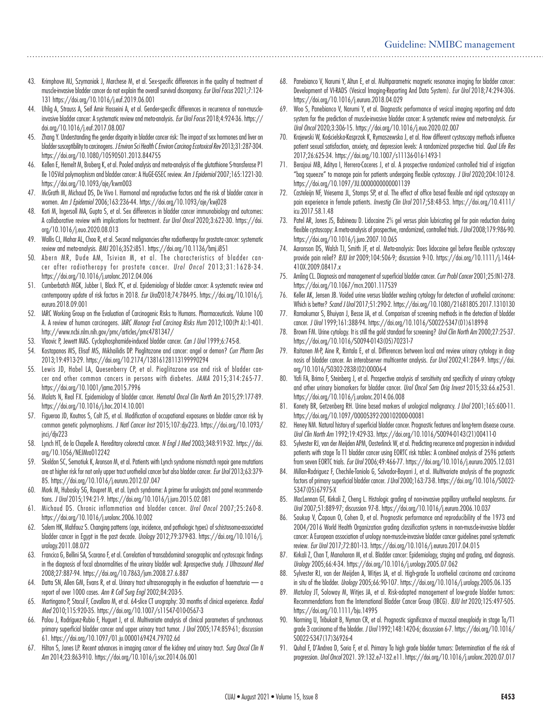43. Krimphove MJ, Szymaniak J, Marchese M, et al. Sex-specific differences in the quality of treatment of muscle-invasive bladder cancer do not explain the overall survival discrepancy. *Eur Urol Focus* 2021;7:124-131 https://doi.org/10.1016/j.euf.2019.06.001
44. Uhlig A, Strauss A, Seif Amir Hosseini A, et al. Gender-specific differences in recurrence of non-muscle-invasive bladder cancer: A systematic review and meta-analysis. *Eur Urol Focus* 2018;4:924-36. https://doi.org/10.1016/j.euf.2017.08.007
45. Zhang Y. Understanding the gender disparity in bladder cancer risk: The impact of sex hormones and liver on bladder susceptibility to carcinogens. *J Environ Sci Health C Environ Carcinog Ecotoxicol Rev* 2013;31:287-304. https://doi.org/10.1080/10590501.2013.844755
46. Kellen E, Hemelt M, Broberg K, et al. Pooled analysis and meta-analysis of the glutathione S-transferase P1 Ile 105Val polymorphism and bladder cancer: A HuGE-GSEC review. *Am J Epidemiol* 2007;165:1221-30. https://doi.org/10.1093/aje/kwm003
47. McGrath M, Michaud DS, De Vivo I. Hormonal and reproductive factors and the risk of bladder cancer in women. *Am J Epidemiol* 2006;163:236-44. https://doi.org/10.1093/aje/kwj028
48. Koti M, Ingersoll MA, Gupta S, et al. Sex differences in bladder cancer immunobiology and outcomes: A collaborative review with implications for treatment. *Eur Urol Oncol* 2020;3:622-30. https://doi.org/10.1016/j.euo.2020.08.013
49. Wallis CJ, Mahar AL, Choo R, et al. Second malignancies after radiotherapy for prostate cancer: systematic review and meta-analysis. *BMJ* 2016;352:i851. https://doi.org/10.1136/bmj.i851
50. Abern MR, Dude AM, Tsivian M, et al. The characteristics of bladder cancer after radiotherapy for prostate cancer. *Urol Oncol* 2013;31:1628-34. https://doi.org/10.1016/j.urolonc.2012.04.006
51. Cumberbatch MGK, Jubber I, Black PC, et al. Epidemiology of bladder cancer: A systematic review and contemporary update of risk factors in 2018. *Eur Urol*2018;74:784-95. https://doi.org/10.1016/j.eururo.2018.09.001
52. IARC Working Group on the Evaluation of Carcinogenic Risks to Humans. Pharmaceuticals. Volume 100 A. A review of human carcinogens. *IARC Monogr Eval Carcinog Risks Hum* 2012;100(Pt A):1-401. http://www.ncbi.nlm.nih.gov/pmc/articles/pmc4781347/
53. Vlaovic P, Jewett MAS. Cyclophosphamide-induced bladder cancer. *Can J Urol* 1999;6:745-8.
54. Kostapanos MS, Elisaf MS, Mikhailidis DP. Pioglitazone and cancer: angel or demon? *Curr Pharm Des* 2013;19:4913-29. https://doi.org/10.2174/13816128113199990294
55. Lewis JD, Habel LA, Quesenberry CP, et al. Pioglitazone use and risk of bladder cancer and other common cancers in persons with diabetes. *JAMA* 2015;314:265-77. https://doi.org/10.1001/jama.2015.7996
56. Malats N, Real FX. Epidemiology of bladder cancer. *Hematol Oncol Clin North Am* 2015;29:177-89. https://doi.org/10.1016/j.hoc.2014.10.001
57. Figueroa JD, Koutros S, Colt JS, et al. Modification of occupational exposures on bladder cancer risk by common genetic polymorphisms. *J Natl Cancer Inst* 2015;107:djv223. https://doi.org/10.1093/jnci/djv223
58. Lynch HT, de la Chapelle A. Hereditary colorectal cancer. *N Engl J Med* 2003;348:919-32. https://doi.org/10.1056/NEJMra012242
59. Skeldon SC, Semotiuk K, Aronson M, et al. Patients with Lynch syndrome mismatch repair gene mutations are at higher risk for not only upper tract urothelial cancer but also bladder cancer. *Eur Urol* 2013;63:379-85. https://doi.org/10.1016/j.eururo.2012.07.047
60. Mork M, Hubosky SG, Roupret M, et al. Lynch syndrome: A primer for urologists and panel recommendations. *J Urol* 2015;194:21-9. https://doi.org/10.1016/j.juro.2015.02.081
61. Michaud DS. Chronic inflammation and bladder cancer. *Urol Oncol* 2007;25:260-8. https://doi.org/10.1016/j.urolonc.2006.10.002
62. Salem HK, Mahfouz S. Changing patterns (age, incidence, and pathologic types) of schistosoma-associated bladder cancer in Egypt in the past decade. *Urology* 2012;79:379-83. https://doi.org/10.1016/j.urology.2011.08.072
63. Francica G, Bellini SA, Scarano F, et al. Correlation of transabdominal sonographic and cystoscopic findings in the diagnosis of focal abnormalities of the urinary bladder wall: Aprospective study. *J Ultrasound Med* 2008;27:887-94. https://doi.org/10.7863/jum.2008.27.6.887
64. Datta SN, Allen GM, Evans R, et al. Urinary tract ultrasonography in the evaluation of haematuria — a report of over 1000 cases. *Ann R Coll Surg Engl* 2002;84:203-5.
65. Martingano P, Stacul F, Cavallaro M, et al. 64-slice CT urography: 30 months of clinical experience. *Radiol Med* 2010;115:920-35. https://doi.org/10.1007/s11547-010-0567-3
66. Palou J, Rodríguez-Rubio F, Huguet J, et al. Multivariate analysis of clinical parameters of synchronous primary superficial bladder cancer and upper urinary tract tumor. *J Urol* 2005;174:859-61; discussion 61. https://doi.org/10.1097/01.ju.0000169424.79702.6d
67. Hilton S, Jones LP. Recent advances in imaging cancer of the kidney and urinary tract. *Surg Oncol Clin N Am* 2014;23:863-910. https://doi.org/10.1016/j.soc.2014.06.001
68. Panebianco V, Narumi Y, Altun E, et al. Multiparametric magnetic resonance imaging for bladder cancer: Development of VI-RADS (Vesical Imaging-Reporting And Data System). *Eur Urol* 2018;74:294-306. https://doi.org/10.1016/j.eururo.2018.04.029
69. Woo S, Panebianco V, Narumi Y, et al. Diagnostic performance of vesical imaging reporting and data system for the prediction of muscle-invasive bladder cancer: A systematic review and meta-analysis. *Eur Urol Oncol* 2020;3:306-15. https://doi.org/10.1016/j.euo.2020.02.007
70. Krajewski W, Kościelska-Kasprzak K, Rymaszewska J, et al. How different cystoscopy methods influence patient sexual satisfaction, anxiety, and depression levels: A randomized prospective trial. *Qual Life Res* 2017;26:625-34. https://doi.org/10.1007/s11136-016-1493-1
71. Berajoui MB, Aditya I, Herrera-Caceres J, et al. A prospective randomized controlled trial of irrigation "bag squeeze" to manage pain for patients undergoing flexible cystoscopy. *J Urol* 2020;204:1012-8. https://doi.org/10.1097/JU.0000000000001139
72. Casteleijn NF, Vriesema JL, Stomps SP, et al. The effect of office based flexible and rigid cystoscopy on pain experience in female patients. *Investig Clin Urol* 2017;58:48-53. https://doi.org/10.4111/icu.2017.58.1.48
73. Patel AR, Jones JS, Babineau D. Lidocaine 2% gel versus plain lubricating gel for pain reduction during flexible cystoscopy: A meta-analysis of prospective, randomized, controlled trials. *J Urol* 2008;179:986-90. https://doi.org/10.1016/j.juro.2007.10.065
74. Aaronson DS, Walsh TJ, Smith JF, et al. Meta-analysis: Does lidocaine gel before flexible cystoscopy provide pain relief? *BJU Int* 2009;104:506-9; discussion 9-10. https://doi.org/10.1111/j.1464-410X.2009.08417.x
75. Amling CL. Diagnosis and management of superficial bladder cancer. *Curr Probl Cancer* 2001;25:IN1-278. https://doi.org/10.1067/mcn.2001.117539
76. Keller AK, Jensen JB. Voided urine versus bladder washing cytology for detection of urothelial carcinoma: Which is better? *Scand J Urol* 2017;51:290-2. https://doi.org/10.1080/21681805.2017.1310130
77. Ramakumar S, Bhuiyan J, Besse JA, et al. Comparison of screening methods in the detection of bladder cancer. *J Urol* 1999;161:388-94. https://doi.org/10.1016/S0022-5347(01)61899-8
78. Brown FM. Urine cytology. It is still the gold standard for screening? *Urol Clin North Am* 2000;27:25-37. https://doi.org/10.1016/S0094-0143(05)70231-7
79. Raitanen M-P, Aine R, Rintala E, et al. Differences between local and review urinary cytology in diagnosis of bladder cancer. An interobserver multicenter analysis. *Eur Urol* 2002;41:284-9. https://doi.org/10.1016/S0302-2838(02)00006-4
80. Yafi FA, Brimo F, Steinberg J, et al. Prospective analysis of sensitivity and specificity of urinary cytology and other urinary biomarkers for bladder cancer. *Urol Oncol Sem Orig Invest* 2015;33:66.e25-31. https://doi.org/10.1016/j.urolonc.2014.06.008
81. Konety BR, Getzenberg RH. Urine based markers of urological malignancy. *J Urol* 2001;165:600-11. https://doi.org/10.1097/00005392-200102000-00081
82. Heney NM. Natural history of superficial bladder cancer. Prognostic features and long-term disease course. *Urol Clin North Am* 1992;19:429-33. https://doi.org/10.1016/S0094-0143(21)00411-0
83. Sylvester RJ, van der Meijden APM, Oosterlinck W, et al. Predicting recurrence and progression in individual patients with stage Ta T1 bladder cancer using EORTC risk tables: A combined analysis of 2596 patients from seven EORTC trials. *Eur Urol* 2006;49:466-77. https://doi.org/10.1016/j.eururo.2005.12.031
84. Millan-Rodriguez F, Chechile-Toniolo G, Salvador-Bayarri J, et al. Multivariate analysis of the prognostic factors of primary superficial bladder cancer. *J Urol* 2000;163:73-8. https://doi.org/10.1016/S0022-5347(05)67975-X
85. MacLennan GT, Kirkali Z, Cheng L. Histologic grading of non-invasive papillary urothelial neoplasms. *Eur Urol* 2007;51:889-97; discussion 97-8. https://doi.org/10.1016/j.eururo.2006.10.037
86. Soukup V, Čapoun O, Cohen D, et al. Prognostic performance and reproducibility of the 1973 and 2004/2016 World Health Organization grading classification systems in non-muscle-invasive bladder cancer: A European association of urology non-muscle-invasive bladder cancer guidelines panel systematic review. *Eur Urol* 2017;72:801-13. https://doi.org/10.1016/j.eururo.2017.04.015
87. Kirkali Z, Chan T, Manoharan M, et al. Bladder cancer: Epidemiology, staging and grading, and diagnosis. *Urology* 2005;66:4-34. https://doi.org/10.1016/j.urology.2005.07.062
88. Sylvester RJ, van der Meijden A, Witjes JA, et al. High-grade Ta urothelial carcinoma and carcinoma in situ of the bladder. *Urology* 2005;66:90-107. https://doi.org/10.1016/j.urology.2005.06.135
89. Matulay JT, Soloway M, Witjes JA, et al. Risk-adapted management of low-grade bladder tumors: Recommendations from the International Bladder Cancer Group (IBCG). *BJU Int* 2020;125:497-505. https://doi.org/10.1111/bju.14995
90. Norming U, Tribukait B, Nyman CR, et al. Prognostic significance of mucosal aneuploidy in stage Ta/T1 grade 3 carcinoma of the bladder. *J Urol* 1992;148:1420-6; discussion 6-7. https://doi.org/10.1016/S0022-5347(17)36926-4
91. Quhal F, D'Andrea D, Soria F, et al. Primary Ta high grade bladder tumors: Determination of the risk of progression. *Urol Oncol* 2021. 39:132.e7-132.e11. https://doi.org/10.1016/j.urolonc.2020.07.017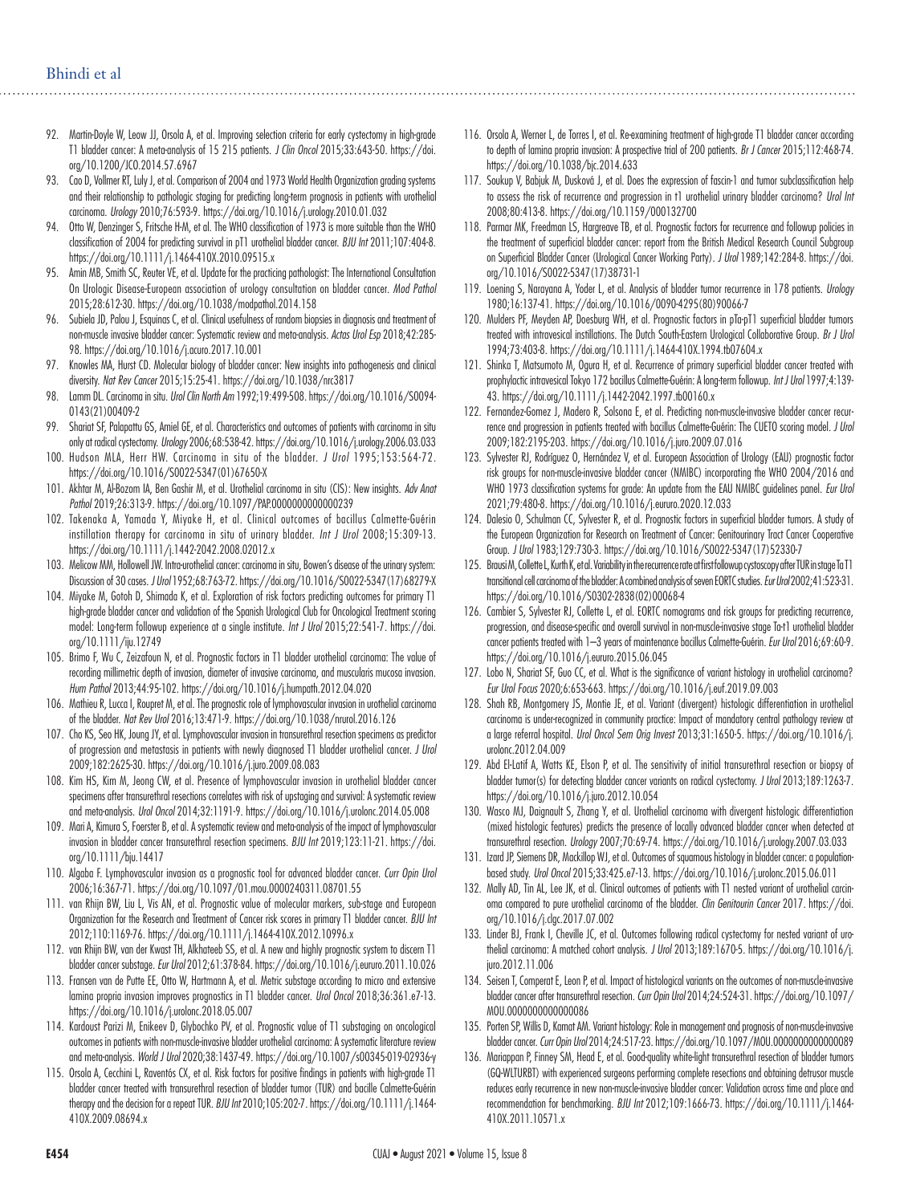92. Martin-Doyle W, Leow JJ, Orsola A, et al. Improving selection criteria for early cystectomy in high-grade T1 bladder cancer: A meta-analysis of 15 215 patients. *J Clin Oncol* 2015;33:643-50. https://doi.org/10.1200/JCO.2014.57.6967
93. Cao D, Vollmer RT, Luly J, et al. Comparison of 2004 and 1973 World Health Organization grading systems and their relationship to pathologic staging for predicting long-term prognosis in patients with urothelial carcinoma. *Urology* 2010;76:593-9. https://doi.org/10.1016/j.urology.2010.01.032
94. Otto W, Denzinger S, Fritsche H-M, et al. The WHO classification of 1973 is more suitable than the WHO classification of 2004 for predicting survival in pT1 urothelial bladder cancer. *BJU Int* 2011;107:404-8. https://doi.org/10.1111/j.1464-410X.2010.09515.x
95. Amin MB, Smith SC, Reuter VE, et al. Update for the practicing pathologist: The International Consultation On Urologic Disease-European association of urology consultation on bladder cancer. *Mod Pathol* 2015;28:612-30. https://doi.org/10.1038/modpathol.2014.158
96. Subiela JD, Palou J, Esquinas C, et al. Clinical usefulness of random biopsies in diagnosis and treatment of non-muscle invasive bladder cancer: Systematic review and meta-analysis. *Actas Urol Esp* 2018;42:285-98. https://doi.org/10.1016/j.acuro.2017.10.001
97. Knowles MA, Hurst CD. Molecular biology of bladder cancer: New insights into pathogenesis and clinical diversity. *Nat Rev Cancer* 2015;15:25-41. https://doi.org/10.1038/nrc3817
98. Lamm DL. Carcinoma in situ. *Urol Clin North Am* 1992;19:499-508. https://doi.org/10.1016/S0094-0143(21)00409-2
99. Shariat SF, Palapattu GS, Amiel GE, et al. Characteristics and outcomes of patients with carcinoma in situ only at radical cystectomy. *Urology* 2006;68:538-42. https://doi.org/10.1016/j.urology.2006.03.033
100. Hudson MLA, Herr HW. Carcinoma in situ of the bladder. *J Urol* 1995;153:564-72. https://doi.org/10.1016/S0022-5347(01)67650-X
101. Akhtar M, Al-Bozom IA, Ben Gashir M, et al. Urothelial carcinoma in situ (CIS): New insights. *Adv Anat Pathol* 2019;26:313-9. https://doi.org/10.1097/PAP.0000000000000239
102. Takenaka A, Yamada Y, Miyake H, et al. Clinical outcomes of bacillus Calmette-Guérin instillation therapy for carcinoma in situ of urinary bladder. *Int J Urol* 2008;15:309-13. https://doi.org/10.1111/j.1442-2042.2008.02012.x
103. Melicow MM, Hollowell JW. Intra-urothelial cancer: carcinoma in situ, Bowen's disease of the urinary system: Discussion of 30 cases. *J Urol* 1952;68:763-72. https://doi.org/10.1016/S0022-5347(17)68279-X
104. Miyake M, Gotoh D, Shimada K, et al. Exploration of risk factors predicting outcomes for primary T1 high-grade bladder cancer and validation of the Spanish Urological Club for Oncological Treatment scoring model: Long-term followup experience at a single institute. *Int J Urol* 2015;22:541-7. https://doi.org/10.1111/iju.12749
105. Brimo F, Wu C, Zeizafoun N, et al. Prognostic factors in T1 bladder urothelial carcinoma: The value of recording millimetric depth of invasion, diameter of invasive carcinoma, and muscularis mucosa invasion. *Hum Pathol* 2013;44:95-102. https://doi.org/10.1016/j.humpath.2012.04.020
106. Mathieu R, Lucca I, Roupret M, et al. The prognostic role of lymphovascular invasion in urothelial carcinoma of the bladder. *Nat Rev Urol* 2016;13:471-9. https://doi.org/10.1038/nrurol.2016.126
107. Cho KS, Seo HK, Joung JY, et al. Lymphovascular invasion in transurethral resection specimens as predictor of progression and metastasis in patients with newly diagnosed T1 bladder urothelial cancer. *J Urol* 2009;182:2625-30. https://doi.org/10.1016/j.juro.2009.08.083
108. Kim HS, Kim M, Jeong CW, et al. Presence of lymphovascular invasion in urothelial bladder cancer specimens after transurethral resections correlates with risk of upstaging and survival: A systematic review and meta-analysis. *Urol Oncol* 2014;32:1191-9. https://doi.org/10.1016/j.urolonc.2014.05.008
109. Mari A, Kimura S, Foerster B, et al. A systematic review and meta-analysis of the impact of lymphovascular invasion in bladder cancer transurethral resection specimens. *BJU Int* 2019;123:11-21. https://doi.org/10.1111/bju.14417
110. Algaba F. Lymphovascular invasion as a prognostic tool for advanced bladder cancer. *Curr Opin Urol* 2006;16:367-71. https://doi.org/10.1097/01.mou.0000240311.08701.55
111. van Rhijn BW, Liu L, Vis AN, et al. Prognostic value of molecular markers, sub-stage and European Organization for the Research and Treatment of Cancer risk scores in primary T1 bladder cancer. *BJU Int* 2012;110:1169-76. https://doi.org/10.1111/j.1464-410X.2012.10996.x
112. van Rhijn BW, van der Kwast TH, Alkhateeb SS, et al. A new and highly prognostic system to discern T1 bladder cancer substage. *Eur Urol* 2012;61:378-84. https://doi.org/10.1016/j.eururo.2011.10.026
113. Fransen van de Putte EE, Otto W, Hartmann A, et al. Metric substage according to micro and extensive lamina propria invasion improves prognostics in T1 bladder cancer. *Urol Oncol* 2018;36:361.e7-13. https://doi.org/10.1016/j.urolonc.2018.05.007
114. Kardoust Parizi M, Enikeev D, Glybochko PV, et al. Prognostic value of T1 substaging on oncological outcomes in patients with non-muscle-invasive bladder urothelial carcinoma: A systematic literature review and meta-analysis. *World J Urol* 2020;38:1437-49. https://doi.org/10.1007/s00345-019-02936-y
115. Orsola A, Cecchini L, Raventós CX, et al. Risk factors for positive findings in patients with high-grade T1 bladder cancer treated with transurethral resection of bladder tumor (TUR) and bacille Calmette-Guérin therapy and the decision for a repeat TUR. *BJU Int* 2010;105:202-7. https://doi.org/10.1111/j.1464-410X.2009.08694.x
116. Orsola A, Werner L, de Torres I, et al. Re-examining treatment of high-grade T1 bladder cancer according to depth of lamina propria invasion: A prospective trial of 200 patients. *Br J Cancer* 2015;112:468-74. https://doi.org/10.1038/bjc.2014.633
117. Soukup V, Babjuk M, Dusková J, et al. Does the expression of fascin-1 and tumor subclassification help to assess the risk of recurrence and progression in t1 urothelial urinary bladder carcinoma? *Urol Int* 2008;80:413-8. https://doi.org/10.1159/000132700
118. Parmar MK, Freedman LS, Hargreave TB, et al. Prognostic factors for recurrence and followup policies in the treatment of superficial bladder cancer: report from the British Medical Research Council Subgroup on Superficial Bladder Cancer (Urological Cancer Working Party). *J Urol* 1989;142:284-8. https://doi.org/10.1016/S0022-5347(17)38731-1
119. Loening S, Narayana A, Yoder L, et al. Analysis of bladder tumor recurrence in 178 patients. *Urology* 1980;16:137-41. https://doi.org/10.1016/0090-4295(80)90066-7
120. Mulders PF, Meyden AP, Doesburg WH, et al. Prognostic factors in pTa-pT1 superficial bladder tumors treated with intravesical instillations. The Dutch South-Eastern Urological Collaborative Group. *Br J Urol* 1994;73:403-8. https://doi.org/10.1111/j.1464-410X.1994.tb07604.x
121. Shinka T, Matsumoto M, Ogura H, et al. Recurrence of primary superficial bladder cancer treated with prophylactic intravesical Tokyo 172 bacillus Calmette-Guérin: A long-term followup. *Int J Urol* 1997;4:139-43. https://doi.org/10.1111/j.1442-2042.1997.tb00160.x
122. Fernandez-Gomez J, Madero R, Solsona E, et al. Predicting non-muscle-invasive bladder cancer recurrence and progression in patients treated with bacillus Calmette-Guérin: The CUETO scoring model. *J Urol* 2009;182:2195-203. https://doi.org/10.1016/j.juro.2009.07.016
123. Sylvester RJ, Rodríguez O, Hernández V, et al. European Association of Urology (EAU) prognostic factor risk groups for non-muscle-invasive bladder cancer (NMIBC) incorporating the WHO 2004/2016 and WHO 1973 classification systems for grade: An update from the EAU NMIBC guidelines panel. *Eur Urol* 2021;79:480-8. https://doi.org/10.1016/j.eururo.2020.12.033
124. Dalesio O, Schulman CC, Sylvester R, et al. Prognostic factors in superficial bladder tumors. A study of the European Organization for Research on Treatment of Cancer: Genitourinary Tract Cancer Cooperative Group. *J Urol* 1983;129:730-3. https://doi.org/10.1016/S0022-5347(17)52330-7
125. Brausi M, Collette L, Kurth K, et al. Variability in the recurrence rate at first followup cystoscopy after TUR in stage Ta T1 transitional cell carcinoma of the bladder: A combined analysis of seven EORTC studies. *Eur Urol* 2002;41:523-31. https://doi.org/10.1016/S0302-2838(02)00068-4
126. Cambier S, Sylvester RJ, Collette L, et al. EORTC nomograms and risk groups for predicting recurrence, progression, and disease-specific and overall survival in non-muscle-invasive stage Ta-t1 urothelial bladder cancer patients treated with 1–3 years of maintenance bacillus Calmette-Guérin. *Eur Urol* 2016;69:60-9. https://doi.org/10.1016/j.eururo.2015.06.045
127. Lobo N, Shariat SF, Guo CC, et al. What is the significance of variant histology in urothelial carcinoma? *Eur Urol Focus* 2020;6:653-663. https://doi.org/10.1016/j.euf.2019.09.003
128. Shah RB, Montgomery JS, Montie JE, et al. Variant (divergent) histologic differentiation in urothelial carcinoma is under-recognized in community practice: Impact of mandatory central pathology review at a large referral hospital. *Urol Oncol Sem Orig Invest* 2013;31:1650-5. https://doi.org/10.1016/j.urolonc.2012.04.009
129. Abd El-Latif A, Watts KE, Elson P, et al. The sensitivity of initial transurethral resection or biopsy of bladder tumor(s) for detecting bladder cancer variants on radical cystectomy. *J Urol* 2013;189:1263-7. https://doi.org/10.1016/j.juro.2012.10.054
130. Wasco MJ, Daignault S, Zhang Y, et al. Urothelial carcinoma with divergent histologic differentiation (mixed histologic features) predicts the presence of locally advanced bladder cancer when detected at transurethral resection. *Urology* 2007;70:69-74. https://doi.org/10.1016/j.urology.2007.03.033
131. Izard JP, Siemens DR, Mackillop WJ, et al. Outcomes of squamous histology in bladder cancer: a population-based study. *Urol Oncol* 2015;33:425.e7-13. https://doi.org/10.1016/j.urolonc.2015.06.011
132. Mally AD, Tin AL, Lee JK, et al. Clinical outcomes of patients with T1 nested variant of urothelial carcinoma compared to pure urothelial carcinoma of the bladder. *Clin Genitourin Cancer* 2017. https://doi.org/10.1016/j.clgc.2017.07.002
133. Linder BJ, Frank I, Cheville JC, et al. Outcomes following radical cystectomy for nested variant of urothelial carcinoma: A matched cohort analysis. *J Urol* 2013;189:1670-5. https://doi.org/10.1016/j.juro.2012.11.006
134. Seisen T, Comperat E, Leon P, et al. Impact of histological variants on the outcomes of non-muscle-invasive bladder cancer after transurethral resection. *Curr Opin Urol* 2014;24:524-31. https://doi.org/10.1097/MOU.0000000000000086
135. Porten SP, Willis D, Kamat AM. Variant histology: Role in management and prognosis of non-muscle-invasive bladder cancer. *Curr Opin Urol* 2014;24:517-23. https://doi.org/10.1097/MOU.0000000000000089
136. Mariappan P, Finney SM, Head E, et al. Good-quality white-light transurethral resection of bladder tumors (GQ-WLTURBT) with experienced surgeons performing complete resections and obtaining detrusor muscle reduces early recurrence in new non-muscle-invasive bladder cancer: Validation across time and place and recommendation for benchmarking. *BJU Int* 2012;109:1666-73. https://doi.org/10.1111/j.1464-410X.2011.10571.x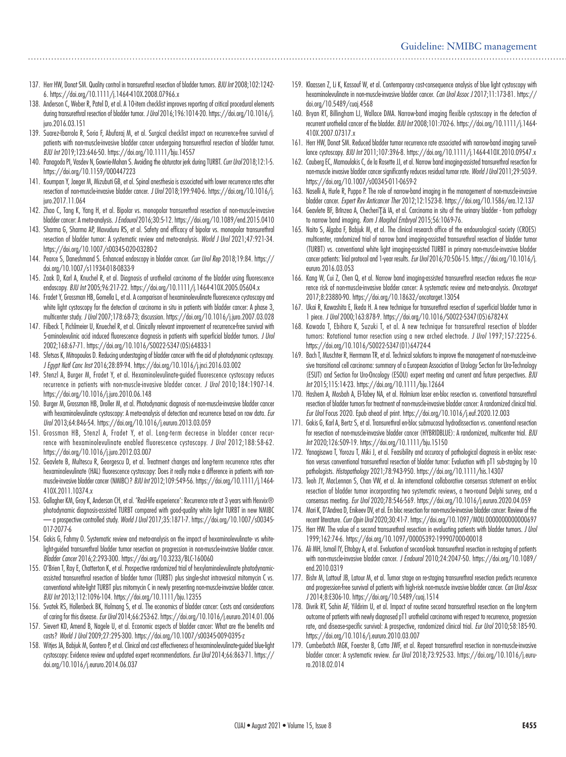137. Herr HW, Donat SM. Quality control in transurethral resection of bladder tumors. *BJU Int* 2008;102:1242-6. https://doi.org/10.1111/j.1464-410X.2008.07966.x
138. Anderson C, Weber R, Patel D, et al. A 10-item checklist improves reporting of critical procedural elements during transurethral resection of bladder tumor. *J Urol* 2016;196:1014-20. https://doi.org/10.1016/j.juro.2016.03.151
139. Suarez-Ibarrola R, Soria F, Abufaraj M, et al. Surgical checklist impact on recurrence-free survival of patients with non-muscle-invasive bladder cancer undergoing transurethral resection of bladder tumor. *BJU Int* 2019;123:646-50. https://doi.org/10.1111/bju.14557
140. Panagoda PI, Vasdev N, Gowrie-Mohan S. Avoiding the obturator jerk during TURBT. *Curr Urol* 2018;12:1-5. https://doi.org/10.1159/000447223
141. Koumpan Y, Jaeger M, Mizubuti GB, et al. Spinal anesthesia is associated with lower recurrence rates after resection of non-muscle-invasive bladder cancer. *J Urol* 2018;199:940-6. https://doi.org/10.1016/j.juro.2017.11.064
142. Zhao C, Tang K, Yang H, et al. Bipolar vs. monopolar transurethral resection of non-muscle-invasive bladder cancer: A meta-analysis. *J Endourol* 2016;30:5-12. https://doi.org/10.1089/end.2015.0410
143. Sharma G, Sharma AP, Mavuduru RS, et al. Safety and efficacy of bipolar vs. monopolar transurethral resection of bladder tumor: A systematic review and meta-analysis. *World J Urol* 2021;47:921-34. https://doi.org/10.1007/s00345-020-03280-2
144. Pearce S, Daneshmand S. Enhanced endoscopy in bladder cancer. *Curr Urol Rep* 2018;19:84. https://doi.org/10.1007/s11934-018-0833-9
145. Zaak D, Karl A, Knuchel R, et al. Diagnosis of urothelial carcinoma of the bladder using fluorescence endoscopy. *BJU Int* 2005;96:217-22. https://doi.org/10.1111/j.1464-410X.2005.05604.x
146. Fradet Y, Grossman HB, Gomella L, et al. A comparison of hexaminolevulinate fluorescence cystoscopy and white light cystoscopy for the detection of carcinoma in situ in patients with bladder cancer: A phase 3, multicenter study. *J Urol* 2007;178:68-73; discussion. https://doi.org/10.1016/j.juro.2007.03.028
147. Filbeck T, Pichlmeier U, Knuechel R, et al. Clinically relevant improvement of recurrence-free survival with 5-aminolevulinic acid induced fluorescence diagnosis in patients with superficial bladder tumors. *J Urol* 2002;168:67-71. https://doi.org/10.1016/S0022-5347(05)64833-1
148. Sfetsas K, Mitropoulos D. Reducing understaging of bladder cancer with the aid of photodynamic cystoscopy. *J Egypt Natl Canc Inst* 2016;28:89-94. https://doi.org/10.1016/j.jnci.2016.03.002
149. Stenzl A, Burger M, Fradet Y, et al. Hexaminolevulinate-guided fluorescence cystoscopy reduces recurrence in patients with non-muscle-invasive bladder cancer. *J Urol* 2010;184:1907-14. https://doi.org/10.1016/j.juro.2010.06.148
150. Burger M, Grossman HB, Droller M, et al. Photodynamic diagnosis of non-muscle-invasive bladder cancer with hexaminolevulinate cystoscopy: A meta-analysis of detection and recurrence based on raw data. *Eur Urol* 2013;64:846-54. https://doi.org/10.1016/j.eururo.2013.03.059
151. Grossman HB, Stenzl A, Fradet Y, et al. Long-term decrease in bladder cancer recurrence with hexaminolevulinate enabled fluorescence cystoscopy. *J Urol* 2012;188:58-62. https://doi.org/10.1016/j.juro.2012.03.007
152. Geavlete B, Multescu R, Georgescu D, et al. Treatment changes and long-term recurrence rates after hexaminolevulinate (HAL) fluorescence cystoscopy: Does it really make a difference in patients with non-muscle-invasive bladder cancer (NMIBC)? *BJU Int* 2012;109:549-56. https://doi.org/10.1111/j.1464-410X.2011.10374.x
153. Gallagher KM, Gray K, Anderson CH, et al. 'Real-life experience': Recurrence rate at 3 years with Hexvix® photodynamic diagnosis-assisted TURBT compared with good-quality white light TURBT in new NMIBC — a prospective controlled study. *World J Urol* 2017;35:1871-7. https://doi.org/10.1007/s00345-017-2077-6
154. Gakis G, Fahmy O. Systematic review and meta-analysis on the impact of hexaminolevulinate- vs white-light-guided transurethral bladder tumor resection on progression in non-muscle-invasive bladder cancer. *Bladder Cancer* 2016;2:293-300. https://doi.org/10.3233/BLC-160060
155. O'Brien T, Ray E, Chatterton K, et al. Prospective randomized trial of hexylaminolevulinate photodynamic-assisted transurethral resection of bladder tumor (TURBT) plus single-shot intravesical mitomycin C vs. conventional white-light TURBT plus mitomycin C in newly presenting non-muscle-invasive bladder cancer. *BJU Int* 2013;112:1096-104. https://doi.org/10.1111/bju.12355
156. Svatek RS, Hollenbeck BK, Holmang S, et al. The economics of bladder cancer: Costs and considerations of caring for this disease. *Eur Urol* 2014;66:253-62. https://doi.org/10.1016/j.eururo.2014.01.006
157. Sievert KD, Amend B, Nagele U, et al. Economic aspects of bladder cancer: What are the benefits and costs? *World J Urol* 2009;27:295-300. https://doi.org/10.1007/s00345-009-0395-z
158. Witjes JA, Babjuk M, Gontero P, et al. Clinical and cost effectiveness of hexaminolevulinate-guided blue-light cystoscopy: Evidence review and updated expert recommendations. *Eur Urol* 2014;66:863-71. https://doi.org/10.1016/j.eururo.2014.06.037
159. Klaassen Z, Li K, Kassouf W, et al. Contemporary cost-consequence analysis of blue light cystoscopy with hexaminolevulinate in non-muscle-invasive bladder cancer. *Can Urol Assoc J* 2017;11:173-81. https://doi.org/10.5489/cuaj.4568
160. Bryan RT, Billingham LJ, Wallace DMA. Narrow-band imaging flexible cystoscopy in the detection of recurrent urothelial cancer of the bladder. *BJU Int* 2008;101:702-6. https://doi.org/10.1111/j.1464-410X.2007.07317.x
161. Herr HW, Donat SM. Reduced bladder tumor recurrence rate associated with narrow-band imaging surveillance cystoscopy. *BJU Int* 2011;107:396-8. https://doi.org/10.1111/j.1464-410X.2010.09547.x
162. Cauberg EC, Mamoulakis C, de la Rosette JJ, et al. Narrow band imaging-assisted transurethral resection for non-muscle invasive bladder cancer significantly reduces residual tumor rate. *World J Urol* 2011;29:503-9. https://doi.org/10.1007/s00345-011-0659-2
163. Naselli A, Hurle R, Puppo P. The role of narrow-band imaging in the management of non-muscle-invasive bladder cancer. *Expert Rev Anticancer Ther* 2012;12:1523-8. https://doi.org/10.1586/era.12.137
164. Geavlete BF, Brînzea A, ChecheriȚă IA, et al. Carcinoma in situ of the urinary bladder - from pathology to narrow band imaging. *Rom J Morphol Embryol* 2015;56:1069-76.
165. Naito S, Algaba F, Babjuk M, et al. The clinical research office of the endourological -society (CROES) multicenter, randomized trial of narrow band imaging-assisted transurethral resection of bladder tumor (TURBT) vs. conventional white light imaging-assisted TURBT in primary non-muscle-invasive bladder cancer patients: Trial protocol and 1-year results. *Eur Urol* 2016;70:506-15. https://doi.org/10.1016/j.eururo.2016.03.053
166. Kang W, Cui Z, Chen Q, et al. Narrow band imaging-assisted transurethral resection reduces the recurrence risk of non-muscle-invasive bladder cancer: A systematic review and meta-analysis. *Oncotarget* 2017;8:23880-90. https://doi.org/10.18632/oncotarget.13054
167. Ukai R, Kawashita E, Ikeda H. A new technique for transurethral resection of superficial bladder tumor in 1 piece. *J Urol* 2000;163:878-9. https://doi.org/10.1016/S0022-5347(05)67824-X
168. Kawada T, Ebihara K, Suzuki T, et al. A new technique for transurethral resection of bladder tumors: Rotational tumor resection using a new arched electrode. *J Urol* 1997;157:2225-6. https://doi.org/10.1016/S0022-5347(01)64724-4
169. Bach T, Muschter R, Herrmann TR, et al. Technical solutions to improve the management of non-muscle-invasive transitional cell carcinoma: summary of a European Association of Urology Section for Uro-Technology (ESUT) and Section for Uro-Oncology (ESOU) expert meeting and current and future perspectives. *BJU Int* 2015;115:14-23. https://doi.org/10.1111/bju.12664
170. Hashem A, Mosbah A, El-Tabey NA, et al. Holmium laser en-bloc resection vs. conventional transurethral resection of bladder tumors for treatment of non-muscle-invasive bladder cancer: A randomized clinical trial. *Eur Urol* Focus 2020. Epub ahead of print. https://doi.org/10.1016/j.euf.2020.12.003
171. Gakis G, Karl A, Bertz S, et al. Transurethral en-bloc submucosal hydrodissection vs. conventional resection for resection of non-muscle-invasive bladder cancer (HYBRIDBLUE): A randomized, multicenter trial. *BJU Int* 2020;126:509-19. https://doi.org/10.1111/bju.15150
172. Yanagisawa T, Yorozu T, Miki J, et al. Feasibility and accuracy of pathological diagnosis in en-bloc resection versus conventional transurethral resection of bladder tumor: Evaluation with pT1 sub-staging by 10 pathologists. *Histopathology* 2021;78:943-950. https://doi.org/10.1111/his.14307
173. Teoh JY, MacLennan S, Chan VW, et al. An international collaborative consensus statement on en-bloc resection of bladder tumor incorporating two systematic reviews, a two-round Delphi survey, and a consensus meeting. *Eur Urol* 2020;78:546-569. https://doi.org/10.1016/j.eururo.2020.04.059
174. Mori K, D'Andrea D, Enikeev DV, et al. En bloc resection for non-muscle-invasive bladder cancer: Review of the recent literature. *Curr Opin Urol* 2020;30:41-7. https://doi.org/10.1097/MOU.0000000000000697
175. Herr HW. The value of a second transurethral resection in evaluating patients with bladder tumors. *J Urol* 1999;162:74-6. https://doi.org/10.1097/00005392-199907000-00018
176. Ali MH, Ismail IY, Eltobgy A, et al. Evaluation of second-look transurethral resection in restaging of patients with non-muscle-invasive bladder cancer. *J Endourol* 2010;24:2047-50. https://doi.org/10.1089/end.2010.0319
177. Bishr M, Lattouf JB, Latour M, et al. Tumor stage on re-staging transurethral resection predicts recurrence and progression-free survival of patients with high-risk non-muscle invasive bladder cancer. *Can Urol Assoc J* 2014;8:E306-10. https://doi.org/10.5489/cuaj.1514
178. Divrik RT, Sahin AF, Yildirim U, et al. Impact of routine second transurethral resection on the long-term outcome of patients with newly diagnosed pT1 urothelial carcinoma with respect to recurrence, progression rate, and disease-specific survival: A prospective, randomized clinical trial. *Eur Urol* 2010;58:185-90. https://doi.org/10.1016/j.eururo.2010.03.007
179. Cumberbatch MGK, Foerster B, Catto JWF, et al. Repeat transurethral resection in non-muscle-invasive bladder cancer: A systematic review. *Eur Urol* 2018;73:925-33. https://doi.org/10.1016/j.eururo.2018.02.014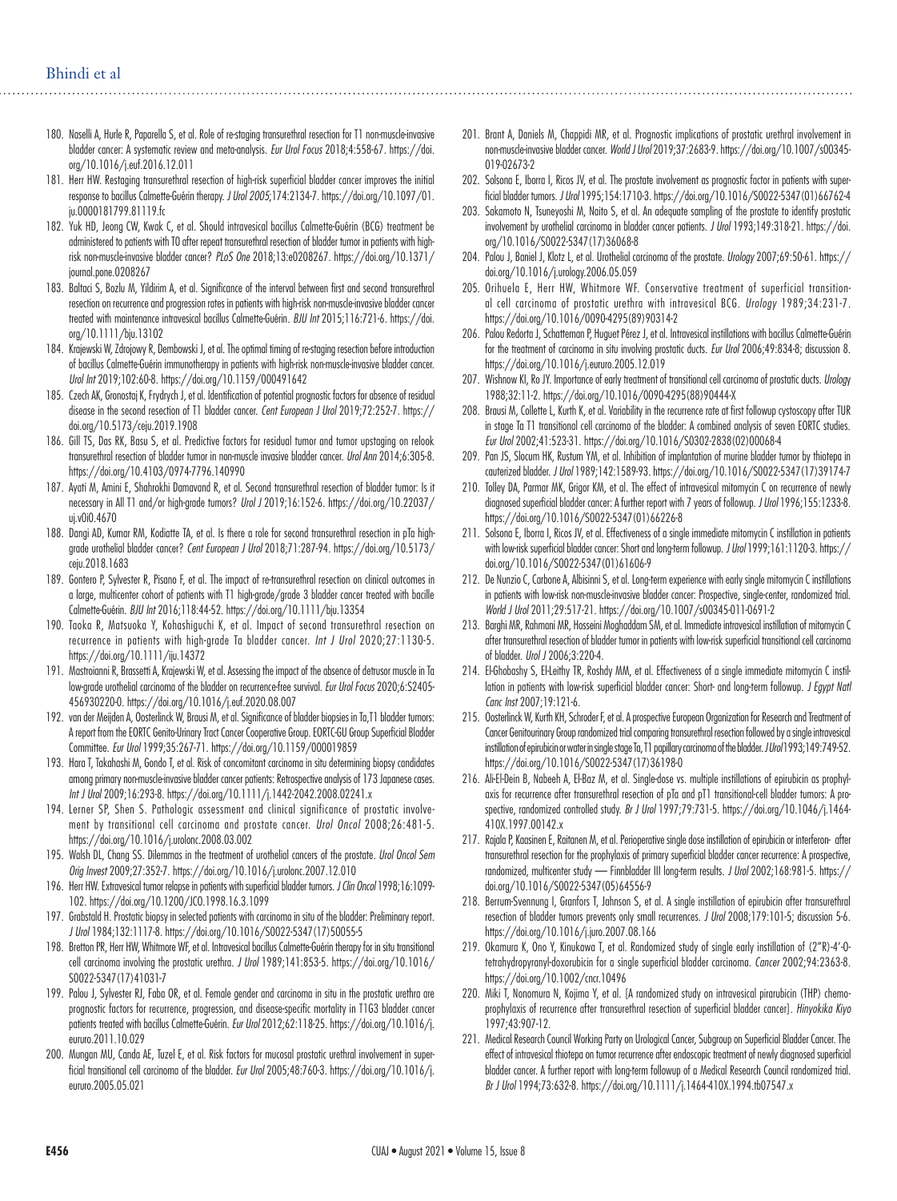180. Naselli A, Hurle R, Paparella S, et al. Role of re-staging transurethral resection for T1 non-muscle-invasive bladder cancer: A systematic review and meta-analysis. *Eur Urol Focus* 2018;4:558-67. https://doi.org/10.1016/j.euf.2016.12.011
181. Herr HW. Restaging transurethral resection of high-risk superficial bladder cancer improves the initial response to bacillus Calmette-Guérin therapy. *J Urol* 2005;174:2134-7. https://doi.org/10.1097/01.ju.0000181799.81119.fc
182. Yuk HD, Jeong CW, Kwak C, et al. Should intravesical bacillus Calmette-Guérin (BCG) treatment be administered to patients with T0 after repeat transurethral resection of bladder tumor in patients with high-risk non-muscle-invasive bladder cancer? *PLoS One* 2018;13:e0208267. https://doi.org/10.1371/journal.pone.0208267
183. Baltaci S, Bozlu M, Yildirim A, et al. Significance of the interval between first and second transurethral resection on recurrence and progression rates in patients with high-risk non-muscle-invasive bladder cancer treated with maintenance intravesical bacillus Calmette-Guérin. *BJU Int* 2015;116:721-6. https://doi.org/10.1111/bju.13102
184. Krajewski W, Zdrojowy R, Dembowski J, et al. The optimal timing of re-staging resection before introduction of bacillus Calmette-Guérin immunotherapy in patients with high-risk non-muscle-invasive bladder cancer. *Urol Int* 2019;102:60-8. https://doi.org/10.1159/000491642
185. Czech AK, Gronostaj K, Frydrych J, et al. Identification of potential prognostic factors for absence of residual disease in the second resection of T1 bladder cancer. *Cent European J Urol* 2019;72:252-7. https://doi.org/10.5173/ceju.2019.1908
186. Gill TS, Das RK, Basu S, et al. Predictive factors for residual tumor and tumor upstaging on relook transurethral resection of bladder tumor in non-muscle invasive bladder cancer. *Urol Ann* 2014;6:305-8. https://doi.org/10.4103/0974-7796.140990
187. Ayati M, Amini E, Shahrokhi Damavand R, et al. Second transurethral resection of bladder tumor: Is it necessary in All T1 and/or high-grade tumors? *Urol J* 2019;16:152-6. https://doi.org/10.22037/uj.v0i0.4670
188. Dangi AD, Kumar RM, Kodiatte TA, et al. Is there a role for second transurethral resection in pTa high-grade urothelial bladder cancer? *Cent European J Urol* 2018;71:287-94. https://doi.org/10.5173/ceju.2018.1683
189. Gontero P, Sylvester R, Pisano F, et al. The impact of re-transurethral resection on clinical outcomes in a large, multicenter cohort of patients with T1 high-grade/grade 3 bladder cancer treated with bacille Calmette-Guérin. *BJU Int* 2016;118:44-52. https://doi.org/10.1111/bju.13354
190. Taoka R, Matsuoka Y, Kohashiguchi K, et al. Impact of second transurethral resection on recurrence in patients with high-grade Ta bladder cancer. *Int J Urol* 2020;27:1130-5. https://doi.org/10.1111/iju.14372
191. Mastroianni R, Brassetti A, Krajewski W, et al. Assessing the impact of the absence of detrusor muscle in Ta low-grade urothelial carcinoma of the bladder on recurrence-free survival. *Eur Urol Focus* 2020;6:S2405-4569302220-0. https://doi.org/10.1016/j.euf.2020.08.007
192. van der Meijden A, Oosterlinck W, Brausi M, et al. Significance of bladder biopsies in Ta,T1 bladder tumors: A report from the EORTC Genito-Urinary Tract Cancer Cooperative Group. EORTC-GU Group Superficial Bladder Committee. *Eur Urol* 1999;35:267-71. https://doi.org/10.1159/000019859
193. Hara T, Takahashi M, Gondo T, et al. Risk of concomitant carcinoma in situ determining biopsy candidates among primary non-muscle-invasive bladder cancer patients: Retrospective analysis of 173 Japanese cases. *Int J Urol* 2009;16:293-8. https://doi.org/10.1111/j.1442-2042.2008.02241.x
194. Lerner SP, Shen S. Pathologic assessment and clinical significance of prostatic involvement by transitional cell carcinoma and prostate cancer. *Urol Oncol* 2008;26:481-5. https://doi.org/10.1016/j.urolonc.2008.03.002
195. Walsh DL, Chang SS. Dilemmas in the treatment of urothelial cancers of the prostate. *Urol Oncol Sem Orig Invest* 2009;27:352-7. https://doi.org/10.1016/j.urolonc.2007.12.010
196. Herr HW. Extravesical tumor relapse in patients with superficial bladder tumors. *J Clin Oncol* 1998;16:1099-102. https://doi.org/10.1200/JCO.1998.16.3.1099
197. Grabstald H. Prostatic biopsy in selected patients with carcinoma in situ of the bladder: Preliminary report. *J Urol* 1984;132:1117-8. https://doi.org/10.1016/S0022-5347(17)50055-5
198. Bretton PR, Herr HW, Whitmore WF, et al. Intravesical bacillus Calmette-Guérin therapy for in situ transitional cell carcinoma involving the prostatic urethra. *J Urol* 1989;141:853-5. https://doi.org/10.1016/S0022-5347(17)41031-7
199. Palou J, Sylvester RJ, Faba OR, et al. Female gender and carcinoma in situ in the prostatic urethra are prognostic factors for recurrence, progression, and disease-specific mortality in T1G3 bladder cancer patients treated with bacillus Calmette-Guérin. *Eur Urol* 2012;62:118-25. https://doi.org/10.1016/j.eururo.2011.10.029
200. Mungan MU, Canda AE, Tuzel E, et al. Risk factors for mucosal prostatic urethral involvement in superficial transitional cell carcinoma of the bladder. *Eur Urol* 2005;48:760-3. https://doi.org/10.1016/j.eururo.2005.05.021
201. Brant A, Daniels M, Chappidi MR, et al. Prognostic implications of prostatic urethral involvement in non-muscle-invasive bladder cancer. *World J Urol* 2019;37:2683-9. https://doi.org/10.1007/s00345-019-02673-2
202. Solsona E, Iborra I, Ricos JV, et al. The prostate involvement as prognostic factor in patients with superficial bladder tumors. *J Urol* 1995;154:1710-3. https://doi.org/10.1016/S0022-5347(01)66762-4
203. Sakamoto N, Tsuneyoshi M, Naito S, et al. An adequate sampling of the prostate to identify prostatic involvement by urothelial carcinoma in bladder cancer patients. *J Urol* 1993;149:318-21. https://doi.org/10.1016/S0022-5347(17)36068-8
204. Palou J, Baniel J, Klotz L, et al. Urothelial carcinoma of the prostate. *Urology* 2007;69:50-61. https://doi.org/10.1016/j.urology.2006.05.059
205. Orihuela E, Herr HW, Whitmore WF. Conservative treatment of superficial transitional cell carcinoma of prostatic urethra with intravesical BCG. *Urology* 1989;34:231-7. https://doi.org/10.1016/0090-4295(89)90314-2
206. Palou Redorta J, Schatteman P, Huguet Pérez J, et al. Intravesical instillations with bacillus Calmette-Guérin for the treatment of carcinoma in situ involving prostatic ducts. *Eur Urol* 2006;49:834-8; discussion 8. https://doi.org/10.1016/j.eururo.2005.12.019
207. Wishnow KI, Ro JY. Importance of early treatment of transitional cell carcinoma of prostatic ducts. *Urology* 1988;32:11-2. https://doi.org/10.1016/0090-4295(88)90444-X
208. Brausi M, Collette L, Kurth K, et al. Variability in the recurrence rate at first followup cystoscopy after TUR in stage Ta T1 transitional cell carcinoma of the bladder: A combined analysis of seven EORTC studies. *Eur Urol* 2002;41:523-31. https://doi.org/10.1016/S0302-2838(02)00068-4
209. Pan JS, Slocum HK, Rustum YM, et al. Inhibition of implantation of murine bladder tumor by thiotepa in cauterized bladder. *J Urol* 1989;142:1589-93. https://doi.org/10.1016/S0022-5347(17)39174-7
210. Tolley DA, Parmar MK, Grigor KM, et al. The effect of intravesical mitomycin C on recurrence of newly diagnosed superficial bladder cancer: A further report with 7 years of followup. *J Urol* 1996;155:1233-8. https://doi.org/10.1016/S0022-5347(01)66226-8
211. Solsona E, Iborra I, Ricos JV, et al. Effectiveness of a single immediate mitomycin C instillation in patients with low-risk superficial bladder cancer: Short and long-term followup. *J Urol* 1999;161:1120-3. https://doi.org/10.1016/S0022-5347(01)61606-9
212. De Nunzio C, Carbone A, Albisinni S, et al. Long-term experience with early single mitomycin C instillations in patients with low-risk non-muscle-invasive bladder cancer: Prospective, single-center, randomized trial. *World J Urol* 2011;29:517-21. https://doi.org/10.1007/s00345-011-0691-2
213. Barghi MR, Rahmani MR, Hosseini Moghaddam SM, et al. Immediate intravesical instillation of mitomycin C after transurethral resection of bladder tumor in patients with low-risk superficial transitional cell carcinoma of bladder. *Urol J* 2006;3:220-4.
214. El-Ghobashy S, El-Leithy TR, Roshdy MM, et al. Effectiveness of a single immediate mitomycin C instillation in patients with low-risk superficial bladder cancer: Short- and long-term followup. *J Egypt Natl Canc Inst* 2007;19:121-6.
215. Oosterlinck W, Kurth KH, Schroder F, et al. A prospective European Organization for Research and Treatment of Cancer Genitourinary Group randomized trial comparing transurethral resection followed by a single intravesical instillation of epirubicin or water in single stage Ta, T1 papillary carcinoma of the bladder. *J Urol* 1993;149:749-52. https://doi.org/10.1016/S0022-5347(17)36198-0
216. Ali-El-Dein B, Nabeeh A, El-Baz M, et al. Single-dose vs. multiple instillations of epirubicin as prophylaxis for recurrence after transurethral resection of pTa and pT1 transitional-cell bladder tumors: A prospective, randomized controlled study. *Br J Urol* 1997;79:731-5. https://doi.org/10.1046/j.1464-410X.1997.00142.x
217. Rajala P, Kaasinen E, Raitanen M, et al. Perioperative single dose instillation of epirubicin or interferon- after transurethral resection for the prophylaxis of primary superficial bladder cancer recurrence: A prospective, randomized, multicenter study — Finnbladder III long-term results. *J Urol* 2002;168:981-5. https://doi.org/10.1016/S0022-5347(05)64556-9
218. Berrum-Svennung I, Granfors T, Jahnson S, et al. A single instillation of epirubicin after transurethral resection of bladder tumors prevents only small recurrences. *J Urol* 2008;179:101-5; discussion 5-6. https://doi.org/10.1016/j.juro.2007.08.166
219. Okamura K, Ono Y, Kinukawa T, et al. Randomized study of single early instillation of (2"R)-4'-O-tetrahydropyranyl-doxorubicin for a single superficial bladder carcinoma. *Cancer* 2002;94:2363-8. https://doi.org/10.1002/cncr.10496
220. Miki T, Nonomura N, Kojima Y, et al. [A randomized study on intravesical pirarubicin (THP) chemoprophylaxis of recurrence after transurethral resection of superficial bladder cancer]. *Hinyokika Kiyo* 1997;43:907-12.
221. Medical Research Council Working Party on Urological Cancer, Subgroup on Superficial Bladder Cancer. The effect of intravesical thiotepa on tumor recurrence after endoscopic treatment of newly diagnosed superficial bladder cancer. A further report with long-term followup of a Medical Research Council randomized trial. *Br J Urol* 1994;73:632-8. https://doi.org/10.1111/j.1464-410X.1994.tb07547.x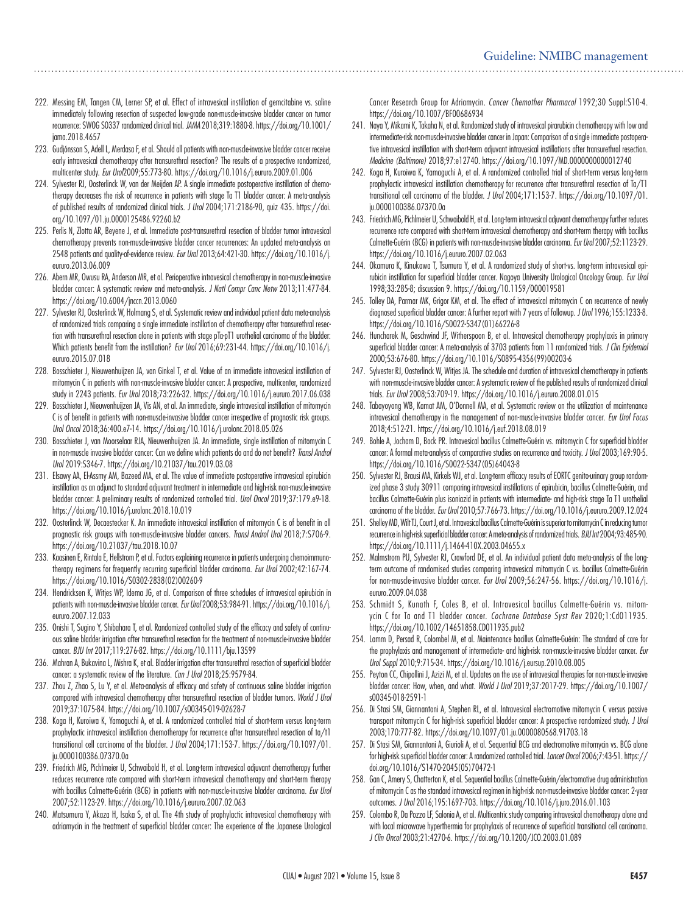222. Messing EM, Tangen CM, Lerner SP, et al. Effect of intravesical instillation of gemcitabine vs. saline immediately following resection of suspected low-grade non-muscle-invasive bladder cancer on tumor recurrence: SWOG S0337 randomized clinical trial. *JAMA* 2018;319:1880-8. https://doi.org/10.1001/jama.2018.4657
223. Gudjónsson S, Adell L, Merdasa F, et al. Should all patients with non-muscle-invasive bladder cancer receive early intravesical chemotherapy after transurethral resection? The results of a prospective randomized, multicenter study. *Eur Urol* 2009;55:773-80. https://doi.org/10.1016/j.eururo.2009.01.006
224. Sylvester RJ, Oosterlinck W, van der Meijden AP. A single immediate postoperative instillation of chemotherapy decreases the risk of recurrence in patients with stage Ta T1 bladder cancer: A meta-analysis of published results of randomized clinical trials. *J Urol* 2004;171:2186-90, quiz 435. https://doi.org/10.1097/01.ju.0000125486.92260.b2
225. Perlis N, Zlotta AR, Beyene J, et al. Immediate post-transurethral resection of bladder tumor intravesical chemotherapy prevents non-muscle-invasive bladder cancer recurrences: An updated meta-analysis on 2548 patients and quality-of-evidence review. *Eur Urol* 2013;64:421-30. https://doi.org/10.1016/j.eururo.2013.06.009
226. Abern MR, Owusu RA, Anderson MR, et al. Perioperative intravesical chemotherapy in non-muscle-invasive bladder cancer: A systematic review and meta-analysis. *J Natl Compr Canc Netw* 2013;11:477-84. https://doi.org/10.6004/jnccn.2013.0060
227. Sylvester RJ, Oosterlinck W, Holmang S, et al. Systematic review and individual patient data meta-analysis of randomized trials comparing a single immediate instillation of chemotherapy after transurethral resection with transurethral resection alone in patients with stage pTa-pT1 urothelial carcinoma of the bladder: Which patients benefit from the instillation? *Eur Urol* 2016;69:231-44. https://doi.org/10.1016/j.eururo.2015.07.018
228. Bosschieter J, Nieuwenhuijzen JA, van Ginkel T, et al. Value of an immediate intravesical instillation of mitomycin C in patients with non-muscle-invasive bladder cancer: A prospective, multicenter, randomized study in 2243 patients. *Eur Urol* 2018;73:226-32. https://doi.org/10.1016/j.eururo.2017.06.038
229. Bosschieter J, Nieuwenhuijzen JA, Vis AN, et al. An immediate, single intravesical instillation of mitomycin C is of benefit in patients with non-muscle-invasive bladder cancer irrespective of prognostic risk groups. *Urol Oncol* 2018;36:400.e7-14. https://doi.org/10.1016/j.urolonc.2018.05.026
230. Bosschieter J, van Moorselaar RJA, Nieuwenhuijzen JA. An immediate, single instillation of mitomycin C in non-muscle invasive bladder cancer: Can we define which patients do and do not benefit? *Transl Androl Urol* 2019:S346-7. https://doi.org/10.21037/tau.2019.03.08
231. Elsawy AA, El-Assmy AM, Bazeed MA, et al. The value of immediate postoperative intravesical epirubicin instillation as an adjunct to standard adjuvant treatment in intermediate and high-risk non-muscle-invasive bladder cancer: A preliminary results of randomized controlled trial. *Urol Oncol* 2019;37:179.e9-18. https://doi.org/10.1016/j.urolonc.2018.10.019
232. Oosterlinck W, Decaestecker K. An immediate intravesical instillation of mitomycin C is of benefit in all prognostic risk groups with non-muscle-invasive bladder cancers. *Transl Androl Urol* 2018;7:S706-9. https://doi.org/10.21037/tau.2018.10.07
233. Kaasinen E, Rintala E, Hellstrom P, et al. Factors explaining recurrence in patients undergoing chemoimmunotherapy regimens for frequently recurring superficial bladder carcinoma. *Eur Urol* 2002;42:167-74. https://doi.org/10.1016/S0302-2838(02)00260-9
234. Hendricksen K, Witjes WP, Idema JG, et al. Comparison of three schedules of intravesical epirubicin in patients with non-muscle-invasive bladder cancer. *Eur Urol* 2008;53:984-91. https://doi.org/10.1016/j.eururo.2007.12.033
235. Onishi T, Sugino Y, Shibahara T, et al. Randomized controlled study of the efficacy and safety of continuous saline bladder irrigation after transurethral resection for the treatment of non-muscle-invasive bladder cancer. *BJU Int* 2017;119:276-82. https://doi.org/10.1111/bju.13599
236. Mahran A, Bukavina L, Mishra K, et al. Bladder irrigation after transurethral resection of superficial bladder cancer: a systematic review of the literature. *Can J Urol* 2018;25:9579-84.
237. Zhou Z, Zhao S, Lu Y, et al. Meta-analysis of efficacy and safety of continuous saline bladder irrigation compared with intravesical chemotherapy after transurethral resection of bladder tumors. *World J Urol* 2019;37:1075-84. https://doi.org/10.1007/s00345-019-02628-7
238. Koga H, Kuroiwa K, Yamaguchi A, et al. A randomized controlled trial of short-term versus long-term prophylactic intravesical instillation chemotherapy for recurrence after transurethral resection of ta/t1 transitional cell carcinoma of the bladder. *J Urol* 2004;171:153-7. https://doi.org/10.1097/01.ju.0000100386.07370.0a
239. Friedrich MG, Pichlmeier U, Schwaibold H, et al. Long-term intravesical adjuvant chemotherapy further reduces recurrence rate compared with short-term intravesical chemotherapy and short-term therapy with bacillus Calmette-Guérin (BCG) in patients with non-muscle-invasive bladder carcinoma. *Eur Urol* 2007;52:1123-29. https://doi.org/10.1016/j.eururo.2007.02.063
240. Matsumura Y, Akaza H, Isaka S, et al. The 4th study of prophylactic intravesical chemotherapy with adriamycin in the treatment of superficial bladder cancer: The experience of the Japanese Urological Cancer Research Group for Adriamycin. *Cancer Chemother Pharmacol* 1992;30 Suppl:S10-4. https://doi.org/10.1007/BF00686934
241. Naya Y, Mikami K, Takaha N, et al. Randomized study of intravesical pirarubicin chemotherapy with low and intermediate-risk non-muscle-invasive bladder cancer in Japan: Comparison of a single immediate postoperative intravesical instillation with short-term adjuvant intravesical instillations after transurethral resection. *Medicine (Baltimore)* 2018;97:e12740. https://doi.org/10.1097/MD.0000000000012740
242. Koga H, Kuroiwa K, Yamaguchi A, et al. A randomized controlled trial of short-term versus long-term prophylactic intravesical instillation chemotherapy for recurrence after transurethral resection of Ta/T1 transitional cell carcinoma of the bladder. *J Urol* 2004;171:153-7. https://doi.org/10.1097/01.ju.0000100386.07370.0a
243. Friedrich MG, Pichlmeier U, Schwaibold H, et al. Long-term intravesical adjuvant chemotherapy further reduces recurrence rate compared with short-term intravesical chemotherapy and short-term therapy with bacillus Calmette-Guérin (BCG) in patients with non-muscle-invasive bladder carcinoma. *Eur Urol* 2007;52:1123-29. https://doi.org/10.1016/j.eururo.2007.02.063
244. Okamura K, Kinukawa T, Tsumura Y, et al. A randomized study of short-vs. long-term intravesical epirubicin instillation for superficial bladder cancer. Nagoya University Urological Oncology Group. *Eur Urol* 1998;33:285-8; discussion 9. https://doi.org/10.1159/000019581
245. Tolley DA, Parmar MK, Grigor KM, et al. The effect of intravesical mitomycin C on recurrence of newly diagnosed superficial bladder cancer: A further report with 7 years of followup. *J Urol* 1996;155:1233-8. https://doi.org/10.1016/S0022-5347(01)66226-8
246. Huncharek M, Geschwind JF, Witherspoon B, et al. Intravesical chemotherapy prophylaxis in primary superficial bladder cancer: A meta-analysis of 3703 patients from 11 randomized trials. *J Clin Epidemiol* 2000;53:676-80. https://doi.org/10.1016/S0895-4356(99)00203-6
247. Sylvester RJ, Oosterlinck W, Witjes JA. The schedule and duration of intravesical chemotherapy in patients with non-muscle-invasive bladder cancer: A systematic review of the published results of randomized clinical trials. *Eur Urol* 2008;53:709-19. https://doi.org/10.1016/j.eururo.2008.01.015
248. Tabayoyong WB, Kamat AM, O'Donnell MA, et al. Systematic review on the utilization of maintenance intravesical chemotherapy in the management of non-muscle-invasive bladder cancer. *Eur Urol Focus* 2018;4:512-21. https://doi.org/10.1016/j.euf.2018.08.019
249. Bohle A, Jocham D, Bock PR. Intravesical bacillus Calmette-Guérin vs. mitomycin C for superficial bladder cancer: A formal meta-analysis of comparative studies on recurrence and toxicity. *J Urol* 2003;169:90-5. https://doi.org/10.1016/S0022-5347(05)64043-8
250. Sylvester RJ, Brausi MA, Kirkels WJ, et al. Long-term efficacy results of EORTC genito-urinary group randomized phase 3 study 30911 comparing intravesical instillations of epirubicin, bacillus Calmette-Guérin, and bacillus Calmette-Guérin plus isoniazid in patients with intermediate- and high-risk stage Ta T1 urothelial carcinoma of the bladder. *Eur Urol* 2010;57:766-73. https://doi.org/10.1016/j.eururo.2009.12.024
251. Shelley MD, Wilt TJ, Court J, et al. Intravesical bacillus Calmette-Guérin is superior to mitomycin C in reducing tumor recurrence in high-risk superficial bladder cancer: A meta-analysis of randomized trials. *BJU Int* 2004;93:485-90. https://doi.org/10.1111/j.1464-410X.2003.04655.x
252. Malmstrom PU, Sylvester RJ, Crawford DE, et al. An individual patient data meta-analysis of the long-term outcome of randomised studies comparing intravesical mitomycin C vs. bacillus Calmette-Guérin for non-muscle-invasive bladder cancer. *Eur Urol* 2009;56:247-56. https://doi.org/10.1016/j.eururo.2009.04.038
253. Schmidt S, Kunath F, Coles B, et al. Intravesical bacillus Calmette-Guérin vs. mitomycin C for Ta and T1 bladder cancer. *Cochrane Database Syst Rev* 2020;1:Cd011935. https://doi.org/10.1002/14651858.CD011935.pub2
254. Lamm D, Persad R, Colombel M, et al. Maintenance bacillus Calmette-Guérin: The standard of care for the prophylaxis and management of intermediate- and high-risk non-muscle-invasive bladder cancer. *Eur Urol Suppl* 2010;9:715-34. https://doi.org/10.1016/j.eursup.2010.08.005
255. Peyton CC, Chipollini J, Azizi M, et al. Updates on the use of intravesical therapies for non-muscle-invasive bladder cancer: How, when, and what. *World J Urol* 2019;37:2017-29. https://doi.org/10.1007/s00345-018-2591-1
256. Di Stasi SM, Giannantoni A, Stephen RL, et al. Intravesical electromotive mitomycin C versus passive transport mitomycin C for high-risk superficial bladder cancer: A prospective randomized study. *J Urol* 2003;170:777-82. https://doi.org/10.1097/01.ju.0000080568.91703.18
257. Di Stasi SM, Giannantoni A, Giurioli A, et al. Sequential BCG and electromotive mitomycin vs. BCG alone for high-risk superficial bladder cancer: A randomized controlled trial. *Lancet Oncol* 2006;7:43-51. https://doi.org/10.1016/S1470-2045(05)70472-1
258. Gan C, Amery S, Chatterton K, et al. Sequential bacillus Calmette-Guérin/electromotive drug administration of mitomycin C as the standard intravesical regimen in high-risk non-muscle-invasive bladder cancer: 2-year outcomes. *J Urol* 2016;195:1697-703. https://doi.org/10.1016/j.juro.2016.01.103
259. Colombo R, Da Pozzo LF, Salonia A, et al. Multicentric study comparing intravesical chemotherapy alone and with local microwave hyperthermia for prophylaxis of recurrence of superficial transitional cell carcinoma. *J Clin Oncol* 2003;21:4270-6. https://doi.org/10.1200/JCO.2003.01.089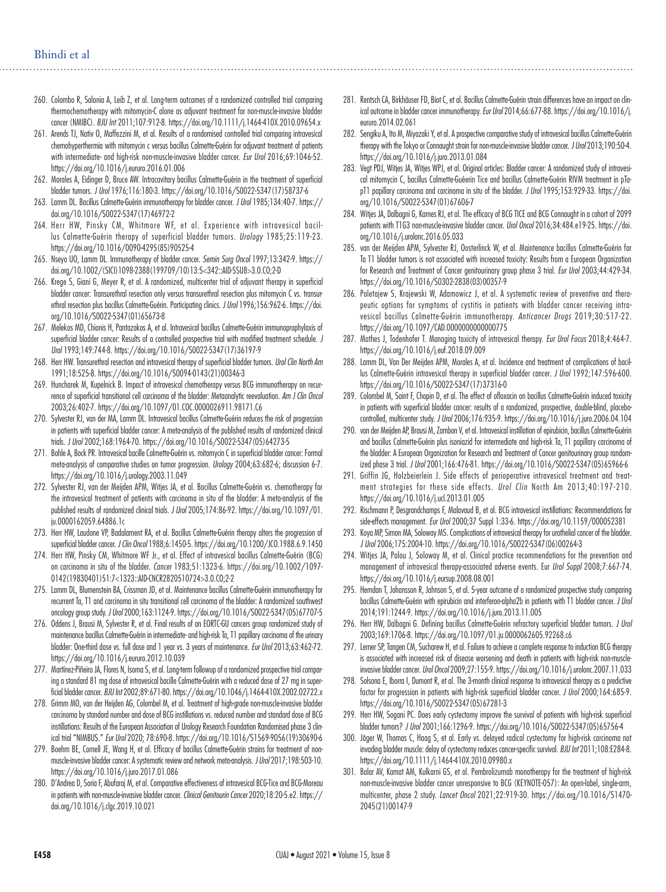260. Colombo R, Salonia A, Leib Z, et al. Long-term outcomes of a randomized controlled trial comparing thermochemotherapy with mitomycin-C alone as adjuvant treatment for non-muscle-invasive bladder cancer (NMIBC). *BJU Int* 2011;107:912-8. https://doi.org/10.1111/j.1464-410X.2010.09654.x
261. Arends TJ, Nativ O, Maffezzini M, et al. Results of a randomised controlled trial comparing intravesical chemohyperthermia with mitomycin c versus bacillus Calmette-Guérin for adjuvant treatment of patients with intermediate- and high-risk non-muscle-invasive bladder cancer. *Eur Urol* 2016;69:1046-52. https://doi.org/10.1016/j.eururo.2016.01.006
262. Morales A, Eidinger D, Bruce AW. Intracavitary bacillus Calmette-Guérin in the treatment of superficial bladder tumors. *J Urol* 1976;116:180-3. https://doi.org/10.1016/S0022-5347(17)58737-6
263. Lamm DL. Bacillus Calmette-Guérin immunotherapy for bladder cancer. *J Urol* 1985;134:40-7. https://doi.org/10.1016/S0022-5347(17)46972-2
264. Herr HW, Pinsky CM, Whitmore WF, et al. Experience with intravesical bacillus Calmette-Guérin therapy of superficial bladder tumors. *Urology* 1985;25:119-23. https://doi.org/10.1016/0090-4295(85)90525-4
265. Nseyo UO, Lamm DL. Immunotherapy of bladder cancer. *Semin Surg Oncol* 1997;13:342-9. https://doi.org/10.1002/(SICI)1098-2388(199709/10)13:5<342::AID-SSU8>3.0.CO;2-D
266. Krege S, Giani G, Meyer R, et al. A randomized, multicenter trial of adjuvant therapy in superficial bladder cancer: Transurethral resection only versus transurethral resection plus mitomycin C vs. transurethral resection plus bacillus Calmette-Guérin. Participating clinics. *J Urol* 1996;156:962-6. https://doi.org/10.1016/S0022-5347(01)65673-8
267. Melekos MD, Chionis H, Pantazakos A, et al. Intravesical bacillus Calmette-Guérin immunoprophylaxis of superficial bladder cancer: Results of a controlled prospective trial with modified treatment schedule. *J Urol* 1993;149:744-8. https://doi.org/10.1016/S0022-5347(17)36197-9
268. Herr HW. Transurethral resection and intravesical therapy of superficial bladder tumors. *Urol Clin North Am* 1991;18:525-8. https://doi.org/10.1016/S0094-0143(21)00346-3
269. Huncharek M, Kupelnick B. Impact of intravesical chemotherapy versus BCG immunotherapy on recurrence of superficial transitional cell carcinoma of the bladder: Metaanalytic reevaluation. *Am J Clin Oncol* 2003;26:402-7. https://doi.org/10.1097/01.COC.0000026911.98171.C6
270. Sylvester RJ, van der MA, Lamm DL. Intravesical bacillus Calmette-Guérin reduces the risk of progression in patients with superficial bladder cancer: A meta-analysis of the published results of randomized clinical trials. *J Urol* 2002;168:1964-70. https://doi.org/10.1016/S0022-5347(05)64273-5
271. Bohle A, Bock PR. Intravesical bacille Calmette-Guérin vs. mitomycin C in superficial bladder cancer: Formal meta-analysis of comparative studies on tumor progression. *Urology* 2004;63:682-6; discussion 6-7. https://doi.org/10.1016/j.urology.2003.11.049
272. Sylvester RJ, van der Meijden APM, Witjes JA, et al. Bacillus Calmette-Guérin vs. chemotherapy for the intravesical treatment of patients with carcinoma in situ of the bladder: A meta-analysis of the published results of randomized clinical trials. *J Urol* 2005;174:86-92. https://doi.org/10.1097/01.ju.0000162059.64886.1c
273. Herr HW, Laudone VP, Badalament RA, et al. Bacillus Calmette-Guérin therapy alters the progression of superficial bladder cancer. *J Clin Oncol* 1988;6:1450-5. https://doi.org/10.1200/JCO.1988.6.9.1450
274. Herr HW, Pinsky CM, Whitmore WF Jr., et al. Effect of intravesical bacillus Calmette-Guérin (BCG) on carcinoma in situ of the bladder. *Cancer* 1983;51:1323-6. https://doi.org/10.1002/1097-0142(19830401)51:7<1323::AID-CNCR2820510724>3.0.CO;2-2
275. Lamm DL, Blumenstein BA, Crissman JD, et al. Maintenance bacillus Calmette-Guérin immunotherapy for recurrent Ta, T1 and carcinoma in situ transitional cell carcinoma of the bladder: A randomized southwest oncology group study. *J Urol* 2000;163:1124-9. https://doi.org/10.1016/S0022-5347(05)67707-5
276. Oddens J, Brausi M, Sylvester R, et al. Final results of an EORTC-GU cancers group randomized study of maintenance bacillus Calmette-Guérin in intermediate- and high-risk Ta, T1 papillary carcinoma of the urinary bladder: One-third dose vs. full dose and 1 year vs. 3 years of maintenance. *Eur Urol* 2013;63:462-72. https://doi.org/10.1016/j.eururo.2012.10.039
277. Martínez-Piñeiro JA, Flores N, Isorna S, et al. Long-term followup of a randomized prospective trial comparing a standard 81 mg dose of intravesical bacille Calmette-Guérin with a reduced dose of 27 mg in superficial bladder cancer. *BJU Int* 2002;89:671-80. https://doi.org/10.1046/j.1464-410X.2002.02722.x
278. Grimm MO, van der Heijden AG, Colombel M, et al. Treatment of high-grade non-muscle-invasive bladder carcinoma by standard number and dose of BCG instillations vs. reduced number and standard dose of BCG instillations: Results of the European Association of Urology Research Foundation Randomised phase 3 clinical trial "NIMBUS." *Eur Urol* 2020; 78:690-8. https://doi.org/10.1016/S1569-9056(19)30690-6
279. Boehm BE, Cornell JE, Wang H, et al. Efficacy of bacillus Calmette-Guérin strains for treatment of non-muscle-invasive bladder cancer: A systematic review and network meta-analysis. *J Urol* 2017;198:503-10. https://doi.org/10.1016/j.juro.2017.01.086
280. D'Andrea D, Soria F, Abufaraj M, et al. Comparative effectiveness of intravesical BCG-Tice and BCG-Moreau in patients with non-muscle-invasive bladder cancer. *Clinical Genitourin Cancer* 2020;18:20-5.e2. https://doi.org/10.1016/j.clgc.2019.10.021
281. Rentsch CA, Birkhäuser FD, Biot C, et al. Bacillus Calmette-Guérin strain differences have an impact on clinical outcome in bladder cancer immunotherapy. *Eur Urol* 2014;66:677-88. https://doi.org/10.1016/j.eururo.2014.02.061
282. Sengiku A, Ito M, Miyazaki Y, et al. A prospective comparative study of intravesical bacillus Calmette-Guérin therapy with the Tokyo or Connaught strain for non-muscle-invasive bladder cancer. *J Urol* 2013;190:50-4. https://doi.org/10.1016/j.juro.2013.01.084
283. Vegt PDJ, Witjes JA, Witjes WPJ, et al. Original articles: Bladder cancer: A randomized study of intravesical mitomycin C, bacillus Calmette-Guéerin Tice and bacillus Calmette-Guérin RIVM treatment in pTa-pT1 papillary carcinoma and carcinoma in situ of the bladder. *J Urol* 1995;153:929-33. https://doi.org/10.1016/S0022-5347(01)67606-7
284. Witjes JA, Dalbagni G, Karnes RJ, et al. The efficacy of BCG TICE and BCG Connaught in a cohort of 2099 patients with T1G3 non-muscle-invasive bladder cancer. *Urol Oncol* 2016;34:484.e19-25. https://doi.org/10.1016/j.urolonc.2016.05.033
285. van der Meijden APM, Sylvester RJ, Oosterlinck W, et al. Maintenance bacillus Calmette-Guérin for Ta T1 bladder tumors is not associated with increased toxicity: Results from a European Organization for Research and Treatment of Cancer genitourinary group phase 3 trial. *Eur Urol* 2003;44:429-34. https://doi.org/10.1016/S0302-2838(03)00357-9
286. Poletajew S, Krajewski W, Adamowicz J, et al. A systematic review of preventive and therapeutic options for symptoms of cystitis in patients with bladder cancer receiving intravesical bacillus Calmette-Guérin immunotherapy. *Anticancer Drugs* 2019;30:517-22. https://doi.org/10.1097/CAD.0000000000000775
287. Mathes J, Todenhofer T. Managing toxicity of intravesical therapy. *Eur Urol Focus* 2018;4:464-7. https://doi.org/10.1016/j.euf.2018.09.009
288. Lamm DL, Van Der Meijden APM, Morales A, et al. Incidence and treatment of complications of bacillus Calmette-Guérin intravesical therapy in superficial bladder cancer. *J Urol* 1992;147:596-600. https://doi.org/10.1016/S0022-5347(17)37316-0
289. Colombel M, Saint F, Chopin D, et al. The effect of ofloxacin on bacillus Calmette-Guérin induced toxicity in patients with superficial bladder cancer: results of a randomized, prospective, double-blind, placebo-controlled, multicenter study. *J Urol* 2006;176:935-9. https://doi.org/10.1016/j.juro.2006.04.104
290. van der Meijden AP, Brausi M, Zambon V, et al. Intravesical instillation of epirubicin, bacillus Calmette-Guérin and bacillus Calmette-Guérin plus isoniazid for intermediate and high-risk Ta, T1 papillary carcinoma of the bladder: A European Organization for Research and Treatment of Cancer genitourinary group randomized phase 3 trial. *J Urol* 2001;166:476-81. https://doi.org/10.1016/S0022-5347(05)65966-6
291. Griffin JG, Holzbeierlein J. Side effects of perioperative intravesical treatment and treatment strategies for these side effects. *Urol Clin* North Am 2013;40:197-210. https://doi.org/10.1016/j.ucl.2013.01.005
292. Rischmann P, Desgrandchamps F, Malavaud B, et al. BCG intravesical instillations: Recommendations for side-effects management. *Eur Urol* 2000;37 Suppl 1:33-6. https://doi.org/10.1159/000052381
293. Koya MP, Simon MA, Soloway MS. Complications of intravesical therapy for urothelial cancer of the bladder. *J Urol* 2006;175:2004-10. https://doi.org/10.1016/S0022-5347(06)00264-3
294. Witjes JA, Palou J, Soloway M, et al. Clinical practice recommendations for the prevention and management of intravesical therapy-associated adverse events. Eur *Urol Suppl* 2008;7:667-74. https://doi.org/10.1016/j.eursup.2008.08.001
295. Hemdan T, Johansson R, Jahnson S, et al. 5-year outcome of a randomized prospective study comparing bacillus Calmette-Guérin with epirubicin and interferon-alpha2b in patients with T1 bladder cancer. *J Urol* 2014;191:1244-9. https://doi.org/10.1016/j.juro.2013.11.005
296. Herr HW, Dalbagni G. Defining bacillus Calmette-Guérin refractory superficial bladder tumors. *J Urol* 2003;169:1706-8. https://doi.org/10.1097/01.ju.0000062605.92268.c6
297. Lerner SP, Tangen CM, Sucharew H, et al. Failure to achieve a complete response to induction BCG therapy is associated with increased risk of disease worsening and death in patients with high-risk non-muscle-invasive bladder cancer. *Urol Oncol* 2009;27:155-9. https://doi.org/10.1016/j.urolonc.2007.11.033
298. Solsona E, Iborra I, Dumont R, et al. The 3-month clinical response to intravesical therapy as a predictive factor for progression in patients with high-risk superficial bladder cancer. *J Urol* 2000;164:685-9. https://doi.org/10.1016/S0022-5347(05)67281-3
299. Herr HW, Sogani PC. Does early cystectomy improve the survival of patients with high-risk superficial bladder tumors? *J Urol* 2001;166:1296-9. https://doi.org/10.1016/S0022-5347(05)65756-4
300. Jäger W, Thomas C, Haag S, et al. Early vs. delayed radical cystectomy for high-risk carcinoma not invading bladder muscle: delay of cystectomy reduces cancer-specific survival. *BJU Int* 2011;108:E284-8. https://doi.org/10.1111/j.1464-410X.2010.09980.x
301. Balar AV, Kamat AM, Kulkarni GS, et al. Pembrolizumab monotherapy for the treatment of high-risk non-muscle-invasive bladder cancer unresponsive to BCG (KEYNOTE-057): An open-label, single-arm, multicenter, phase 2 study. *Lancet Oncol* 2021;22:919-30. https://doi.org/10.1016/S1470-2045(21)00147-9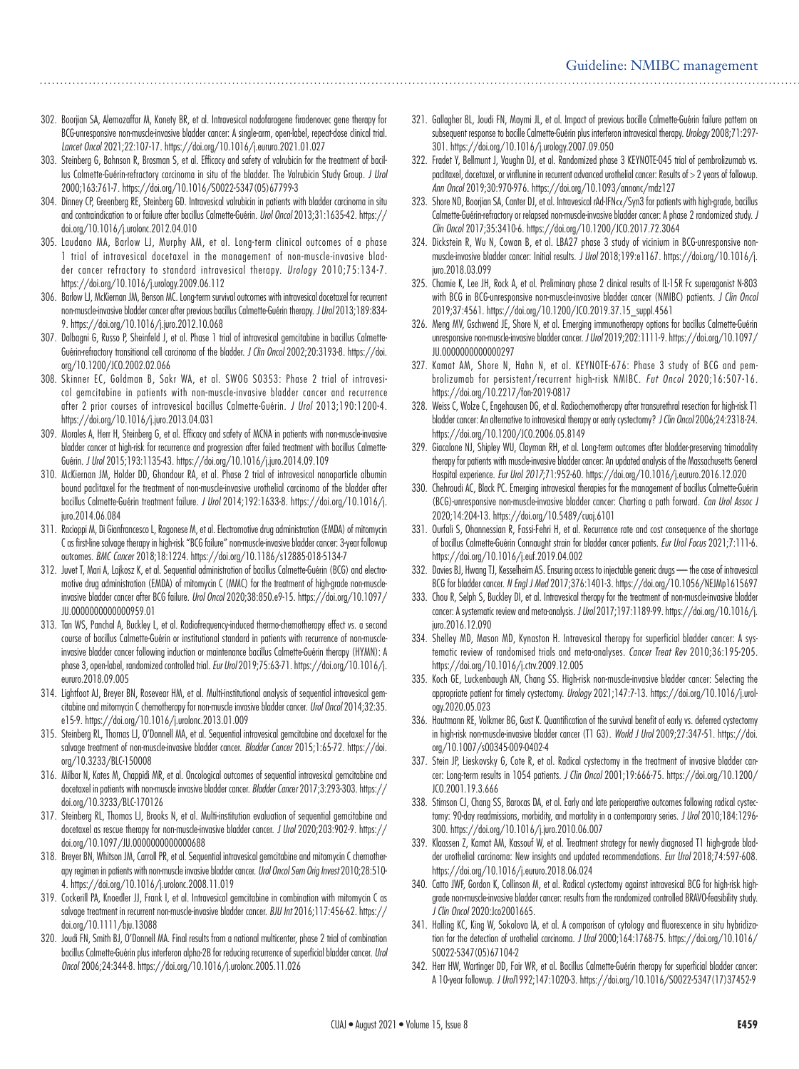302. Boorjian SA, Alemozaffar M, Konety BR, et al. Intravesical nadofaragene firadenovec gene therapy for BCG-unresponsive non-muscle-invasive bladder cancer: A single-arm, open-label, repeat-dose clinical trial. *Lancet Oncol* 2021;22:107-17. https://doi.org/10.1016/j.eururo.2021.01.027
303. Steinberg G, Bahnson R, Brosman S, et al. Efficacy and safety of valrubicin for the treatment of bacillus Calmette-Guérin-refractory carcinoma in situ of the bladder. The Valrubicin Study Group. *J Urol* 2000;163:761-7. https://doi.org/10.1016/S0022-5347(05)67799-3
304. Dinney CP, Greenberg RE, Steinberg GD. Intravesical valrubicin in patients with bladder carcinoma in situ and contraindication to or failure after bacillus Calmette-Guérin. *Urol Oncol* 2013;31:1635-42. https://doi.org/10.1016/j.urolonc.2012.04.010
305. Laudano MA, Barlow LJ, Murphy AM, et al. Long-term clinical outcomes of a phase 1 trial of intravesical docetaxel in the management of non-muscle-invasive bladder cancer refractory to standard intravesical therapy. *Urology* 2010;75:134-7. https://doi.org/10.1016/j.urology.2009.06.112
306. Barlow LJ, McKiernan JM, Benson MC. Long-term survival outcomes with intravesical docetaxel for recurrent non-muscle-invasive bladder cancer after previous bacillus Calmette-Guérin therapy. *J Urol* 2013;189:834-9. https://doi.org/10.1016/j.juro.2012.10.068
307. Dalbagni G, Russo P, Sheinfeld J, et al. Phase 1 trial of intravesical gemcitabine in bacillus Calmette-Guérin-refractory transitional cell carcinoma of the bladder. *J Clin Oncol* 2002;20:3193-8. https://doi.org/10.1200/JCO.2002.02.066
308. Skinner EC, Goldman B, Sakr WA, et al. SWOG S0353: Phase 2 trial of intravesical gemcitabine in patients with non-muscle-invasive bladder cancer and recurrence after 2 prior courses of intravesical bacillus Calmette-Guérin. *J Urol* 2013;190:1200-4. https://doi.org/10.1016/j.juro.2013.04.031
309. Morales A, Herr H, Steinberg G, et al. Efficacy and safety of MCNA in patients with non-muscle-invasive bladder cancer at high-risk for recurrence and progression after failed treatment with bacillus Calmette-Guérin. *J Urol* 2015;193:1135-43. https://doi.org/10.1016/j.juro.2014.09.109
310. McKiernan JM, Holder DD, Ghandour RA, et al. Phase 2 trial of intravesical nanoparticle albumin bound paclitaxel for the treatment of non-muscle-invasive urothelial carcinoma of the bladder after bacillus Calmette-Guérin treatment failure. *J Urol* 2014;192:1633-8. https://doi.org/10.1016/j.juro.2014.06.084
311. Racioppi M, Di Gianfrancesco L, Ragonese M, et al. Electromotive drug administration (EMDA) of mitomycin C as first-line salvage therapy in high-risk "BCG failure" non-muscle-invasive bladder cancer: 3-year followup outcomes. *BMC Cancer* 2018;18:1224. https://doi.org/10.1186/s12885-018-5134-7
312. Juvet T, Mari A, Lajkosz K, et al. Sequential administration of bacillus Calmette-Guérin (BCG) and electromotive drug administration (EMDA) of mitomycin C (MMC) for the treatment of high-grade non-muscle-invasive bladder cancer after BCG failure. *Urol Oncol* 2020;38:850.e9-15. https://doi.org/10.1097/JU.0000000000000959.01
313. Tan WS, Panchal A, Buckley L, et al. Radiofrequency-induced thermo-chemotherapy effect vs. a second course of bacillus Calmette-Guérin or institutional standard in patients with recurrence of non-muscle-invasive bladder cancer following induction or maintenance bacillus Calmette-Guérin therapy (HYMN): A phase 3, open-label, randomized controlled trial. *Eur Urol* 2019;75:63-71. https://doi.org/10.1016/j.eururo.2018.09.005
314. Lightfoot AJ, Breyer BN, Rosevear HM, et al. Multi-institutional analysis of sequential intravesical gemcitabine and mitomycin C chemotherapy for non-muscle invasive bladder cancer. *Urol Oncol* 2014;32:35.e15-9. https://doi.org/10.1016/j.urolonc.2013.01.009
315. Steinberg RL, Thomas LJ, O'Donnell MA, et al. Sequential intravesical gemcitabine and docetaxel for the salvage treatment of non-muscle-invasive bladder cancer. *Bladder Cancer* 2015;1:65-72. https://doi.org/10.3233/BLC-150008
316. Milbar N, Kates M, Chappidi MR, et al. Oncological outcomes of sequential intravesical gemcitabine and docetaxel in patients with non-muscle invasive bladder cancer. *Bladder Cancer* 2017;3:293-303. https://doi.org/10.3233/BLC-170126
317. Steinberg RL, Thomas LJ, Brooks N, et al. Multi-institution evaluation of sequential gemcitabine and docetaxel as rescue therapy for non-muscle-invasive bladder cancer. *J Urol* 2020;203:902-9. https://doi.org/10.1097/JU.0000000000000688
318. Breyer BN, Whitson JM, Carroll PR, et al. Sequential intravesical gemcitabine and mitomycin C chemotherapy regimen in patients with non-muscle invasive bladder cancer. *Urol Oncol Sem Orig Invest* 2010;28:510-4. https://doi.org/10.1016/j.urolonc.2008.11.019
319. Cockerill PA, Knoedler JJ, Frank I, et al. Intravesical gemcitabine in combination with mitomycin C as salvage treatment in recurrent non-muscle-invasive bladder cancer. *BJU Int* 2016;117:456-62. https://doi.org/10.1111/bju.13088
320. Joudi FN, Smith BJ, O'Donnell MA. Final results from a national multicenter, phase 2 trial of combination bacillus Calmette-Guérin plus interferon alpha-2B for reducing recurrence of superficial bladder cancer. *Urol Oncol* 2006;24:344-8. https://doi.org/10.1016/j.urolonc.2005.11.026
321. Gallagher BL, Joudi FN, Maymi JL, et al. Impact of previous bacille Calmette-Guérin failure pattern on subsequent response to bacille Calmette-Guérin plus interferon intravesical therapy. *Urology* 2008;71:297-301. https://doi.org/10.1016/j.urology.2007.09.050
322. Fradet Y, Bellmunt J, Vaughn DJ, et al. Randomized phase 3 KEYNOTE-045 trial of pembrolizumab vs. paclitaxel, docetaxel, or vinflunine in recurrent advanced urothelial cancer: Results of > 2 years of followup. *Ann Oncol* 2019;30:970-976. https://doi.org/10.1093/annonc/mdz127
323. Shore ND, Boorjian SA, Canter DJ, et al. Intravesical rAd-IFNα/Syn3 for patients with high-grade, bacillus Calmette-Guérin-refractory or relapsed non-muscle-invasive bladder cancer: A phase 2 randomized study. *J Clin Oncol* 2017;35:3410-6. https://doi.org/10.1200/JCO.2017.72.3064
324. Dickstein R, Wu N, Cowan B, et al. LBA27 phase 3 study of vicinium in BCG-unresponsive non-muscle-invasive bladder cancer: Initial results. *J Urol* 2018;199:e1167. https://doi.org/10.1016/j.juro.2018.03.099
325. Chamie K, Lee JH, Rock A, et al. Preliminary phase 2 clinical results of IL-15R Fc superagonist N-803 with BCG in BCG-unresponsive non-muscle-invasive bladder cancer (NMIBC) patients. *J Clin Oncol* 2019;37:4561. https://doi.org/10.1200/JCO.2019.37.15_suppl.4561
326. Meng MV, Gschwend JE, Shore N, et al. Emerging immunotherapy options for bacillus Calmette-Guérin unresponsive non-muscle-invasive bladder cancer. *J Urol* 2019;202:1111-9. https://doi.org/10.1097/JU.0000000000000297
327. Kamat AM, Shore N, Hahn N, et al. KEYNOTE-676: Phase 3 study of BCG and pembrolizumab for persistent/recurrent high-risk NMIBC. *Fut Oncol* 2020;16:507-16. https://doi.org/10.2217/fon-2019-0817
328. Weiss C, Wolze C, Engehausen DG, et al. Radiochemotherapy after transurethral resection for high-risk T1 bladder cancer: An alternative to intravesical therapy or early cystectomy? *J Clin Oncol* 2006;24:2318-24. https://doi.org/10.1200/JCO.2006.05.8149
329. Giacalone NJ, Shipley WU, Clayman RH, et al. Long-term outcomes after bladder-preserving trimodality therapy for patients with muscle-invasive bladder cancer: An updated analysis of the Massachusetts General Hospital experience. *Eur Urol* 2017;71:952-60. https://doi.org/10.1016/j.eururo.2016.12.020
330. Chehroudi AC, Black PC. Emerging intravesical therapies for the management of bacillus Calmette-Guérin (BCG)-unresponsive non-muscle-invasive bladder cancer: Charting a path forward. *Can Urol Assoc J* 2020;14:204-13. https://doi.org/10.5489/cuaj.6101
331. Ourfali S, Ohannessian R, Fassi-Fehri H, et al. Recurrence rate and cost consequence of the shortage of bacillus Calmette-Guérin Connaught strain for bladder cancer patients. *Eur Urol Focus* 2021;7:111-6. https://doi.org/10.1016/j.euf.2019.04.002
332. Davies BJ, Hwang TJ, Kesselheim AS. Ensuring access to injectable generic drugs — the case of intravesical BCG for bladder cancer. *N Engl J Med* 2017;376:1401-3. https://doi.org/10.1056/NEJMp1615697
333. Chou R, Selph S, Buckley DI, et al. Intravesical therapy for the treatment of non-muscle-invasive bladder cancer: A systematic review and meta-analysis. *J Urol* 2017;197:1189-99. https://doi.org/10.1016/j.juro.2016.12.090
334. Shelley MD, Mason MD, Kynaston H. Intravesical therapy for superficial bladder cancer: A systematic review of randomised trials and meta-analyses. *Cancer Treat Rev* 2010;36:195-205. https://doi.org/10.1016/j.ctrv.2009.12.005
335. Koch GE, Luckenbaugh AN, Chang SS. High-risk non-muscle-invasive bladder cancer: Selecting the appropriate patient for timely cystectomy. *Urology* 2021;147:7-13. https://doi.org/10.1016/j.urology.2020.05.023
336. Hautmann RE, Volkmer BG, Gust K. Quantification of the survival benefit of early vs. deferred cystectomy in high-risk non-muscle-invasive bladder cancer (T1 G3). *World J Urol* 2009;27:347-51. https://doi.org/10.1007/s00345-009-0402-4
337. Stein JP, Lieskovsky G, Cote R, et al. Radical cystectomy in the treatment of invasive bladder cancer: Long-term results in 1054 patients. *J Clin Oncol* 2001;19:666-75. https://doi.org/10.1200/JCO.2001.19.3.666
338. Stimson CJ, Chang SS, Barocas DA, et al. Early and late perioperative outcomes following radical cystectomy: 90-day readmissions, morbidity, and mortality in a contemporary series. *J Urol* 2010;184:1296-300. https://doi.org/10.1016/j.juro.2010.06.007
339. Klaassen Z, Kamat AM, Kassouf W, et al. Treatment strategy for newly diagnosed T1 high-grade bladder urothelial carcinoma: New insights and updated recommendations. *Eur Urol* 2018;74:597-608. https://doi.org/10.1016/j.eururo.2018.06.024
340. Catto JWF, Gordon K, Collinson M, et al. Radical cystectomy against intravesical BCG for high-risk high-grade non-muscle-invasive bladder cancer: results from the randomized controlled BRAVO-feasibility study. *J Clin Oncol* 2020:Jco2001665.
341. Halling KC, King W, Sokolova IA, et al. A comparison of cytology and fluorescence in situ hybridization for the detection of urothelial carcinoma. *J Urol* 2000;164:1768-75. https://doi.org/10.1016/S0022-5347(05)67104-2
342. Herr HW, Wartinger DD, Fair WR, et al. Bacillus Calmette-Guérin therapy for superficial bladder cancer: A 10-year followup. *J Urol*1992;147:1020-3. https://doi.org/10.1016/S0022-5347(17)37452-9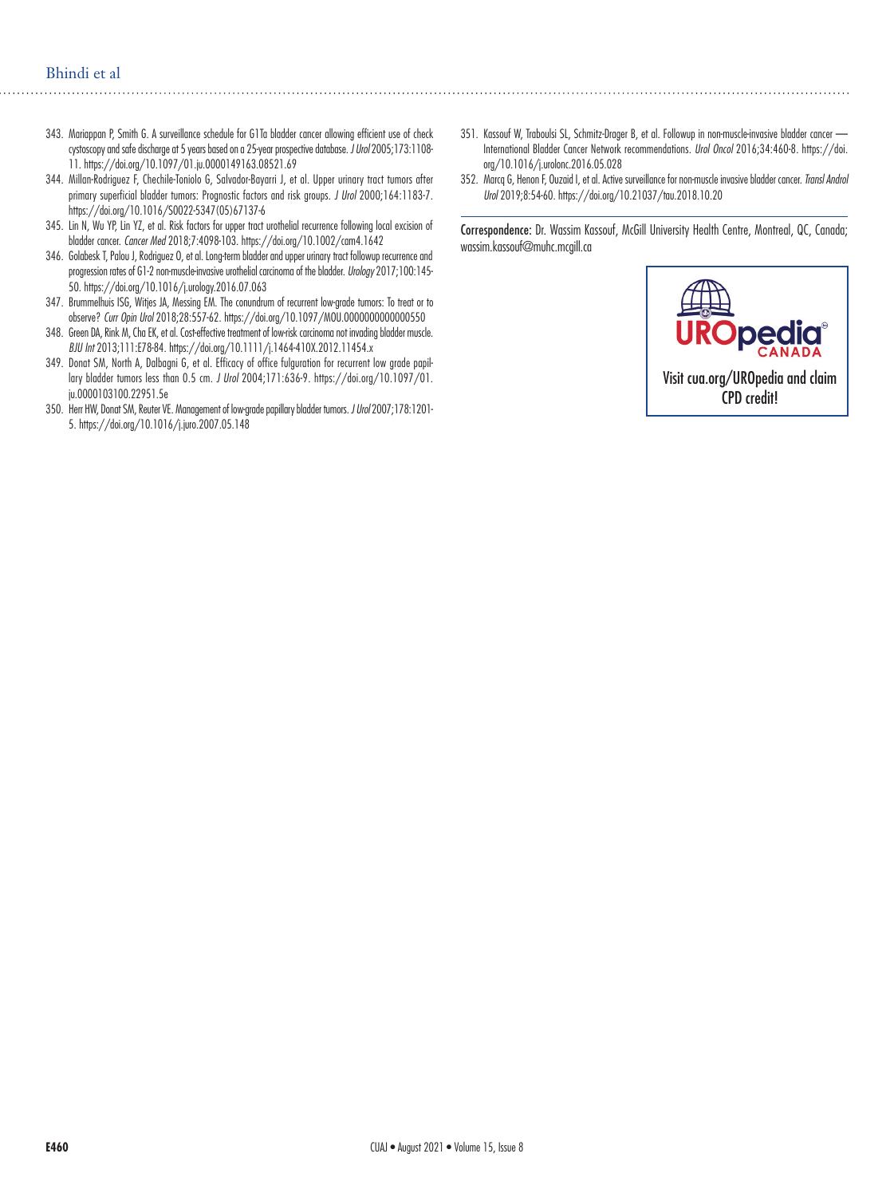343. Mariappan P, Smith G. A surveillance schedule for G1Ta bladder cancer allowing efficient use of check cystoscopy and safe discharge at 5 years based on a 25-year prospective database. *J Urol* 2005;173:1108-11. https://doi.org/10.1097/01.ju.0000149163.08521.69
344. Millan-Rodriguez F, Chechile-Toniolo G, Salvador-Bayarri J, et al. Upper urinary tract tumors after primary superficial bladder tumors: Prognostic factors and risk groups. *J Urol* 2000;164:1183-7. https://doi.org/10.1016/S0022-5347(05)67137-6
345. Lin N, Wu YP, Lin YZ, et al. Risk factors for upper tract urothelial recurrence following local excision of bladder cancer. *Cancer Med* 2018;7:4098-103. https://doi.org/10.1002/cam4.1642
346. Golabesk T, Palou J, Rodriguez O, et al. Long-term bladder and upper urinary tract followup recurrence and progression rates of G1-2 non-muscle-invasive urothelial carcinoma of the bladder. *Urology* 2017;100:145-50. https://doi.org/10.1016/j.urology.2016.07.063
347. Brummelhuis ISG, Witjes JA, Messing EM. The conundrum of recurrent low-grade tumors: To treat or to observe? *Curr Opin Urol* 2018;28:557-62. https://doi.org/10.1097/MOU.0000000000000550
348. Green DA, Rink M, Cha EK, et al. Cost-effective treatment of low-risk carcinoma not invading bladder muscle. *BJU Int* 2013;111:E78-84. https://doi.org/10.1111/j.1464-410X.2012.11454.x
349. Donat SM, North A, Dalbagni G, et al. Efficacy of office fulguration for recurrent low grade papillary bladder tumors less than 0.5 cm. *J Urol* 2004;171:636-9. https://doi.org/10.1097/01.ju.0000103100.22951.5e
350. Herr HW, Donat SM, Reuter VE. Management of low-grade papillary bladder tumors. *J Urol* 2007;178:1201-5. https://doi.org/10.1016/j.juro.2007.05.148
351. Kassouf W, Traboulsi SL, Schmitz-Drager B, et al. Followup in non-muscle-invasive bladder cancer — International Bladder Cancer Network recommendations. *Urol Oncol* 2016;34:460-8. https://doi.org/10.1016/j.urolonc.2016.05.028
352. Marcq G, Henon F, Ouzaid I, et al. Active surveillance for non-muscle invasive bladder cancer. *Transl Androl Urol* 2019;8:54-60. https://doi.org/10.21037/tau.2018.10.20

**Correspondence:** Dr. Wassim Kassouf, McGill University Health Centre, Montreal, QC, Canada; wassim.kassouf@muhc.mcgill.ca

UROpedia CANADA

Visit cua.org/UROpedia and claim CPD credit!